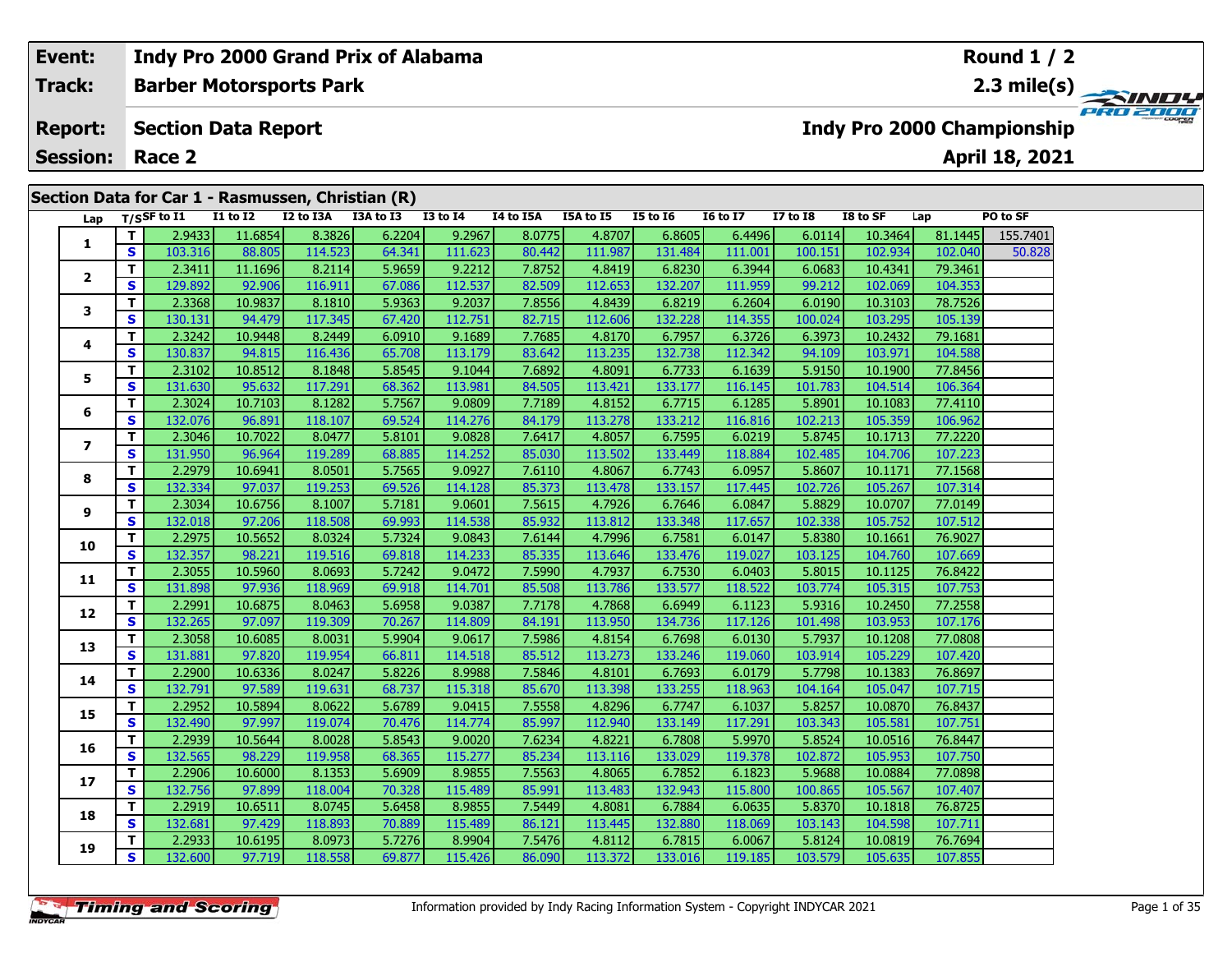| Event: | Indy Pro 2000 Grand Prix of Alabama | Round 1 / 2 |
|---|---|---|
| Track: | Barber Motorsports Park | 2.3 mile(s) |
| Report: | Section Data Report | Indy Pro 2000 Championship |
| Session: | Race 2 | April 18, 2021 |

## Section Data for Car 1 - Rasmussen, Christian (R)

| Lap | T/S | SF to I1 | I1 to I2 | I2 to I3A | I3A to I3 | I3 to I4 | I4 to I5A | I5A to I5 | I5 to I6 | I6 to I7 | I7 to I8 | I8 to SF | Lap | PO to SF |
|---|---|---|---|---|---|---|---|---|---|---|---|---|---|---|
| 1 | T | 2.9433 | 11.6854 | 8.3826 | 6.2204 | 9.2967 | 8.0775 | 4.8707 | 6.8605 | 6.4496 | 6.0114 | 10.3464 | 81.1445 | 155.7401 |
| | S | 103.316 | 88.805 | 114.523 | 64.341 | 111.623 | 80.442 | 111.987 | 131.484 | 111.001 | 100.151 | 102.934 | 102.040 | 50.828 |
| 2 | T | 2.3411 | 11.1696 | 8.2114 | 5.9659 | 9.2212 | 7.8752 | 4.8419 | 6.8230 | 6.3944 | 6.0683 | 10.4341 | 79.3461 | |
| | S | 129.892 | 92.906 | 116.911 | 67.086 | 112.537 | 82.509 | 112.653 | 132.207 | 111.959 | 99.212 | 102.069 | 104.353 | |
| 3 | T | 2.3368 | 10.9837 | 8.1810 | 5.9363 | 9.2037 | 7.8556 | 4.8439 | 6.8219 | 6.2604 | 6.0190 | 10.3103 | 78.7526 | |
| | S | 130.131 | 94.479 | 117.345 | 67.420 | 112.751 | 82.715 | 112.606 | 132.228 | 114.355 | 100.024 | 103.295 | 105.139 | |
| 4 | T | 2.3242 | 10.9448 | 8.2449 | 6.0910 | 9.1689 | 7.7685 | 4.8170 | 6.7957 | 6.3726 | 6.3973 | 10.2432 | 79.1681 | |
| | S | 130.837 | 94.815 | 116.436 | 65.708 | 113.179 | 83.642 | 113.235 | 132.738 | 112.342 | 94.109 | 103.971 | 104.588 | |
| 5 | T | 2.3102 | 10.8512 | 8.1848 | 5.8545 | 9.1044 | 7.6892 | 4.8091 | 6.7733 | 6.1639 | 5.9150 | 10.1900 | 77.8456 | |
| | S | 131.630 | 95.632 | 117.291 | 68.362 | 113.981 | 84.505 | 113.421 | 133.177 | 116.145 | 101.783 | 104.514 | 106.364 | |
| 6 | T | 2.3024 | 10.7103 | 8.1282 | 5.7567 | 9.0809 | 7.7189 | 4.8152 | 6.7715 | 6.1285 | 5.8901 | 10.1083 | 77.4110 | |
| | S | 132.076 | 96.891 | 118.107 | 69.524 | 114.276 | 84.179 | 113.278 | 133.212 | 116.816 | 102.213 | 105.359 | 106.962 | |
| 7 | T | 2.3046 | 10.7022 | 8.0477 | 5.8101 | 9.0828 | 7.6417 | 4.8057 | 6.7595 | 6.0219 | 5.8745 | 10.1713 | 77.2220 | |
| | S | 131.950 | 96.964 | 119.289 | 68.885 | 114.252 | 85.030 | 113.502 | 133.449 | 118.884 | 102.485 | 104.706 | 107.223 | |
| 8 | T | 2.2979 | 10.6941 | 8.0501 | 5.7565 | 9.0927 | 7.6110 | 4.8067 | 6.7743 | 6.0957 | 5.8607 | 10.1171 | 77.1568 | |
| | S | 132.334 | 97.037 | 119.253 | 69.526 | 114.128 | 85.373 | 113.478 | 133.157 | 117.445 | 102.726 | 105.267 | 107.314 | |
| 9 | T | 2.3034 | 10.6756 | 8.1007 | 5.7181 | 9.0601 | 7.5615 | 4.7926 | 6.7646 | 6.0847 | 5.8829 | 10.0707 | 77.0149 | |
| | S | 132.018 | 97.206 | 118.508 | 69.993 | 114.538 | 85.932 | 113.812 | 133.348 | 117.657 | 102.338 | 105.752 | 107.512 | |
| 10 | T | 2.2975 | 10.5652 | 8.0324 | 5.7324 | 9.0843 | 7.6144 | 4.7996 | 6.7581 | 6.0147 | 5.8380 | 10.1661 | 76.9027 | |
| | S | 132.357 | 98.221 | 119.516 | 69.818 | 114.233 | 85.335 | 113.646 | 133.476 | 119.027 | 103.125 | 104.760 | 107.669 | |
| 11 | T | 2.3055 | 10.5960 | 8.0693 | 5.7242 | 9.0472 | 7.5990 | 4.7937 | 6.7530 | 6.0403 | 5.8015 | 10.1125 | 76.8422 | |
| | S | 131.898 | 97.936 | 118.969 | 69.918 | 114.701 | 85.508 | 113.786 | 133.577 | 118.522 | 103.774 | 105.315 | 107.753 | |
| 12 | T | 2.2991 | 10.6875 | 8.0463 | 5.6958 | 9.0387 | 7.7178 | 4.7868 | 6.6949 | 6.1123 | 5.9316 | 10.2450 | 77.2558 | |
| | S | 132.265 | 97.097 | 119.309 | 70.267 | 114.809 | 84.191 | 113.950 | 134.736 | 117.126 | 101.498 | 103.953 | 107.176 | |
| 13 | T | 2.3058 | 10.6085 | 8.0031 | 5.9904 | 9.0617 | 7.5986 | 4.8154 | 6.7698 | 6.0130 | 5.7937 | 10.1208 | 77.0808 | |
| | S | 131.881 | 97.820 | 119.954 | 66.811 | 114.518 | 85.512 | 113.273 | 133.246 | 119.060 | 103.914 | 105.229 | 107.420 | |
| 14 | T | 2.2900 | 10.6336 | 8.0247 | 5.8226 | 8.9988 | 7.5846 | 4.8101 | 6.7693 | 6.0179 | 5.7798 | 10.1383 | 76.8697 | |
| | S | 132.791 | 97.589 | 119.631 | 68.737 | 115.318 | 85.670 | 113.398 | 133.255 | 118.963 | 104.164 | 105.047 | 107.715 | |
| 15 | T | 2.2952 | 10.5894 | 8.0622 | 5.6789 | 9.0415 | 7.5558 | 4.8296 | 6.7747 | 6.1037 | 5.8257 | 10.0870 | 76.8437 | |
| | S | 132.490 | 97.997 | 119.074 | 70.476 | 114.774 | 85.997 | 112.940 | 133.149 | 117.291 | 103.343 | 105.581 | 107.751 | |
| 16 | T | 2.2939 | 10.5644 | 8.0028 | 5.8543 | 9.0020 | 7.6234 | 4.8221 | 6.7808 | 5.9970 | 5.8524 | 10.0516 | 76.8447 | |
| | S | 132.565 | 98.229 | 119.958 | 68.365 | 115.277 | 85.234 | 113.116 | 133.029 | 119.378 | 102.872 | 105.953 | 107.750 | |
| 17 | T | 2.2906 | 10.6000 | 8.1353 | 5.6909 | 8.9855 | 7.5563 | 4.8065 | 6.7852 | 6.1823 | 5.9688 | 10.0884 | 77.0898 | |
| | S | 132.756 | 97.899 | 118.004 | 70.328 | 115.489 | 85.991 | 113.483 | 132.943 | 115.800 | 100.865 | 105.567 | 107.407 | |
| 18 | T | 2.2919 | 10.6511 | 8.0745 | 5.6458 | 8.9855 | 7.5449 | 4.8081 | 6.7884 | 6.0635 | 5.8370 | 10.1818 | 76.8725 | |
| | S | 132.681 | 97.429 | 118.893 | 70.889 | 115.489 | 86.121 | 113.445 | 132.880 | 118.069 | 103.143 | 104.598 | 107.711 | |
| 19 | T | 2.2933 | 10.6195 | 8.0973 | 5.7276 | 8.9904 | 7.5476 | 4.8112 | 6.7815 | 6.0067 | 5.8124 | 10.0819 | 76.7694 | |
| | S | 132.600 | 97.719 | 118.558 | 69.877 | 115.426 | 86.090 | 113.372 | 133.016 | 119.185 | 103.579 | 105.635 | 107.855 | |

Information provided by Indy Racing Information System - Copyright INDYCAR 2021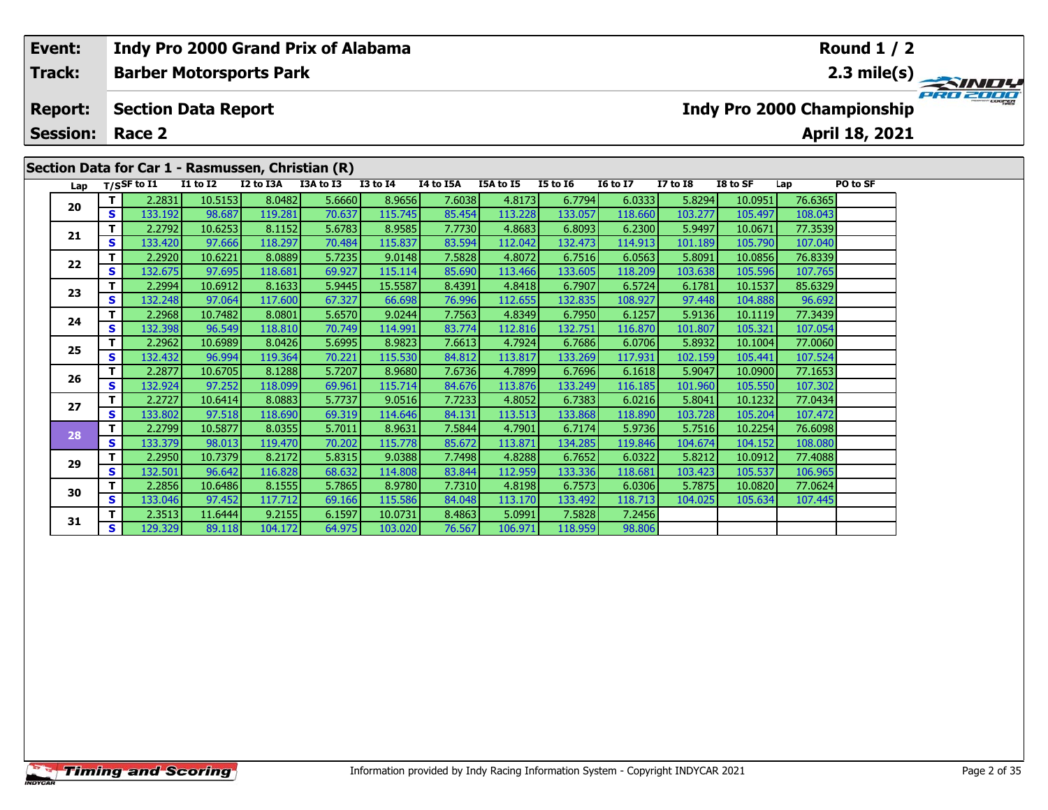| Event: | Indy Pro 2000 Grand Prix of Alabama | Round 1 / 2 |
|---|---|---|
| Track: | Barber Motorsports Park | 2.3 mile(s) |
| Report: | Section Data Report | Indy Pro 2000 Championship |
| Session: | Race 2 | April 18, 2021 |

## Section Data for Car 1 - Rasmussen, Christian (R)

| Lap | T/S | SF to I1 | I1 to I2 | I2 to I3A | I3A to I3 | I3 to I4 | I4 to I5A | I5A to I5 | I5 to I6 | I6 to I7 | I7 to I8 | I8 to SF | Lap | PO to SF |
|---|---|---|---|---|---|---|---|---|---|---|---|---|---|---|
| 20 | T | 2.2831 | 10.5153 | 8.0482 | 5.6660 | 8.9656 | 7.6038 | 4.8173 | 6.7794 | 6.0333 | 5.8294 | 10.0951 | 76.6365 | |
| | S | 133.192 | 98.687 | 119.281 | 70.637 | 115.745 | 85.454 | 113.228 | 133.057 | 118.660 | 103.277 | 105.497 | 108.043 | |
| 21 | T | 2.2792 | 10.6253 | 8.1152 | 5.6783 | 8.9585 | 7.7730 | 4.8683 | 6.8093 | 6.2300 | 5.9497 | 10.0671 | 77.3539 | |
| | S | 133.420 | 97.666 | 118.297 | 70.484 | 115.837 | 83.594 | 112.042 | 132.473 | 114.913 | 101.189 | 105.790 | 107.040 | |
| 22 | T | 2.2920 | 10.6221 | 8.0889 | 5.7235 | 9.0148 | 7.5828 | 4.8072 | 6.7516 | 6.0563 | 5.8091 | 10.0856 | 76.8339 | |
| | S | 132.675 | 97.695 | 118.681 | 69.927 | 115.114 | 85.690 | 113.466 | 133.605 | 118.209 | 103.638 | 105.596 | 107.765 | |
| 23 | T | 2.2994 | 10.6912 | 8.1633 | 5.9445 | 15.5587 | 8.4391 | 4.8418 | 6.7907 | 6.5724 | 6.1781 | 10.1537 | 85.6329 | |
| | S | 132.248 | 97.064 | 117.600 | 67.327 | 66.698 | 76.996 | 112.655 | 132.835 | 108.927 | 97.448 | 104.888 | 96.692 | |
| 24 | T | 2.2968 | 10.7482 | 8.0801 | 5.6570 | 9.0244 | 7.7563 | 4.8349 | 6.7950 | 6.1257 | 5.9136 | 10.1119 | 77.3439 | |
| | S | 132.398 | 96.549 | 118.810 | 70.749 | 114.991 | 83.774 | 112.816 | 132.751 | 116.870 | 101.807 | 105.321 | 107.054 | |
| 25 | T | 2.2962 | 10.6989 | 8.0426 | 5.6995 | 8.9823 | 7.6613 | 4.7924 | 6.7686 | 6.0706 | 5.8932 | 10.1004 | 77.0060 | |
| | S | 132.432 | 96.994 | 119.364 | 70.221 | 115.530 | 84.812 | 113.817 | 133.269 | 117.931 | 102.159 | 105.441 | 107.524 | |
| 26 | T | 2.2877 | 10.6705 | 8.1288 | 5.7207 | 8.9680 | 7.6736 | 4.7899 | 6.7696 | 6.1618 | 5.9047 | 10.0900 | 77.1653 | |
| | S | 132.924 | 97.252 | 118.099 | 69.961 | 115.714 | 84.676 | 113.876 | 133.249 | 116.185 | 101.960 | 105.550 | 107.302 | |
| 27 | T | 2.2727 | 10.6414 | 8.0883 | 5.7737 | 9.0516 | 7.7233 | 4.8052 | 6.7383 | 6.0216 | 5.8041 | 10.1232 | 77.0434 | |
| | S | 133.802 | 97.518 | 118.690 | 69.319 | 114.646 | 84.131 | 113.513 | 133.868 | 118.890 | 103.728 | 105.204 | 107.472 | |
| 28 | T | 2.2799 | 10.5877 | 8.0355 | 5.7011 | 8.9631 | 7.5844 | 4.7901 | 6.7174 | 5.9736 | 5.7516 | 10.2254 | 76.6098 | |
| | S | 133.379 | 98.013 | 119.470 | 70.202 | 115.778 | 85.672 | 113.871 | 134.285 | 119.846 | 104.674 | 104.152 | 108.080 | |
| 29 | T | 2.2950 | 10.7379 | 8.2172 | 5.8315 | 9.0388 | 7.7498 | 4.8288 | 6.7652 | 6.0322 | 5.8212 | 10.0912 | 77.4088 | |
| | S | 132.501 | 96.642 | 116.828 | 68.632 | 114.808 | 83.844 | 112.959 | 133.336 | 118.681 | 103.423 | 105.537 | 106.965 | |
| 30 | T | 2.2856 | 10.6486 | 8.1555 | 5.7865 | 8.9780 | 7.7310 | 4.8198 | 6.7573 | 6.0306 | 5.7875 | 10.0820 | 77.0624 | |
| | S | 133.046 | 97.452 | 117.712 | 69.166 | 115.586 | 84.048 | 113.170 | 133.492 | 118.713 | 104.025 | 105.634 | 107.445 | |
| 31 | T | 2.3513 | 11.6444 | 9.2155 | 6.1597 | 10.0731 | 8.4863 | 5.0991 | 7.5828 | 7.2456 | | | | |
| | S | 129.329 | 89.118 | 104.172 | 64.975 | 103.020 | 76.567 | 106.971 | 118.959 | 98.806 | | | | |

Information provided by Indy Racing Information System - Copyright INDYCAR 2021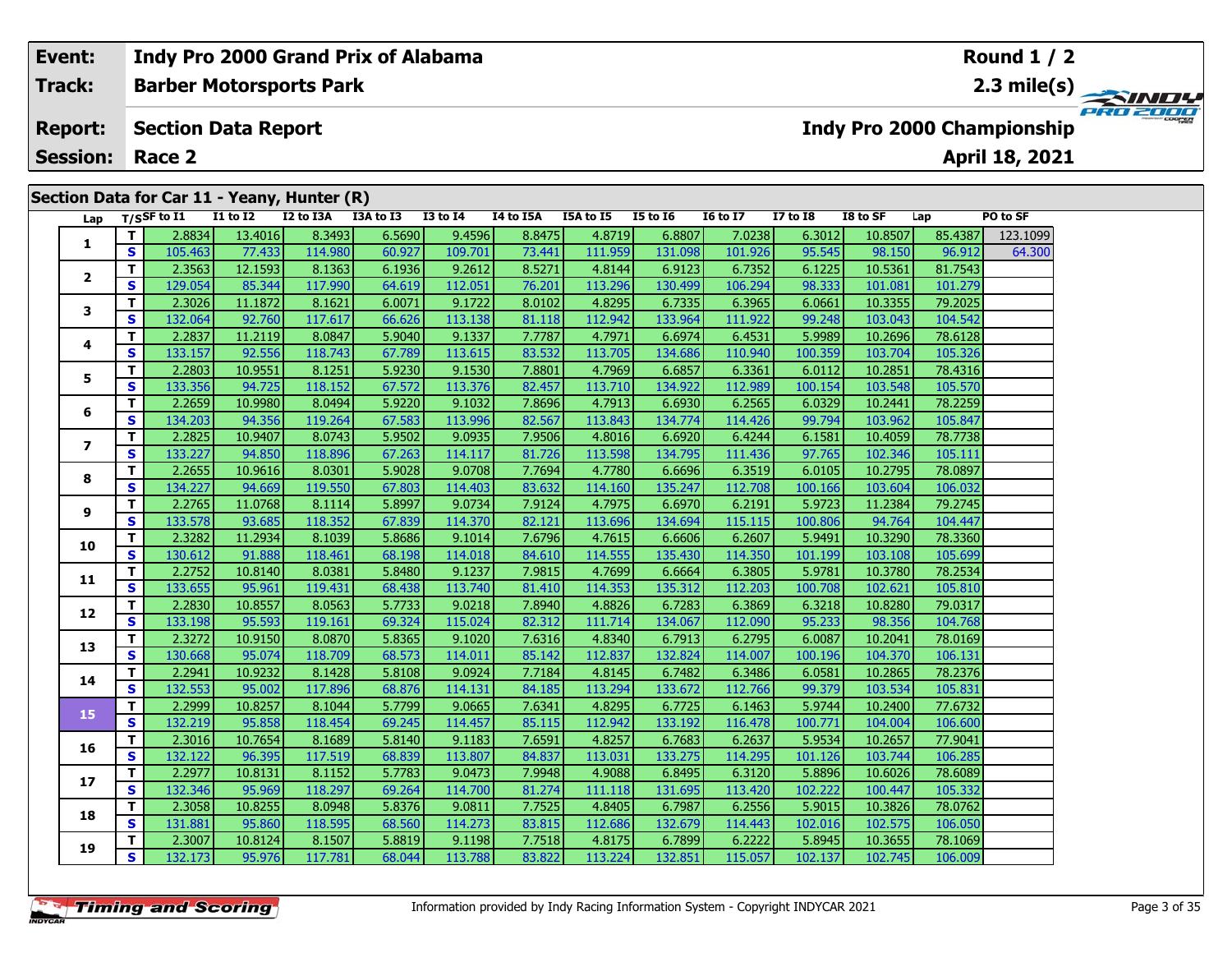| Event: | Indy Pro 2000 Grand Prix of Alabama | Round 1 / 2 |
|---|---|---|
| Track: | Barber Motorsports Park | 2.3 mile(s) |
| Report: | Section Data Report | Indy Pro 2000 Championship |
| Session: | Race 2 | April 18, 2021 |

## Section Data for Car 11 - Yeany, Hunter (R)

| Lap | T/S | SF to I1 | I1 to I2 | I2 to I3A | I3A to I3 | I3 to I4 | I4 to I5A | I5A to I5 | I5 to I6 | I6 to I7 | I7 to I8 | I8 to SF | Lap | PO to SF |
|---|---|---|---|---|---|---|---|---|---|---|---|---|---|---|
| 1 | T | 2.8834 | 13.4016 | 8.3493 | 6.5690 | 9.4596 | 8.8475 | 4.8719 | 6.8807 | 7.0238 | 6.3012 | 10.8507 | 85.4387 | 123.1099 |
| | S | 105.463 | 77.433 | 114.980 | 60.927 | 109.701 | 73.441 | 111.959 | 131.098 | 101.926 | 95.545 | 98.150 | 96.912 | 64.300 |
| 2 | T | 2.3563 | 12.1593 | 8.1363 | 6.1936 | 9.2612 | 8.5271 | 4.8144 | 6.9123 | 6.7352 | 6.1225 | 10.5361 | 81.7543 | |
| | S | 129.054 | 85.344 | 117.990 | 64.619 | 112.051 | 76.201 | 113.296 | 130.499 | 106.294 | 98.333 | 101.081 | 101.279 | |
| 3 | T | 2.3026 | 11.1872 | 8.1621 | 6.0071 | 9.1722 | 8.0102 | 4.8295 | 6.7335 | 6.3965 | 6.0661 | 10.3355 | 79.2025 | |
| | S | 132.064 | 92.760 | 117.617 | 66.626 | 113.138 | 81.118 | 112.942 | 133.964 | 111.922 | 99.248 | 103.043 | 104.542 | |
| 4 | T | 2.2837 | 11.2119 | 8.0847 | 5.9040 | 9.1337 | 7.7787 | 4.7971 | 6.6974 | 6.4531 | 5.9989 | 10.2696 | 78.6128 | |
| | S | 133.157 | 92.556 | 118.743 | 67.789 | 113.615 | 83.532 | 113.705 | 134.686 | 110.940 | 100.359 | 103.704 | 105.326 | |
| 5 | T | 2.2803 | 10.9551 | 8.1251 | 5.9230 | 9.1530 | 7.8801 | 4.7969 | 6.6857 | 6.3361 | 6.0112 | 10.2851 | 78.4316 | |
| | S | 133.356 | 94.725 | 118.152 | 67.572 | 113.376 | 82.457 | 113.710 | 134.922 | 112.989 | 100.154 | 103.548 | 105.570 | |
| 6 | T | 2.2659 | 10.9980 | 8.0494 | 5.9220 | 9.1032 | 7.8696 | 4.7913 | 6.6930 | 6.2565 | 6.0329 | 10.2441 | 78.2259 | |
| | S | 134.203 | 94.356 | 119.264 | 67.583 | 113.996 | 82.567 | 113.843 | 134.774 | 114.426 | 99.794 | 103.962 | 105.847 | |
| 7 | T | 2.2825 | 10.9407 | 8.0743 | 5.9502 | 9.0935 | 7.9506 | 4.8016 | 6.6920 | 6.4244 | 6.1581 | 10.4059 | 78.7738 | |
| | S | 133.227 | 94.850 | 118.896 | 67.263 | 114.117 | 81.726 | 113.598 | 134.795 | 111.436 | 97.765 | 102.346 | 105.111 | |
| 8 | T | 2.2655 | 10.9616 | 8.0301 | 5.9028 | 9.0708 | 7.7694 | 4.7780 | 6.6696 | 6.3519 | 6.0105 | 10.2795 | 78.0897 | |
| | S | 134.227 | 94.669 | 119.550 | 67.803 | 114.403 | 83.632 | 114.160 | 135.247 | 112.708 | 100.166 | 103.604 | 106.032 | |
| 9 | T | 2.2765 | 11.0768 | 8.1114 | 5.8997 | 9.0734 | 7.9124 | 4.7975 | 6.6970 | 6.2191 | 5.9723 | 11.2384 | 79.2745 | |
| | S | 133.578 | 93.685 | 118.352 | 67.839 | 114.370 | 82.121 | 113.696 | 134.694 | 115.115 | 100.806 | 94.764 | 104.447 | |
| 10 | T | 2.3282 | 11.2934 | 8.1039 | 5.8686 | 9.1014 | 7.6796 | 4.7615 | 6.6606 | 6.2607 | 5.9491 | 10.3290 | 78.3360 | |
| | S | 130.612 | 91.888 | 118.461 | 68.198 | 114.018 | 84.610 | 114.555 | 135.430 | 114.350 | 101.199 | 103.108 | 105.699 | |
| 11 | T | 2.2752 | 10.8140 | 8.0381 | 5.8480 | 9.1237 | 7.9815 | 4.7699 | 6.6664 | 6.3805 | 5.9781 | 10.3780 | 78.2534 | |
| | S | 133.655 | 95.961 | 119.431 | 68.438 | 113.740 | 81.410 | 114.353 | 135.312 | 112.203 | 100.708 | 102.621 | 105.810 | |
| 12 | T | 2.2830 | 10.8557 | 8.0563 | 5.7733 | 9.0218 | 7.8940 | 4.8826 | 6.7283 | 6.3869 | 6.3218 | 10.8280 | 79.0317 | |
| | S | 133.198 | 95.593 | 119.161 | 69.324 | 115.024 | 82.312 | 111.714 | 134.067 | 112.090 | 95.233 | 98.356 | 104.768 | |
| 13 | T | 2.3272 | 10.9150 | 8.0870 | 5.8365 | 9.1020 | 7.6316 | 4.8340 | 6.7913 | 6.2795 | 6.0087 | 10.2041 | 78.0169 | |
| | S | 130.668 | 95.074 | 118.709 | 68.573 | 114.011 | 85.142 | 112.837 | 132.824 | 114.007 | 100.196 | 104.370 | 106.131 | |
| 14 | T | 2.2941 | 10.9232 | 8.1428 | 5.8108 | 9.0924 | 7.7184 | 4.8145 | 6.7482 | 6.3486 | 6.0581 | 10.2865 | 78.2376 | |
| | S | 132.553 | 95.002 | 117.896 | 68.876 | 114.131 | 84.185 | 113.294 | 133.672 | 112.766 | 99.379 | 103.534 | 105.831 | |
| 15 | T | 2.2999 | 10.8257 | 8.1044 | 5.7799 | 9.0665 | 7.6341 | 4.8295 | 6.7725 | 6.1463 | 5.9744 | 10.2400 | 77.6732 | |
| | S | 132.219 | 95.858 | 118.454 | 69.245 | 114.457 | 85.115 | 112.942 | 133.192 | 116.478 | 100.771 | 104.004 | 106.600 | |
| 16 | T | 2.3016 | 10.7654 | 8.1689 | 5.8140 | 9.1183 | 7.6591 | 4.8257 | 6.7683 | 6.2637 | 5.9534 | 10.2657 | 77.9041 | |
| | S | 132.122 | 96.395 | 117.519 | 68.839 | 113.807 | 84.837 | 113.031 | 133.275 | 114.295 | 101.126 | 103.744 | 106.285 | |
| 17 | T | 2.2977 | 10.8131 | 8.1152 | 5.7783 | 9.0473 | 7.9948 | 4.9088 | 6.8495 | 6.3120 | 5.8896 | 10.6026 | 78.6089 | |
| | S | 132.346 | 95.969 | 118.297 | 69.264 | 114.700 | 81.274 | 111.118 | 131.695 | 113.420 | 102.222 | 100.447 | 105.332 | |
| 18 | T | 2.3058 | 10.8255 | 8.0948 | 5.8376 | 9.0811 | 7.7525 | 4.8405 | 6.7987 | 6.2556 | 5.9015 | 10.3826 | 78.0762 | |
| | S | 131.881 | 95.860 | 118.595 | 68.560 | 114.273 | 83.815 | 112.686 | 132.679 | 114.443 | 102.016 | 102.575 | 106.050 | |
| 19 | T | 2.3007 | 10.8124 | 8.1507 | 5.8819 | 9.1198 | 7.7518 | 4.8175 | 6.7899 | 6.2222 | 5.8945 | 10.3655 | 78.1069 | |
| | S | 132.173 | 95.976 | 117.781 | 68.044 | 113.788 | 83.822 | 113.224 | 132.851 | 115.057 | 102.137 | 102.745 | 106.009 | |

Information provided by Indy Racing Information System - Copyright INDYCAR 2021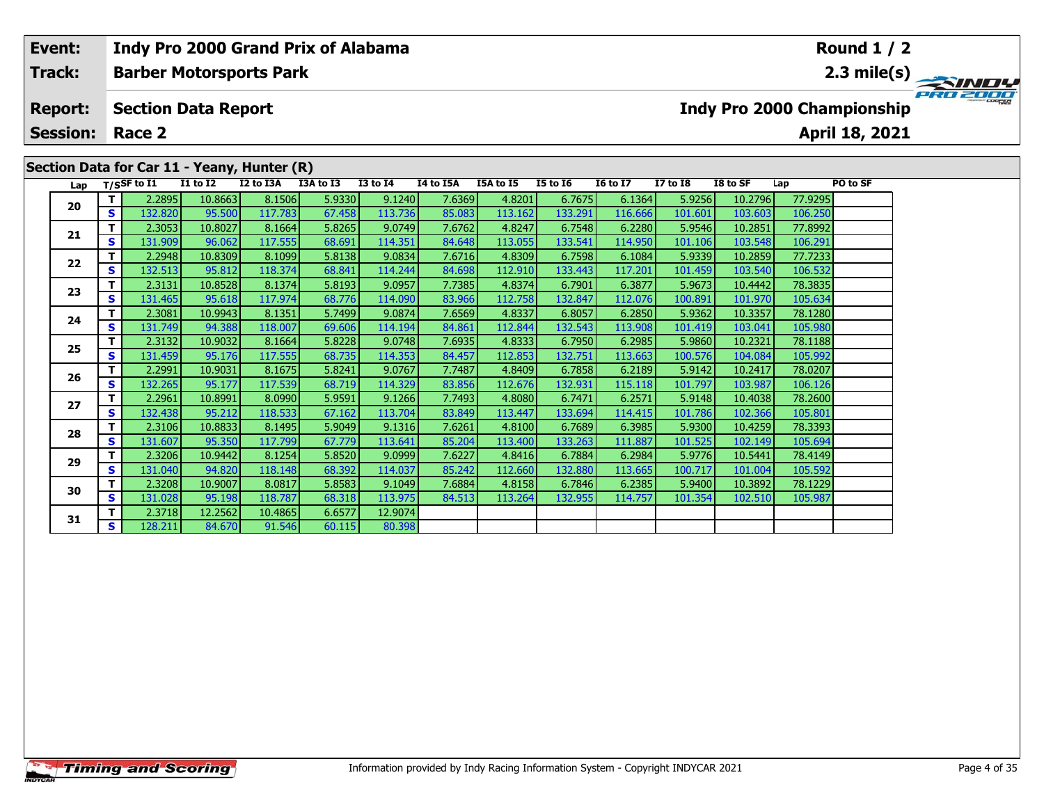| **Event:** | **Indy Pro 2000 Grand Prix of Alabama** | **Round 1 / 2** |
|---|---|---|
| **Track:** | **Barber Motorsports Park** | **2.3 mile(s)** |
| **Report:** | **Section Data Report** | **Indy Pro 2000 Championship** |
| **Session:** | **Race 2** | **April 18, 2021** |

## Section Data for Car 11 - Yeany, Hunter (R)

| Lap | T/S | SF to I1 | I1 to I2 | I2 to I3A | I3A to I3 | I3 to I4 | I4 to I5A | I5A to I5 | I5 to I6 | I6 to I7 | I7 to I8 | I8 to SF | Lap | PO to SF |
|---|---|---|---|---|---|---|---|---|---|---|---|---|---|---|
| 20 | T | 2.2895 | 10.8663 | 8.1506 | 5.9330 | 9.1240 | 7.6369 | 4.8201 | 6.7675 | 6.1364 | 5.9256 | 10.2796 | 77.9295 | |
| | S | 132.820 | 95.500 | 117.783 | 67.458 | 113.736 | 85.083 | 113.162 | 133.291 | 116.666 | 101.601 | 103.603 | 106.250 | |
| 21 | T | 2.3053 | 10.8027 | 8.1664 | 5.8265 | 9.0749 | 7.6762 | 4.8247 | 6.7548 | 6.2280 | 5.9546 | 10.2851 | 77.8992 | |
| | S | 131.909 | 96.062 | 117.555 | 68.691 | 114.351 | 84.648 | 113.055 | 133.541 | 114.950 | 101.106 | 103.548 | 106.291 | |
| 22 | T | 2.2948 | 10.8309 | 8.1099 | 5.8138 | 9.0834 | 7.6716 | 4.8309 | 6.7598 | 6.1084 | 5.9339 | 10.2859 | 77.7233 | |
| | S | 132.513 | 95.812 | 118.374 | 68.841 | 114.244 | 84.698 | 112.910 | 133.443 | 117.201 | 101.459 | 103.540 | 106.532 | |
| 23 | T | 2.3131 | 10.8528 | 8.1374 | 5.8193 | 9.0957 | 7.7385 | 4.8374 | 6.7901 | 6.3877 | 5.9673 | 10.4442 | 78.3835 | |
| | S | 131.465 | 95.618 | 117.974 | 68.776 | 114.090 | 83.966 | 112.758 | 132.847 | 112.076 | 100.891 | 101.970 | 105.634 | |
| 24 | T | 2.3081 | 10.9943 | 8.1351 | 5.7499 | 9.0874 | 7.6569 | 4.8337 | 6.8057 | 6.2850 | 5.9362 | 10.3357 | 78.1280 | |
| | S | 131.749 | 94.388 | 118.007 | 69.606 | 114.194 | 84.861 | 112.844 | 132.543 | 113.908 | 101.419 | 103.041 | 105.980 | |
| 25 | T | 2.3132 | 10.9032 | 8.1664 | 5.8228 | 9.0748 | 7.6935 | 4.8333 | 6.7950 | 6.2985 | 5.9860 | 10.2321 | 78.1188 | |
| | S | 131.459 | 95.176 | 117.555 | 68.735 | 114.353 | 84.457 | 112.853 | 132.751 | 113.663 | 100.576 | 104.084 | 105.992 | |
| 26 | T | 2.2991 | 10.9031 | 8.1675 | 5.8241 | 9.0767 | 7.7487 | 4.8409 | 6.7858 | 6.2189 | 5.9142 | 10.2417 | 78.0207 | |
| | S | 132.265 | 95.177 | 117.539 | 68.719 | 114.329 | 83.856 | 112.676 | 132.931 | 115.118 | 101.797 | 103.987 | 106.126 | |
| 27 | T | 2.2961 | 10.8991 | 8.0990 | 5.9591 | 9.1266 | 7.7493 | 4.8080 | 6.7471 | 6.2571 | 5.9148 | 10.4038 | 78.2600 | |
| | S | 132.438 | 95.212 | 118.533 | 67.162 | 113.704 | 83.849 | 113.447 | 133.694 | 114.415 | 101.786 | 102.366 | 105.801 | |
| 28 | T | 2.3106 | 10.8833 | 8.1495 | 5.9049 | 9.1316 | 7.6261 | 4.8100 | 6.7689 | 6.3985 | 5.9300 | 10.4259 | 78.3393 | |
| | S | 131.607 | 95.350 | 117.799 | 67.779 | 113.641 | 85.204 | 113.400 | 133.263 | 111.887 | 101.525 | 102.149 | 105.694 | |
| 29 | T | 2.3206 | 10.9442 | 8.1254 | 5.8520 | 9.0999 | 7.6227 | 4.8416 | 6.7884 | 6.2984 | 5.9776 | 10.5441 | 78.4149 | |
| | S | 131.040 | 94.820 | 118.148 | 68.392 | 114.037 | 85.242 | 112.660 | 132.880 | 113.665 | 100.717 | 101.004 | 105.592 | |
| 30 | T | 2.3208 | 10.9007 | 8.0817 | 5.8583 | 9.1049 | 7.6884 | 4.8158 | 6.7846 | 6.2385 | 5.9400 | 10.3892 | 78.1229 | |
| | S | 131.028 | 95.198 | 118.787 | 68.318 | 113.975 | 84.513 | 113.264 | 132.955 | 114.757 | 101.354 | 102.510 | 105.987 | |
| 31 | T | 2.3718 | 12.2562 | 10.4865 | 6.6577 | 12.9074 | | | | | | | | |
| | S | 128.211 | 84.670 | 91.546 | 60.115 | 80.398 | | | | | | | | |

Information provided by Indy Racing Information System - Copyright INDYCAR 2021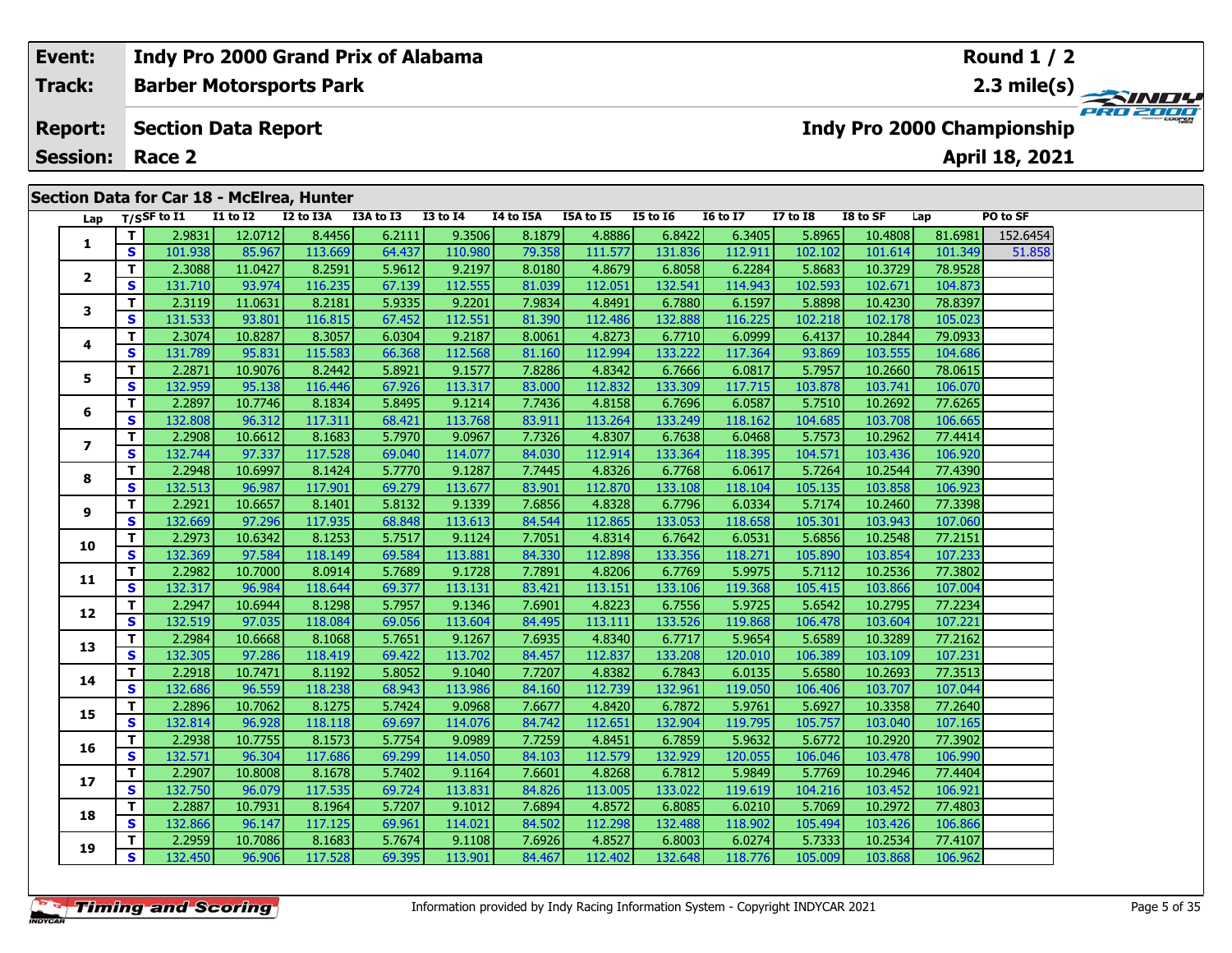| Event: | Indy Pro 2000 Grand Prix of Alabama | Round 1 / 2 |
|---|---|---|
| Track: | Barber Motorsports Park | 2.3 mile(s) |
| Report: | Section Data Report | Indy Pro 2000 Championship |
| Session: | Race 2 | April 18, 2021 |

## Section Data for Car 18 - McElrea, Hunter

| Lap | T/S | SF to I1 | I1 to I2 | I2 to I3A | I3A to I3 | I3 to I4 | I4 to I5A | I5A to I5 | I5 to I6 | I6 to I7 | I7 to I8 | I8 to SF | Lap | PO to SF |
|---|---|---|---|---|---|---|---|---|---|---|---|---|---|---|
| 1 | T | 2.9831 | 12.0712 | 8.4456 | 6.2111 | 9.3506 | 8.1879 | 4.8886 | 6.8422 | 6.3405 | 5.8965 | 10.4808 | 81.6981 | 152.6454 |
| | S | 101.938 | 85.967 | 113.669 | 64.437 | 110.980 | 79.358 | 111.577 | 131.836 | 112.911 | 102.102 | 101.614 | 101.349 | 51.858 |
| 2 | T | 2.3088 | 11.0427 | 8.2591 | 5.9612 | 9.2197 | 8.0180 | 4.8679 | 6.8058 | 6.2284 | 5.8683 | 10.3729 | 78.9528 | |
| | S | 131.710 | 93.974 | 116.235 | 67.139 | 112.555 | 81.039 | 112.051 | 132.541 | 114.943 | 102.593 | 102.671 | 104.873 | |
| 3 | T | 2.3119 | 11.0631 | 8.2181 | 5.9335 | 9.2201 | 7.9834 | 4.8491 | 6.7880 | 6.1597 | 5.8898 | 10.4230 | 78.8397 | |
| | S | 131.533 | 93.801 | 116.815 | 67.452 | 112.551 | 81.390 | 112.486 | 132.888 | 116.225 | 102.218 | 102.178 | 105.023 | |
| 4 | T | 2.3074 | 10.8287 | 8.3057 | 6.0304 | 9.2187 | 8.0061 | 4.8273 | 6.7710 | 6.0999 | 6.4137 | 10.2844 | 79.0933 | |
| | S | 131.789 | 95.831 | 115.583 | 66.368 | 112.568 | 81.160 | 112.994 | 133.222 | 117.364 | 93.869 | 103.555 | 104.686 | |
| 5 | T | 2.2871 | 10.9076 | 8.2442 | 5.8921 | 9.1577 | 7.8286 | 4.8342 | 6.7666 | 6.0817 | 5.7957 | 10.2660 | 78.0615 | |
| | S | 132.959 | 95.138 | 116.446 | 67.926 | 113.317 | 83.000 | 112.832 | 133.309 | 117.715 | 103.878 | 103.741 | 106.070 | |
| 6 | T | 2.2897 | 10.7746 | 8.1834 | 5.8495 | 9.1214 | 7.7436 | 4.8158 | 6.7696 | 6.0587 | 5.7510 | 10.2692 | 77.6265 | |
| | S | 132.808 | 96.312 | 117.311 | 68.421 | 113.768 | 83.911 | 113.264 | 133.249 | 118.162 | 104.685 | 103.708 | 106.665 | |
| 7 | T | 2.2908 | 10.6612 | 8.1683 | 5.7970 | 9.0967 | 7.7326 | 4.8307 | 6.7638 | 6.0468 | 5.7573 | 10.2962 | 77.4414 | |
| | S | 132.744 | 97.337 | 117.528 | 69.040 | 114.077 | 84.030 | 112.914 | 133.364 | 118.395 | 104.571 | 103.436 | 106.920 | |
| 8 | T | 2.2948 | 10.6997 | 8.1424 | 5.7770 | 9.1287 | 7.7445 | 4.8326 | 6.7768 | 6.0617 | 5.7264 | 10.2544 | 77.4390 | |
| | S | 132.513 | 96.987 | 117.901 | 69.279 | 113.677 | 83.901 | 112.870 | 133.108 | 118.104 | 105.135 | 103.858 | 106.923 | |
| 9 | T | 2.2921 | 10.6657 | 8.1401 | 5.8132 | 9.1339 | 7.6856 | 4.8328 | 6.7796 | 6.0334 | 5.7174 | 10.2460 | 77.3398 | |
| | S | 132.669 | 97.296 | 117.935 | 68.848 | 113.613 | 84.544 | 112.865 | 133.053 | 118.658 | 105.301 | 103.943 | 107.060 | |
| 10 | T | 2.2973 | 10.6342 | 8.1253 | 5.7517 | 9.1124 | 7.7051 | 4.8314 | 6.7642 | 6.0531 | 5.6856 | 10.2548 | 77.2151 | |
| | S | 132.369 | 97.584 | 118.149 | 69.584 | 113.881 | 84.330 | 112.898 | 133.356 | 118.271 | 105.890 | 103.854 | 107.233 | |
| 11 | T | 2.2982 | 10.7000 | 8.0914 | 5.7689 | 9.1728 | 7.7891 | 4.8206 | 6.7769 | 5.9975 | 5.7112 | 10.2536 | 77.3802 | |
| | S | 132.317 | 96.984 | 118.644 | 69.377 | 113.131 | 83.421 | 113.151 | 133.106 | 119.368 | 105.415 | 103.866 | 107.004 | |
| 12 | T | 2.2947 | 10.6944 | 8.1298 | 5.7957 | 9.1346 | 7.6901 | 4.8223 | 6.7556 | 5.9725 | 5.6542 | 10.2795 | 77.2234 | |
| | S | 132.519 | 97.035 | 118.084 | 69.056 | 113.604 | 84.495 | 113.111 | 133.526 | 119.868 | 106.478 | 103.604 | 107.221 | |
| 13 | T | 2.2984 | 10.6668 | 8.1068 | 5.7651 | 9.1267 | 7.6935 | 4.8340 | 6.7717 | 5.9654 | 5.6589 | 10.3289 | 77.2162 | |
| | S | 132.305 | 97.286 | 118.419 | 69.422 | 113.702 | 84.457 | 112.837 | 133.208 | 120.010 | 106.389 | 103.109 | 107.231 | |
| 14 | T | 2.2918 | 10.7471 | 8.1192 | 5.8052 | 9.1040 | 7.7207 | 4.8382 | 6.7843 | 6.0135 | 5.6580 | 10.2693 | 77.3513 | |
| | S | 132.686 | 96.559 | 118.238 | 68.943 | 113.986 | 84.160 | 112.739 | 132.961 | 119.050 | 106.406 | 103.707 | 107.044 | |
| 15 | T | 2.2896 | 10.7062 | 8.1275 | 5.7424 | 9.0968 | 7.6677 | 4.8420 | 6.7872 | 5.9761 | 5.6927 | 10.3358 | 77.2640 | |
| | S | 132.814 | 96.928 | 118.118 | 69.697 | 114.076 | 84.742 | 112.651 | 132.904 | 119.795 | 105.757 | 103.040 | 107.165 | |
| 16 | T | 2.2938 | 10.7755 | 8.1573 | 5.7754 | 9.0989 | 7.7259 | 4.8451 | 6.7859 | 5.9632 | 5.6772 | 10.2920 | 77.3902 | |
| | S | 132.571 | 96.304 | 117.686 | 69.299 | 114.050 | 84.103 | 112.579 | 132.929 | 120.055 | 106.046 | 103.478 | 106.990 | |
| 17 | T | 2.2907 | 10.8008 | 8.1678 | 5.7402 | 9.1164 | 7.6601 | 4.8268 | 6.7812 | 5.9849 | 5.7769 | 10.2946 | 77.4404 | |
| | S | 132.750 | 96.079 | 117.535 | 69.724 | 113.831 | 84.826 | 113.005 | 133.022 | 119.619 | 104.216 | 103.452 | 106.921 | |
| 18 | T | 2.2887 | 10.7931 | 8.1964 | 5.7207 | 9.1012 | 7.6894 | 4.8572 | 6.8085 | 6.0210 | 5.7069 | 10.2972 | 77.4803 | |
| | S | 132.866 | 96.147 | 117.125 | 69.961 | 114.021 | 84.502 | 112.298 | 132.488 | 118.902 | 105.494 | 103.426 | 106.866 | |
| 19 | T | 2.2959 | 10.7086 | 8.1683 | 5.7674 | 9.1108 | 7.6926 | 4.8527 | 6.8003 | 6.0274 | 5.7333 | 10.2534 | 77.4107 | |
| | S | 132.450 | 96.906 | 117.528 | 69.395 | 113.901 | 84.467 | 112.402 | 132.648 | 118.776 | 105.009 | 103.868 | 106.962 | |

Information provided by Indy Racing Information System - Copyright INDYCAR 2021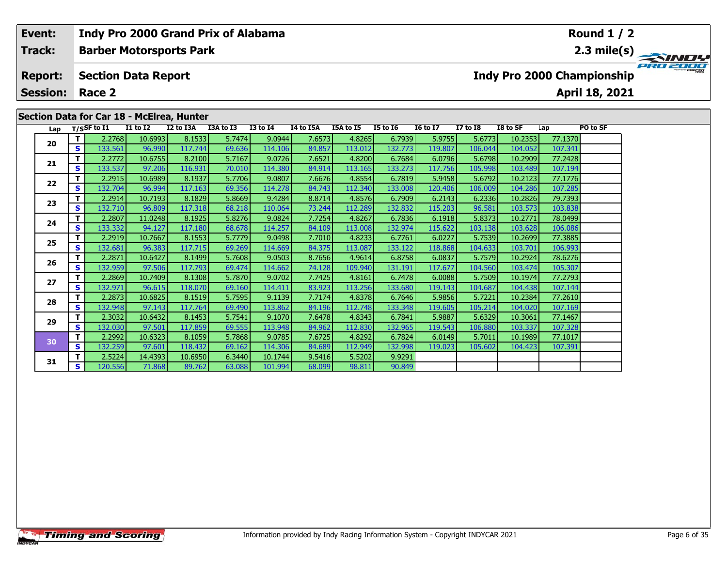| Event: | Indy Pro 2000 Grand Prix of Alabama | Round 1 / 2 |
|---|---|---|
| Track: | Barber Motorsports Park | 2.3 mile(s) |
| Report: | Section Data Report | Indy Pro 2000 Championship |
| Session: | Race 2 | April 18, 2021 |

## Section Data for Car 18 - McElrea, Hunter

| Lap | T/S | SF to I1 | I1 to I2 | I2 to I3A | I3A to I3 | I3 to I4 | I4 to I5A | I5A to I5 | I5 to I6 | I6 to I7 | I7 to I8 | I8 to SF | Lap | PO to SF |
|---|---|---|---|---|---|---|---|---|---|---|---|---|---|---|
| 20 | T | 2.2768 | 10.6993 | 8.1533 | 5.7474 | 9.0944 | 7.6573 | 4.8265 | 6.7939 | 5.9755 | 5.6773 | 10.2353 | 77.1370 | |
| | S | 133.561 | 96.990 | 117.744 | 69.636 | 114.106 | 84.857 | 113.012 | 132.773 | 119.807 | 106.044 | 104.052 | 107.341 | |
| 21 | T | 2.2772 | 10.6755 | 8.2100 | 5.7167 | 9.0726 | 7.6521 | 4.8200 | 6.7684 | 6.0796 | 5.6798 | 10.2909 | 77.2428 | |
| | S | 133.537 | 97.206 | 116.931 | 70.010 | 114.380 | 84.914 | 113.165 | 133.273 | 117.756 | 105.998 | 103.489 | 107.194 | |
| 22 | T | 2.2915 | 10.6989 | 8.1937 | 5.7706 | 9.0807 | 7.6676 | 4.8554 | 6.7819 | 5.9458 | 5.6792 | 10.2123 | 77.1776 | |
| | S | 132.704 | 96.994 | 117.163 | 69.356 | 114.278 | 84.743 | 112.340 | 133.008 | 120.406 | 106.009 | 104.286 | 107.285 | |
| 23 | T | 2.2914 | 10.7193 | 8.1829 | 5.8669 | 9.4284 | 8.8714 | 4.8576 | 6.7909 | 6.2143 | 6.2336 | 10.2826 | 79.7393 | |
| | S | 132.710 | 96.809 | 117.318 | 68.218 | 110.064 | 73.244 | 112.289 | 132.832 | 115.203 | 96.581 | 103.573 | 103.838 | |
| 24 | T | 2.2807 | 11.0248 | 8.1925 | 5.8276 | 9.0824 | 7.7254 | 4.8267 | 6.7836 | 6.1918 | 5.8373 | 10.2771 | 78.0499 | |
| | S | 133.332 | 94.127 | 117.180 | 68.678 | 114.257 | 84.109 | 113.008 | 132.974 | 115.622 | 103.138 | 103.628 | 106.086 | |
| 25 | T | 2.2919 | 10.7667 | 8.1553 | 5.7779 | 9.0498 | 7.7010 | 4.8233 | 6.7761 | 6.0227 | 5.7539 | 10.2699 | 77.3885 | |
| | S | 132.681 | 96.383 | 117.715 | 69.269 | 114.669 | 84.375 | 113.087 | 133.122 | 118.868 | 104.633 | 103.701 | 106.993 | |
| 26 | T | 2.2871 | 10.6427 | 8.1499 | 5.7608 | 9.0503 | 8.7656 | 4.9614 | 6.8758 | 6.0837 | 5.7579 | 10.2924 | 78.6276 | |
| | S | 132.959 | 97.506 | 117.793 | 69.474 | 114.662 | 74.128 | 109.940 | 131.191 | 117.677 | 104.560 | 103.474 | 105.307 | |
| 27 | T | 2.2869 | 10.7409 | 8.1308 | 5.7870 | 9.0702 | 7.7425 | 4.8161 | 6.7478 | 6.0088 | 5.7509 | 10.1974 | 77.2793 | |
| | S | 132.971 | 96.615 | 118.070 | 69.160 | 114.411 | 83.923 | 113.256 | 133.680 | 119.143 | 104.687 | 104.438 | 107.144 | |
| 28 | T | 2.2873 | 10.6825 | 8.1519 | 5.7595 | 9.1139 | 7.7174 | 4.8378 | 6.7646 | 5.9856 | 5.7221 | 10.2384 | 77.2610 | |
| | S | 132.948 | 97.143 | 117.764 | 69.490 | 113.862 | 84.196 | 112.748 | 133.348 | 119.605 | 105.214 | 104.020 | 107.169 | |
| 29 | T | 2.3032 | 10.6432 | 8.1453 | 5.7541 | 9.1070 | 7.6478 | 4.8343 | 6.7841 | 5.9887 | 5.6329 | 10.3061 | 77.1467 | |
| | S | 132.030 | 97.501 | 117.859 | 69.555 | 113.948 | 84.962 | 112.830 | 132.965 | 119.543 | 106.880 | 103.337 | 107.328 | |
| 30 | T | 2.2992 | 10.6323 | 8.1059 | 5.7868 | 9.0785 | 7.6725 | 4.8292 | 6.7824 | 6.0149 | 5.7011 | 10.1989 | 77.1017 | |
| | S | 132.259 | 97.601 | 118.432 | 69.162 | 114.306 | 84.689 | 112.949 | 132.998 | 119.023 | 105.602 | 104.423 | 107.391 | |
| 31 | T | 2.5224 | 14.4393 | 10.6950 | 6.3440 | 10.1744 | 9.5416 | 5.5202 | 9.9291 | | | | | |
| | S | 120.556 | 71.868 | 89.762 | 63.088 | 101.994 | 68.099 | 98.811 | 90.849 | | | | | |

Information provided by Indy Racing Information System - Copyright INDYCAR 2021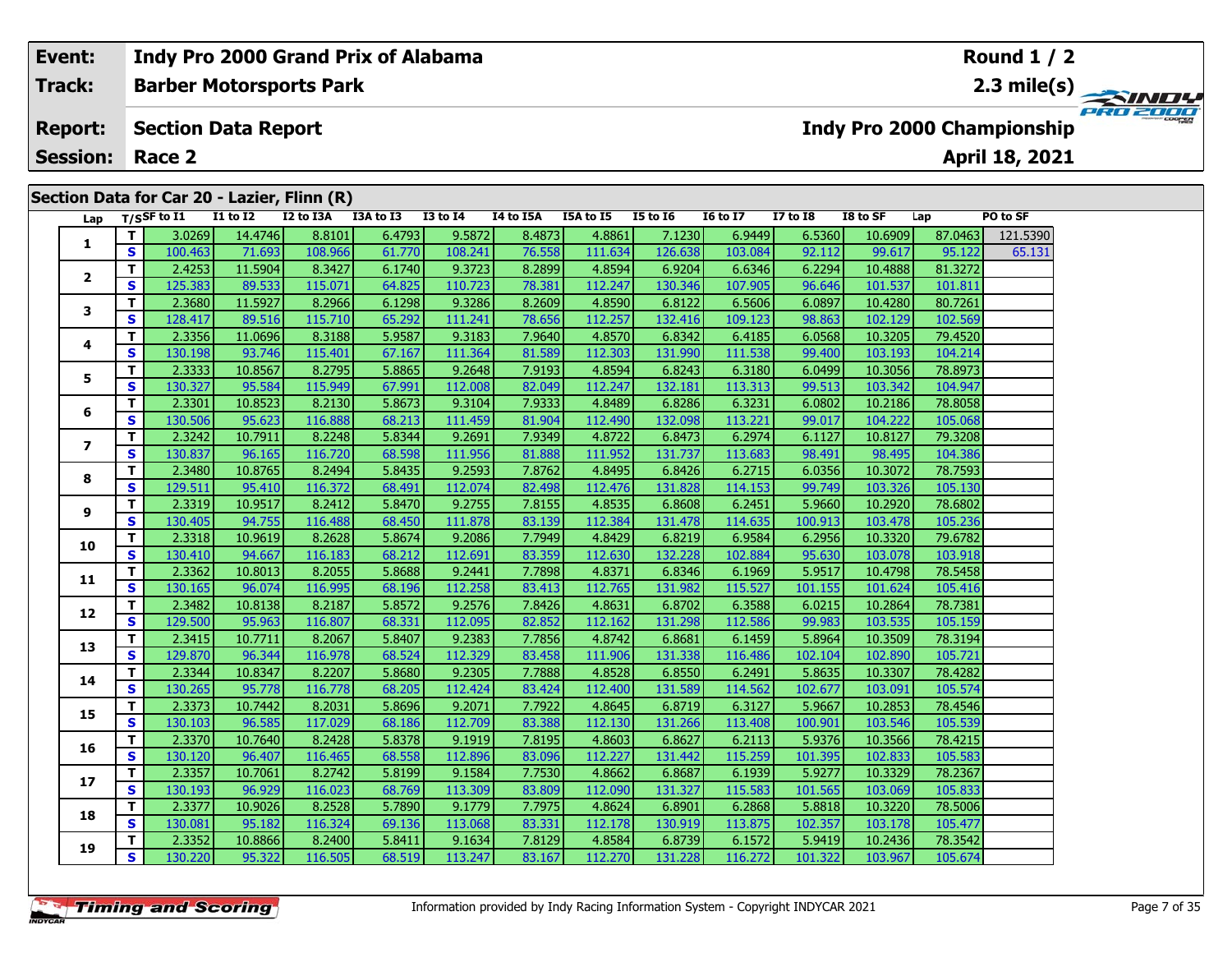| Event: | Indy Pro 2000 Grand Prix of Alabama | Round 1 / 2 |
|---|---|---|
| Track: | Barber Motorsports Park | 2.3 mile(s) |
| Report: | Section Data Report | Indy Pro 2000 Championship |
| Session: | Race 2 | April 18, 2021 |

## Section Data for Car 20 - Lazier, Flinn (R)

| Lap | T/S | SF to I1 | I1 to I2 | I2 to I3A | I3A to I3 | I3 to I4 | I4 to I5A | I5A to I5 | I5 to I6 | I6 to I7 | I7 to I8 | I8 to SF | Lap | PO to SF |
|---|---|---|---|---|---|---|---|---|---|---|---|---|---|---|
| 1 | T | 3.0269 | 14.4746 | 8.8101 | 6.4793 | 9.5872 | 8.4873 | 4.8861 | 7.1230 | 6.9449 | 6.5360 | 10.6909 | 87.0463 | 121.5390 |
| | S | 100.463 | 71.693 | 108.966 | 61.770 | 108.241 | 76.558 | 111.634 | 126.638 | 103.084 | 92.112 | 99.617 | 95.122 | 65.131 |
| 2 | T | 2.4253 | 11.5904 | 8.3427 | 6.1740 | 9.3723 | 8.2899 | 4.8594 | 6.9204 | 6.6346 | 6.2294 | 10.4888 | 81.3272 | |
| | S | 125.383 | 89.533 | 115.071 | 64.825 | 110.723 | 78.381 | 112.247 | 130.346 | 107.905 | 96.646 | 101.537 | 101.811 | |
| 3 | T | 2.3680 | 11.5927 | 8.2966 | 6.1298 | 9.3286 | 8.2609 | 4.8590 | 6.8122 | 6.5606 | 6.0897 | 10.4280 | 80.7261 | |
| | S | 128.417 | 89.516 | 115.710 | 65.292 | 111.241 | 78.656 | 112.257 | 132.416 | 109.123 | 98.863 | 102.129 | 102.569 | |
| 4 | T | 2.3356 | 11.0696 | 8.3188 | 5.9587 | 9.3183 | 7.9640 | 4.8570 | 6.8342 | 6.4185 | 6.0568 | 10.3205 | 79.4520 | |
| | S | 130.198 | 93.746 | 115.401 | 67.167 | 111.364 | 81.589 | 112.303 | 131.990 | 111.538 | 99.400 | 103.193 | 104.214 | |
| 5 | T | 2.3333 | 10.8567 | 8.2795 | 5.8865 | 9.2648 | 7.9193 | 4.8594 | 6.8243 | 6.3180 | 6.0499 | 10.3056 | 78.8973 | |
| | S | 130.327 | 95.584 | 115.949 | 67.991 | 112.008 | 82.049 | 112.247 | 132.181 | 113.313 | 99.513 | 103.342 | 104.947 | |
| 6 | T | 2.3301 | 10.8523 | 8.2130 | 5.8673 | 9.3104 | 7.9333 | 4.8489 | 6.8286 | 6.3231 | 6.0802 | 10.2186 | 78.8058 | |
| | S | 130.506 | 95.623 | 116.888 | 68.213 | 111.459 | 81.904 | 112.490 | 132.098 | 113.221 | 99.017 | 104.222 | 105.068 | |
| 7 | T | 2.3242 | 10.7911 | 8.2248 | 5.8344 | 9.2691 | 7.9349 | 4.8722 | 6.8473 | 6.2974 | 6.1127 | 10.8127 | 79.3208 | |
| | S | 130.837 | 96.165 | 116.720 | 68.598 | 111.956 | 81.888 | 111.952 | 131.737 | 113.683 | 98.491 | 98.495 | 104.386 | |
| 8 | T | 2.3480 | 10.8765 | 8.2494 | 5.8435 | 9.2593 | 7.8762 | 4.8495 | 6.8426 | 6.2715 | 6.0356 | 10.3072 | 78.7593 | |
| | S | 129.511 | 95.410 | 116.372 | 68.491 | 112.074 | 82.498 | 112.476 | 131.828 | 114.153 | 99.749 | 103.326 | 105.130 | |
| 9 | T | 2.3319 | 10.9517 | 8.2412 | 5.8470 | 9.2755 | 7.8155 | 4.8535 | 6.8608 | 6.2451 | 5.9660 | 10.2920 | 78.6802 | |
| | S | 130.405 | 94.755 | 116.488 | 68.450 | 111.878 | 83.139 | 112.384 | 131.478 | 114.635 | 100.913 | 103.478 | 105.236 | |
| 10 | T | 2.3318 | 10.9619 | 8.2628 | 5.8674 | 9.2086 | 7.7949 | 4.8429 | 6.8219 | 6.9584 | 6.2956 | 10.3320 | 79.6782 | |
| | S | 130.410 | 94.667 | 116.183 | 68.212 | 112.691 | 83.359 | 112.630 | 132.228 | 102.884 | 95.630 | 103.078 | 103.918 | |
| 11 | T | 2.3362 | 10.8013 | 8.2055 | 5.8688 | 9.2441 | 7.7898 | 4.8371 | 6.8346 | 6.1969 | 5.9517 | 10.4798 | 78.5458 | |
| | S | 130.165 | 96.074 | 116.995 | 68.196 | 112.258 | 83.413 | 112.765 | 131.982 | 115.527 | 101.155 | 101.624 | 105.416 | |
| 12 | T | 2.3482 | 10.8138 | 8.2187 | 5.8572 | 9.2576 | 7.8426 | 4.8631 | 6.8702 | 6.3588 | 6.0215 | 10.2864 | 78.7381 | |
| | S | 129.500 | 95.963 | 116.807 | 68.331 | 112.095 | 82.852 | 112.162 | 131.298 | 112.586 | 99.983 | 103.535 | 105.159 | |
| 13 | T | 2.3415 | 10.7711 | 8.2067 | 5.8407 | 9.2383 | 7.7856 | 4.8742 | 6.8681 | 6.1459 | 5.8964 | 10.3509 | 78.3194 | |
| | S | 129.870 | 96.344 | 116.978 | 68.524 | 112.329 | 83.458 | 111.906 | 131.338 | 116.486 | 102.104 | 102.890 | 105.721 | |
| 14 | T | 2.3344 | 10.8347 | 8.2207 | 5.8680 | 9.2305 | 7.7888 | 4.8528 | 6.8550 | 6.2491 | 5.8635 | 10.3307 | 78.4282 | |
| | S | 130.265 | 95.778 | 116.778 | 68.205 | 112.424 | 83.424 | 112.400 | 131.589 | 114.562 | 102.677 | 103.091 | 105.574 | |
| 15 | T | 2.3373 | 10.7442 | 8.2031 | 5.8696 | 9.2071 | 7.7922 | 4.8645 | 6.8719 | 6.3127 | 5.9667 | 10.2853 | 78.4546 | |
| | S | 130.103 | 96.585 | 117.029 | 68.186 | 112.709 | 83.388 | 112.130 | 131.266 | 113.408 | 100.901 | 103.546 | 105.539 | |
| 16 | T | 2.3370 | 10.7640 | 8.2428 | 5.8378 | 9.1919 | 7.8195 | 4.8603 | 6.8627 | 6.2113 | 5.9376 | 10.3566 | 78.4215 | |
| | S | 130.120 | 96.407 | 116.465 | 68.558 | 112.896 | 83.096 | 112.227 | 131.442 | 115.259 | 101.395 | 102.833 | 105.583 | |
| 17 | T | 2.3357 | 10.7061 | 8.2742 | 5.8199 | 9.1584 | 7.7530 | 4.8662 | 6.8687 | 6.1939 | 5.9277 | 10.3329 | 78.2367 | |
| | S | 130.193 | 96.929 | 116.023 | 68.769 | 113.309 | 83.809 | 112.090 | 131.327 | 115.583 | 101.565 | 103.069 | 105.833 | |
| 18 | T | 2.3377 | 10.9026 | 8.2528 | 5.7890 | 9.1779 | 7.7975 | 4.8624 | 6.8901 | 6.2868 | 5.8818 | 10.3220 | 78.5006 | |
| | S | 130.081 | 95.182 | 116.324 | 69.136 | 113.068 | 83.331 | 112.178 | 130.919 | 113.875 | 102.357 | 103.178 | 105.477 | |
| 19 | T | 2.3352 | 10.8866 | 8.2400 | 5.8411 | 9.1634 | 7.8129 | 4.8584 | 6.8739 | 6.1572 | 5.9419 | 10.2436 | 78.3542 | |
| | S | 130.220 | 95.322 | 116.505 | 68.519 | 113.247 | 83.167 | 112.270 | 131.228 | 116.272 | 101.322 | 103.967 | 105.674 | |

Information provided by Indy Racing Information System - Copyright INDYCAR 2021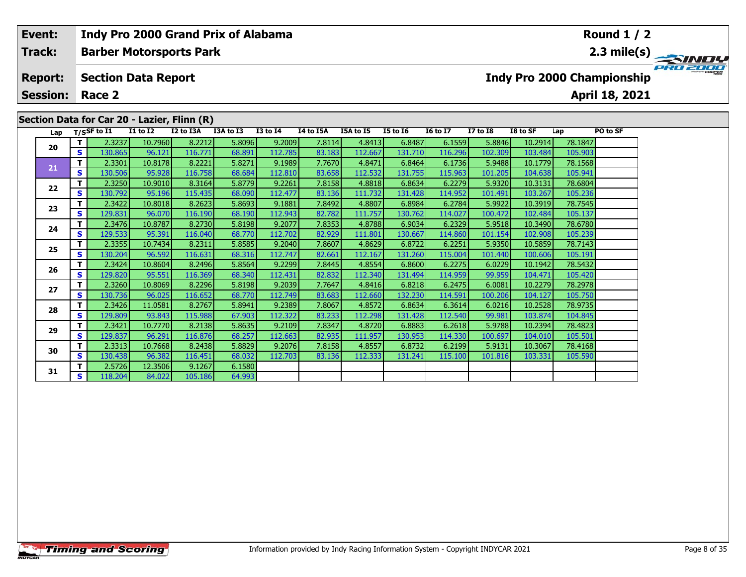| Event: | Indy Pro 2000 Grand Prix of Alabama | Round 1 / 2 |
|---|---|---|
| Track: | Barber Motorsports Park | 2.3 mile(s) |
| Report: | Section Data Report | Indy Pro 2000 Championship |
| Session: | Race 2 | April 18, 2021 |

## Section Data for Car 20 - Lazier, Flinn (R)

| Lap | T/S | SF to I1 | I1 to I2 | I2 to I3A | I3A to I3 | I3 to I4 | I4 to I5A | I5A to I5 | I5 to I6 | I6 to I7 | I7 to I8 | I8 to SF | Lap | PO to SF |
|---|---|---|---|---|---|---|---|---|---|---|---|---|---|---|
| 20 | T | 2.3237 | 10.7960 | 8.2212 | 5.8096 | 9.2009 | 7.8114 | 4.8413 | 6.8487 | 6.1559 | 5.8846 | 10.2914 | 78.1847 | |
| | S | 130.865 | 96.121 | 116.771 | 68.891 | 112.785 | 83.183 | 112.667 | 131.710 | 116.296 | 102.309 | 103.484 | 105.903 | |
| 21 | T | 2.3301 | 10.8178 | 8.2221 | 5.8271 | 9.1989 | 7.7670 | 4.8471 | 6.8464 | 6.1736 | 5.9488 | 10.1779 | 78.1568 | |
| | S | 130.506 | 95.928 | 116.758 | 68.684 | 112.810 | 83.658 | 112.532 | 131.755 | 115.963 | 101.205 | 104.638 | 105.941 | |
| 22 | T | 2.3250 | 10.9010 | 8.3164 | 5.8779 | 9.2261 | 7.8158 | 4.8818 | 6.8634 | 6.2279 | 5.9320 | 10.3131 | 78.6804 | |
| | S | 130.792 | 95.196 | 115.435 | 68.090 | 112.477 | 83.136 | 111.732 | 131.428 | 114.952 | 101.491 | 103.267 | 105.236 | |
| 23 | T | 2.3422 | 10.8018 | 8.2623 | 5.8693 | 9.1881 | 7.8492 | 4.8807 | 6.8984 | 6.2784 | 5.9922 | 10.3919 | 78.7545 | |
| | S | 129.831 | 96.070 | 116.190 | 68.190 | 112.943 | 82.782 | 111.757 | 130.762 | 114.027 | 100.472 | 102.484 | 105.137 | |
| 24 | T | 2.3476 | 10.8787 | 8.2730 | 5.8198 | 9.2077 | 7.8353 | 4.8788 | 6.9034 | 6.2329 | 5.9518 | 10.3490 | 78.6780 | |
| | S | 129.533 | 95.391 | 116.040 | 68.770 | 112.702 | 82.929 | 111.801 | 130.667 | 114.860 | 101.154 | 102.908 | 105.239 | |
| 25 | T | 2.3355 | 10.7434 | 8.2311 | 5.8585 | 9.2040 | 7.8607 | 4.8629 | 6.8722 | 6.2251 | 5.9350 | 10.5859 | 78.7143 | |
| | S | 130.204 | 96.592 | 116.631 | 68.316 | 112.747 | 82.661 | 112.167 | 131.260 | 115.004 | 101.440 | 100.606 | 105.191 | |
| 26 | T | 2.3424 | 10.8604 | 8.2496 | 5.8564 | 9.2299 | 7.8445 | 4.8554 | 6.8600 | 6.2275 | 6.0229 | 10.1942 | 78.5432 | |
| | S | 129.820 | 95.551 | 116.369 | 68.340 | 112.431 | 82.832 | 112.340 | 131.494 | 114.959 | 99.959 | 104.471 | 105.420 | |
| 27 | T | 2.3260 | 10.8069 | 8.2296 | 5.8198 | 9.2039 | 7.7647 | 4.8416 | 6.8218 | 6.2475 | 6.0081 | 10.2279 | 78.2978 | |
| | S | 130.736 | 96.025 | 116.652 | 68.770 | 112.749 | 83.683 | 112.660 | 132.230 | 114.591 | 100.206 | 104.127 | 105.750 | |
| 28 | T | 2.3426 | 11.0581 | 8.2767 | 5.8941 | 9.2389 | 7.8067 | 4.8572 | 6.8634 | 6.3614 | 6.0216 | 10.2528 | 78.9735 | |
| | S | 129.809 | 93.843 | 115.988 | 67.903 | 112.322 | 83.233 | 112.298 | 131.428 | 112.540 | 99.981 | 103.874 | 104.845 | |
| 29 | T | 2.3421 | 10.7770 | 8.2138 | 5.8635 | 9.2109 | 7.8347 | 4.8720 | 6.8883 | 6.2618 | 5.9788 | 10.2394 | 78.4823 | |
| | S | 129.837 | 96.291 | 116.876 | 68.257 | 112.663 | 82.935 | 111.957 | 130.953 | 114.330 | 100.697 | 104.010 | 105.501 | |
| 30 | T | 2.3313 | 10.7668 | 8.2438 | 5.8829 | 9.2076 | 7.8158 | 4.8557 | 6.8732 | 6.2199 | 5.9131 | 10.3067 | 78.4168 | |
| | S | 130.438 | 96.382 | 116.451 | 68.032 | 112.703 | 83.136 | 112.333 | 131.241 | 115.100 | 101.816 | 103.331 | 105.590 | |
| 31 | T | 2.5726 | 12.3506 | 9.1267 | 6.1580 | | | | | | | | | |
| | S | 118.204 | 84.022 | 105.186 | 64.993 | | | | | | | | | |

Information provided by Indy Racing Information System - Copyright INDYCAR 2021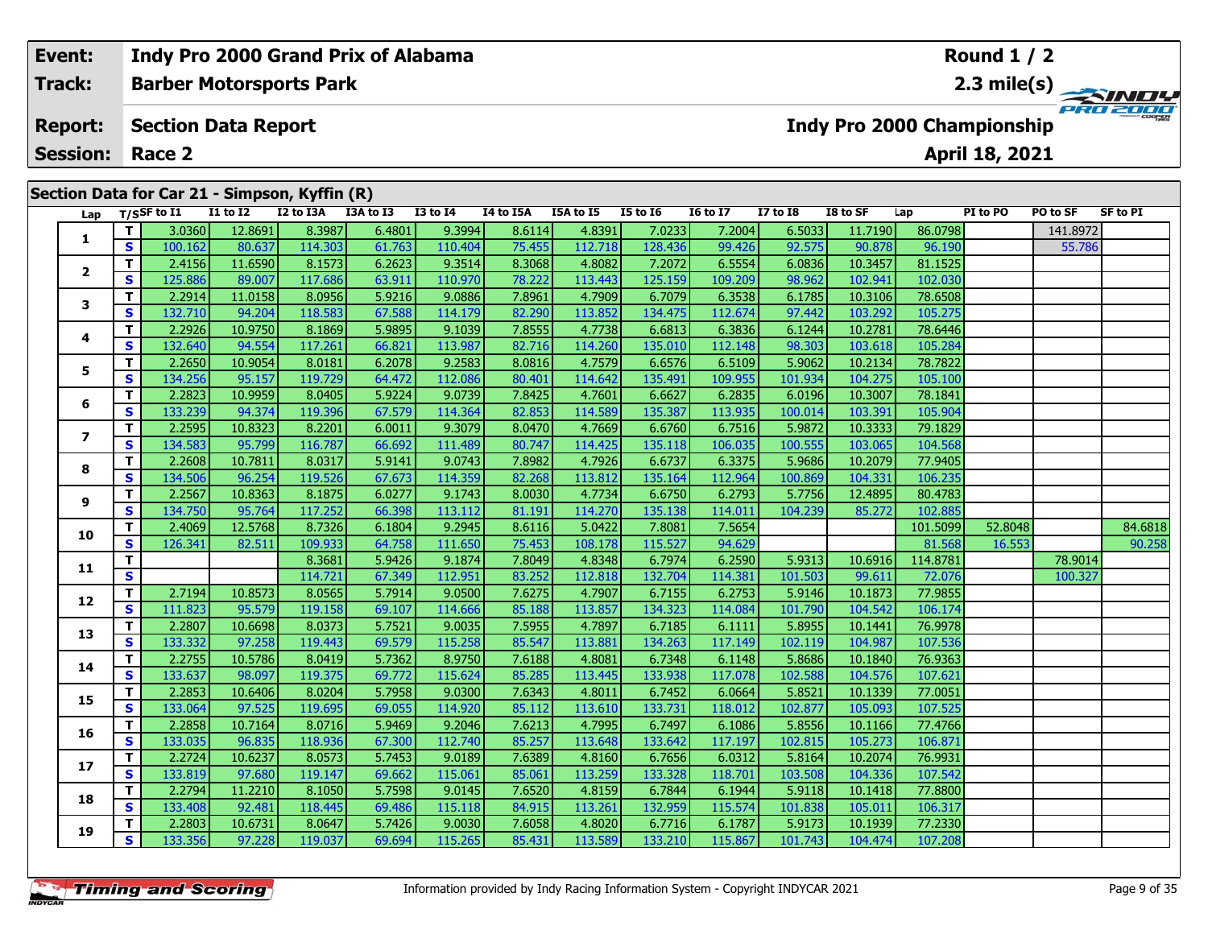| Event: | Indy Pro 2000 Grand Prix of Alabama | Round 1 / 2 |
|---|---|---|
| Track: | Barber Motorsports Park | 2.3 mile(s) |
| Report: | Section Data Report | Indy Pro 2000 Championship |
| Session: | Race 2 | April 18, 2021 |

## Section Data for Car 21 - Simpson, Kyffin (R)

| Lap | T/S | SF to I1 | I1 to I2 | I2 to I3A | I3A to I3 | I3 to I4 | I4 to I5A | I5A to I5 | I5 to I6 | I6 to I7 | I7 to I8 | I8 to SF | Lap | PI to PO | PO to SF | SF to PI |
|---|---|---|---|---|---|---|---|---|---|---|---|---|---|---|---|---|
| 1 | T | 3.0360 | 12.8691 | 8.3987 | 6.4801 | 9.3994 | 8.6114 | 4.8391 | 7.0233 | 7.2004 | 6.5033 | 11.7190 | 86.0798 | | 141.8972 | |
| | S | 100.162 | 80.637 | 114.303 | 61.763 | 110.404 | 75.455 | 112.718 | 128.436 | 99.426 | 92.575 | 90.878 | 96.190 | | 55.786 | |
| 2 | T | 2.4156 | 11.6590 | 8.1573 | 6.2623 | 9.3514 | 8.3068 | 4.8082 | 7.2072 | 6.5554 | 6.0836 | 10.3457 | 81.1525 | | | |
| | S | 125.886 | 89.007 | 117.686 | 63.911 | 110.970 | 78.222 | 113.443 | 125.159 | 109.209 | 98.962 | 102.941 | 102.030 | | | |
| 3 | T | 2.2914 | 11.0158 | 8.0956 | 5.9216 | 9.0886 | 7.8961 | 4.7909 | 6.7079 | 6.3538 | 6.1785 | 10.3106 | 78.6508 | | | |
| | S | 132.710 | 94.204 | 118.583 | 67.588 | 114.179 | 82.290 | 113.852 | 134.475 | 112.674 | 97.442 | 103.292 | 105.275 | | | |
| 4 | T | 2.2926 | 10.9750 | 8.1869 | 5.9895 | 9.1039 | 7.8555 | 4.7738 | 6.6813 | 6.3836 | 6.1244 | 10.2781 | 78.6446 | | | |
| | S | 132.640 | 94.554 | 117.261 | 66.821 | 113.987 | 82.716 | 114.260 | 135.010 | 112.148 | 98.303 | 103.618 | 105.284 | | | |
| 5 | T | 2.2650 | 10.9054 | 8.0181 | 6.2078 | 9.2583 | 8.0816 | 4.7579 | 6.6576 | 6.5109 | 5.9062 | 10.2134 | 78.7822 | | | |
| | S | 134.256 | 95.157 | 119.729 | 64.472 | 112.086 | 80.401 | 114.642 | 135.491 | 109.955 | 101.934 | 104.275 | 105.100 | | | |
| 6 | T | 2.2823 | 10.9959 | 8.0405 | 5.9224 | 9.0739 | 7.8425 | 4.7601 | 6.6627 | 6.2835 | 6.0196 | 10.3007 | 78.1841 | | | |
| | S | 133.239 | 94.374 | 119.396 | 67.579 | 114.364 | 82.853 | 114.589 | 135.387 | 113.935 | 100.014 | 103.391 | 105.904 | | | |
| 7 | T | 2.2595 | 10.8323 | 8.2201 | 6.0011 | 9.3079 | 8.0470 | 4.7669 | 6.6760 | 6.7516 | 5.9872 | 10.3333 | 79.1829 | | | |
| | S | 134.583 | 95.799 | 116.787 | 66.692 | 111.489 | 80.747 | 114.425 | 135.118 | 106.035 | 100.555 | 103.065 | 104.568 | | | |
| 8 | T | 2.2608 | 10.7811 | 8.0317 | 5.9141 | 9.0743 | 7.8982 | 4.7926 | 6.6737 | 6.3375 | 5.9686 | 10.2079 | 77.9405 | | | |
| | S | 134.506 | 96.254 | 119.526 | 67.673 | 114.359 | 82.268 | 113.812 | 135.164 | 112.964 | 100.869 | 104.331 | 106.235 | | | |
| 9 | T | 2.2567 | 10.8363 | 8.1875 | 6.0277 | 9.1743 | 8.0030 | 4.7734 | 6.6750 | 6.2793 | 5.7756 | 12.4895 | 80.4783 | | | |
| | S | 134.750 | 95.764 | 117.252 | 66.398 | 113.112 | 81.191 | 114.270 | 135.138 | 114.011 | 104.239 | 85.272 | 102.885 | | | |
| 10 | T | 2.4069 | 12.5768 | 8.7326 | 6.1804 | 9.2945 | 8.6116 | 5.0422 | 7.8081 | 7.5654 | | | 101.5099 | 52.8048 | | 84.6818 |
| | S | 126.341 | 82.511 | 109.933 | 64.758 | 111.650 | 75.453 | 108.178 | 115.527 | 94.629 | | | 81.568 | 16.553 | | 90.258 |
| 11 | T | | | 8.3681 | 5.9426 | 9.1874 | 7.8049 | 4.8348 | 6.7974 | 6.2590 | 5.9313 | 10.6916 | 114.8781 | | 78.9014 | |
| | S | | | 114.721 | 67.349 | 112.951 | 83.252 | 112.818 | 132.704 | 114.381 | 101.503 | 99.611 | 72.076 | | 100.327 | |
| 12 | T | 2.7194 | 10.8573 | 8.0565 | 5.7914 | 9.0500 | 7.6275 | 4.7907 | 6.7155 | 6.2753 | 5.9146 | 10.1873 | 77.9855 | | | |
| | S | 111.823 | 95.579 | 119.158 | 69.107 | 114.666 | 85.188 | 113.857 | 134.323 | 114.084 | 101.790 | 104.542 | 106.174 | | | |
| 13 | T | 2.2807 | 10.6698 | 8.0373 | 5.7521 | 9.0035 | 7.5955 | 4.7897 | 6.7185 | 6.1111 | 5.8955 | 10.1441 | 76.9978 | | | |
| | S | 133.332 | 97.258 | 119.443 | 69.579 | 115.258 | 85.547 | 113.881 | 134.263 | 117.149 | 102.119 | 104.987 | 107.536 | | | |
| 14 | T | 2.2755 | 10.5786 | 8.0419 | 5.7362 | 8.9750 | 7.6188 | 4.8081 | 6.7348 | 6.1148 | 5.8686 | 10.1840 | 76.9363 | | | |
| | S | 133.637 | 98.097 | 119.375 | 69.772 | 115.624 | 85.285 | 113.445 | 133.938 | 117.078 | 102.588 | 104.576 | 107.621 | | | |
| 15 | T | 2.2853 | 10.6406 | 8.0204 | 5.7958 | 9.0300 | 7.6343 | 4.8011 | 6.7452 | 6.0664 | 5.8521 | 10.1339 | 77.0051 | | | |
| | S | 133.064 | 97.525 | 119.695 | 69.055 | 114.920 | 85.112 | 113.610 | 133.731 | 118.012 | 102.877 | 105.093 | 107.525 | | | |
| 16 | T | 2.2858 | 10.7164 | 8.0716 | 5.9469 | 9.2046 | 7.6213 | 4.7995 | 6.7497 | 6.1086 | 5.8556 | 10.1166 | 77.4766 | | | |
| | S | 133.035 | 96.835 | 118.936 | 67.300 | 112.740 | 85.257 | 113.648 | 133.642 | 117.197 | 102.815 | 105.273 | 106.871 | | | |
| 17 | T | 2.2724 | 10.6237 | 8.0573 | 5.7453 | 9.0189 | 7.6389 | 4.8160 | 6.7656 | 6.0312 | 5.8164 | 10.2074 | 76.9931 | | | |
| | S | 133.819 | 97.680 | 119.147 | 69.662 | 115.061 | 85.061 | 113.259 | 133.328 | 118.701 | 103.508 | 104.336 | 107.542 | | | |
| 18 | T | 2.2794 | 11.2210 | 8.1050 | 5.7598 | 9.0145 | 7.6520 | 4.8159 | 6.7844 | 6.1944 | 5.9118 | 10.1418 | 77.8800 | | | |
| | S | 133.408 | 92.481 | 118.445 | 69.486 | 115.118 | 84.915 | 113.261 | 132.959 | 115.574 | 101.838 | 105.011 | 106.317 | | | |
| 19 | T | 2.2803 | 10.6731 | 8.0647 | 5.7426 | 9.0030 | 7.6058 | 4.8020 | 6.7716 | 6.1787 | 5.9173 | 10.1939 | 77.2330 | | | |
| | S | 133.356 | 97.228 | 119.037 | 69.694 | 115.265 | 85.431 | 113.589 | 133.210 | 115.867 | 101.743 | 104.474 | 107.208 | | | |

Information provided by Indy Racing Information System - Copyright INDYCAR 2021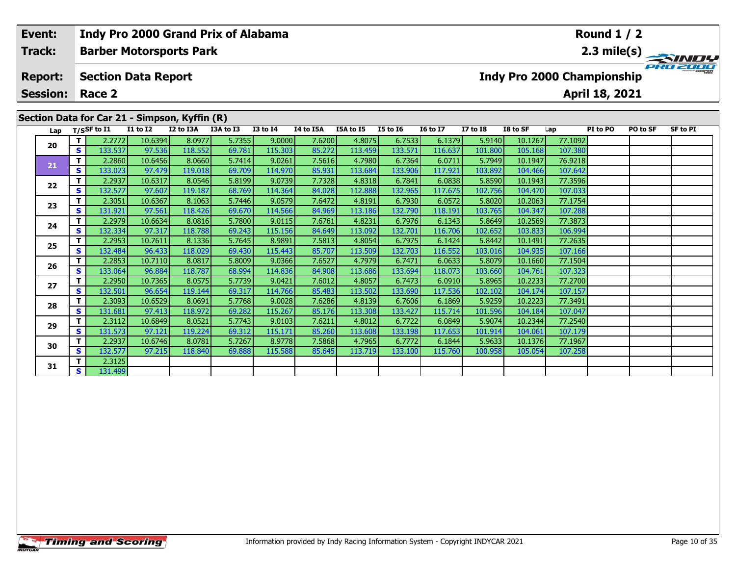| **Event:** | **Indy Pro 2000 Grand Prix of Alabama** | **Round 1 / 2** |
|---|---|---|
| **Track:** | **Barber Motorsports Park** | **2.3 mile(s)** |
| **Report:** | **Section Data Report** | **Indy Pro 2000 Championship** |
| **Session:** | **Race 2** | **April 18, 2021** |

## Section Data for Car 21 - Simpson, Kyffin (R)

| Lap | T/S | SF to I1 | I1 to I2 | I2 to I3A | I3A to I3 | I3 to I4 | I4 to I5A | I5A to I5 | I5 to I6 | I6 to I7 | I7 to I8 | I8 to SF | Lap | PI to PO | PO to SF | SF to PI |
|---|---|---|---|---|---|---|---|---|---|---|---|---|---|---|---|---|
| 20 | T | 2.2772 | 10.6394 | 8.0977 | 5.7355 | 9.0000 | 7.6200 | 4.8075 | 6.7533 | 6.1379 | 5.9140 | 10.1267 | 77.1092 | | | |
| | S | 133.537 | 97.536 | 118.552 | 69.781 | 115.303 | 85.272 | 113.459 | 133.571 | 116.637 | 101.800 | 105.168 | 107.380 | | | |
| 21 | T | 2.2860 | 10.6456 | 8.0660 | 5.7414 | 9.0261 | 7.5616 | 4.7980 | 6.7364 | 6.0711 | 5.7949 | 10.1947 | 76.9218 | | | |
| | S | 133.023 | 97.479 | 119.018 | 69.709 | 114.970 | 85.931 | 113.684 | 133.906 | 117.921 | 103.892 | 104.466 | 107.642 | | | |
| 22 | T | 2.2937 | 10.6317 | 8.0546 | 5.8199 | 9.0739 | 7.7328 | 4.8318 | 6.7841 | 6.0838 | 5.8590 | 10.1943 | 77.3596 | | | |
| | S | 132.577 | 97.607 | 119.187 | 68.769 | 114.364 | 84.028 | 112.888 | 132.965 | 117.675 | 102.756 | 104.470 | 107.033 | | | |
| 23 | T | 2.3051 | 10.6367 | 8.1063 | 5.7446 | 9.0579 | 7.6472 | 4.8191 | 6.7930 | 6.0572 | 5.8020 | 10.2063 | 77.1754 | | | |
| | S | 131.921 | 97.561 | 118.426 | 69.670 | 114.566 | 84.969 | 113.186 | 132.790 | 118.191 | 103.765 | 104.347 | 107.288 | | | |
| 24 | T | 2.2979 | 10.6634 | 8.0816 | 5.7800 | 9.0115 | 7.6761 | 4.8231 | 6.7976 | 6.1343 | 5.8649 | 10.2569 | 77.3873 | | | |
| | S | 132.334 | 97.317 | 118.788 | 69.243 | 115.156 | 84.649 | 113.092 | 132.701 | 116.706 | 102.652 | 103.833 | 106.994 | | | |
| 25 | T | 2.2953 | 10.7611 | 8.1336 | 5.7645 | 8.9891 | 7.5813 | 4.8054 | 6.7975 | 6.1424 | 5.8442 | 10.1491 | 77.2635 | | | |
| | S | 132.484 | 96.433 | 118.029 | 69.430 | 115.443 | 85.707 | 113.509 | 132.703 | 116.552 | 103.016 | 104.935 | 107.166 | | | |
| 26 | T | 2.2853 | 10.7110 | 8.0817 | 5.8009 | 9.0366 | 7.6527 | 4.7979 | 6.7471 | 6.0633 | 5.8079 | 10.1660 | 77.1504 | | | |
| | S | 133.064 | 96.884 | 118.787 | 68.994 | 114.836 | 84.908 | 113.686 | 133.694 | 118.073 | 103.660 | 104.761 | 107.323 | | | |
| 27 | T | 2.2950 | 10.7365 | 8.0575 | 5.7739 | 9.0421 | 7.6012 | 4.8057 | 6.7473 | 6.0910 | 5.8965 | 10.2233 | 77.2700 | | | |
| | S | 132.501 | 96.654 | 119.144 | 69.317 | 114.766 | 85.483 | 113.502 | 133.690 | 117.536 | 102.102 | 104.174 | 107.157 | | | |
| 28 | T | 2.3093 | 10.6529 | 8.0691 | 5.7768 | 9.0028 | 7.6286 | 4.8139 | 6.7606 | 6.1869 | 5.9259 | 10.2223 | 77.3491 | | | |
| | S | 131.681 | 97.413 | 118.972 | 69.282 | 115.267 | 85.176 | 113.308 | 133.427 | 115.714 | 101.596 | 104.184 | 107.047 | | | |
| 29 | T | 2.3112 | 10.6849 | 8.0521 | 5.7743 | 9.0103 | 7.6211 | 4.8012 | 6.7722 | 6.0849 | 5.9074 | 10.2344 | 77.2540 | | | |
| | S | 131.573 | 97.121 | 119.224 | 69.312 | 115.171 | 85.260 | 113.608 | 133.198 | 117.653 | 101.914 | 104.061 | 107.179 | | | |
| 30 | T | 2.2937 | 10.6746 | 8.0781 | 5.7267 | 8.9778 | 7.5868 | 4.7965 | 6.7772 | 6.1844 | 5.9633 | 10.1376 | 77.1967 | | | |
| | S | 132.577 | 97.215 | 118.840 | 69.888 | 115.588 | 85.645 | 113.719 | 133.100 | 115.760 | 100.958 | 105.054 | 107.258 | | | |
| 31 | T | 2.3125 | | | | | | | | | | | | | | |
| | S | 131.499 | | | | | | | | | | | | | | |

Information provided by Indy Racing Information System - Copyright INDYCAR 2021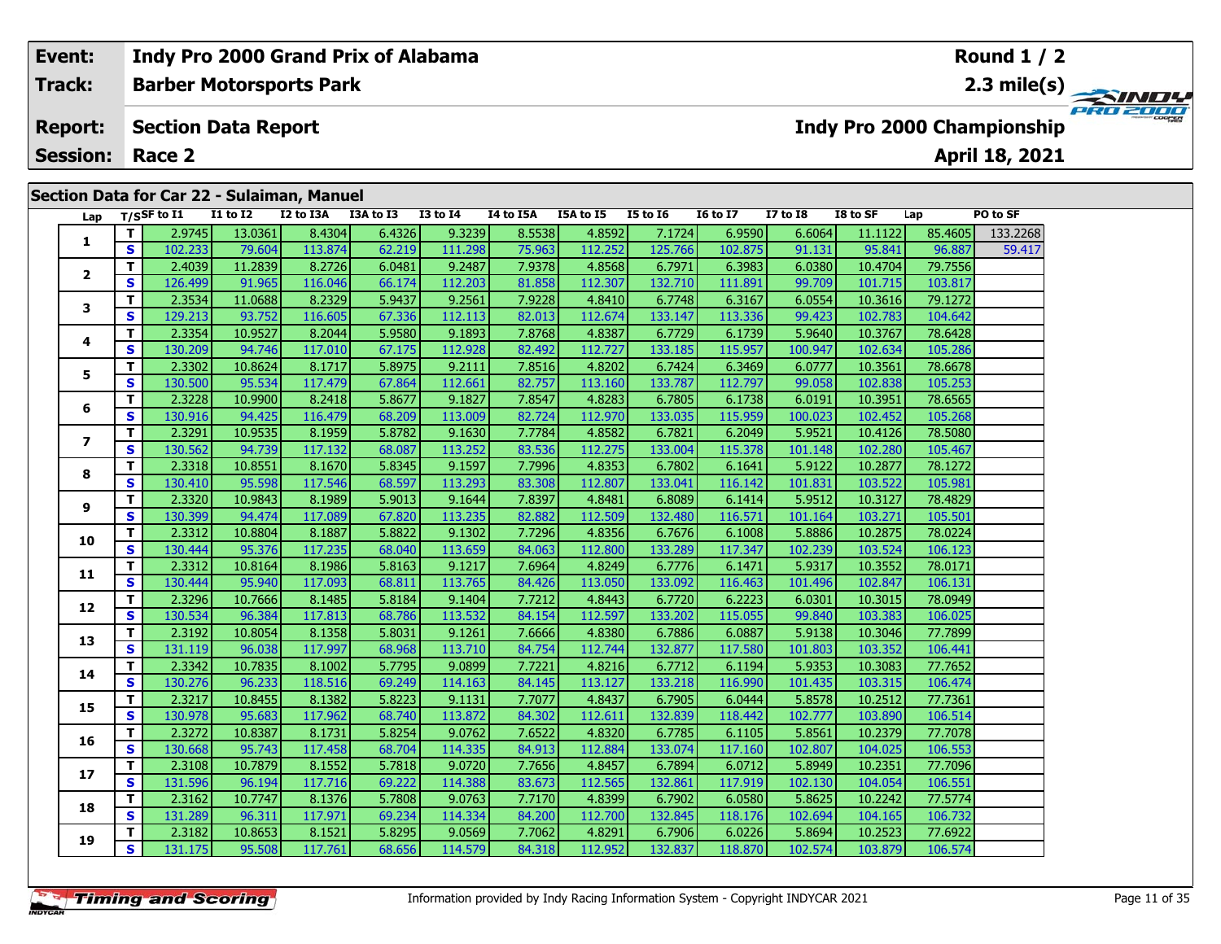| Event: | Indy Pro 2000 Grand Prix of Alabama | Round 1 / 2 |
|---|---|---|
| Track: | Barber Motorsports Park | 2.3 mile(s) |
| Report: | Section Data Report | Indy Pro 2000 Championship |
| Session: | Race 2 | April 18, 2021 |

## Section Data for Car 22 - Sulaiman, Manuel

| Lap | T/S | SF to I1 | I1 to I2 | I2 to I3A | I3A to I3 | I3 to I4 | I4 to I5A | I5A to I5 | I5 to I6 | I6 to I7 | I7 to I8 | I8 to SF | Lap | PO to SF |
|---|---|---|---|---|---|---|---|---|---|---|---|---|---|---|
| 1 | T | 2.9745 | 13.0361 | 8.4304 | 6.4326 | 9.3239 | 8.5538 | 4.8592 | 7.1724 | 6.9590 | 6.6064 | 11.1122 | 85.4605 | 133.2268 |
| | S | 102.233 | 79.604 | 113.874 | 62.219 | 111.298 | 75.963 | 112.252 | 125.766 | 102.875 | 91.131 | 95.841 | 96.887 | 59.417 |
| 2 | T | 2.4039 | 11.2839 | 8.2726 | 6.0481 | 9.2487 | 7.9378 | 4.8568 | 6.7971 | 6.3983 | 6.0380 | 10.4704 | 79.7556 | |
| | S | 126.499 | 91.965 | 116.046 | 66.174 | 112.203 | 81.858 | 112.307 | 132.710 | 111.891 | 99.709 | 101.715 | 103.817 | |
| 3 | T | 2.3534 | 11.0688 | 8.2329 | 5.9437 | 9.2561 | 7.9228 | 4.8410 | 6.7748 | 6.3167 | 6.0554 | 10.3616 | 79.1272 | |
| | S | 129.213 | 93.752 | 116.605 | 67.336 | 112.113 | 82.013 | 112.674 | 133.147 | 113.336 | 99.423 | 102.783 | 104.642 | |
| 4 | T | 2.3354 | 10.9527 | 8.2044 | 5.9580 | 9.1893 | 7.8768 | 4.8387 | 6.7729 | 6.1739 | 5.9640 | 10.3767 | 78.6428 | |
| | S | 130.209 | 94.746 | 117.010 | 67.175 | 112.928 | 82.492 | 112.727 | 133.185 | 115.957 | 100.947 | 102.634 | 105.286 | |
| 5 | T | 2.3302 | 10.8624 | 8.1717 | 5.8975 | 9.2111 | 7.8516 | 4.8202 | 6.7424 | 6.3469 | 6.0777 | 10.3561 | 78.6678 | |
| | S | 130.500 | 95.534 | 117.479 | 67.864 | 112.661 | 82.757 | 113.160 | 133.787 | 112.797 | 99.058 | 102.838 | 105.253 | |
| 6 | T | 2.3228 | 10.9900 | 8.2418 | 5.8677 | 9.1827 | 7.8547 | 4.8283 | 6.7805 | 6.1738 | 6.0191 | 10.3951 | 78.6565 | |
| | S | 130.916 | 94.425 | 116.479 | 68.209 | 113.009 | 82.724 | 112.970 | 133.035 | 115.959 | 100.023 | 102.452 | 105.268 | |
| 7 | T | 2.3291 | 10.9535 | 8.1959 | 5.8782 | 9.1630 | 7.7784 | 4.8582 | 6.7821 | 6.2049 | 5.9521 | 10.4126 | 78.5080 | |
| | S | 130.562 | 94.739 | 117.132 | 68.087 | 113.252 | 83.536 | 112.275 | 133.004 | 115.378 | 101.148 | 102.280 | 105.467 | |
| 8 | T | 2.3318 | 10.8551 | 8.1670 | 5.8345 | 9.1597 | 7.7996 | 4.8353 | 6.7802 | 6.1641 | 5.9122 | 10.2877 | 78.1272 | |
| | S | 130.410 | 95.598 | 117.546 | 68.597 | 113.293 | 83.308 | 112.807 | 133.041 | 116.142 | 101.831 | 103.522 | 105.981 | |
| 9 | T | 2.3320 | 10.9843 | 8.1989 | 5.9013 | 9.1644 | 7.8397 | 4.8481 | 6.8089 | 6.1414 | 5.9512 | 10.3127 | 78.4829 | |
| | S | 130.399 | 94.474 | 117.089 | 67.820 | 113.235 | 82.882 | 112.509 | 132.480 | 116.571 | 101.164 | 103.271 | 105.501 | |
| 10 | T | 2.3312 | 10.8804 | 8.1887 | 5.8822 | 9.1302 | 7.7296 | 4.8356 | 6.7676 | 6.1008 | 5.8886 | 10.2875 | 78.0224 | |
| | S | 130.444 | 95.376 | 117.235 | 68.040 | 113.659 | 84.063 | 112.800 | 133.289 | 117.347 | 102.239 | 103.524 | 106.123 | |
| 11 | T | 2.3312 | 10.8164 | 8.1986 | 5.8163 | 9.1217 | 7.6964 | 4.8249 | 6.7776 | 6.1471 | 5.9317 | 10.3552 | 78.0171 | |
| | S | 130.444 | 95.940 | 117.093 | 68.811 | 113.765 | 84.426 | 113.050 | 133.092 | 116.463 | 101.496 | 102.847 | 106.131 | |
| 12 | T | 2.3296 | 10.7666 | 8.1485 | 5.8184 | 9.1404 | 7.7212 | 4.8443 | 6.7720 | 6.2223 | 6.0301 | 10.3015 | 78.0949 | |
| | S | 130.534 | 96.384 | 117.813 | 68.786 | 113.532 | 84.154 | 112.597 | 133.202 | 115.055 | 99.840 | 103.383 | 106.025 | |
| 13 | T | 2.3192 | 10.8054 | 8.1358 | 5.8031 | 9.1261 | 7.6666 | 4.8380 | 6.7886 | 6.0887 | 5.9138 | 10.3046 | 77.7899 | |
| | S | 131.119 | 96.038 | 117.997 | 68.968 | 113.710 | 84.754 | 112.744 | 132.877 | 117.580 | 101.803 | 103.352 | 106.441 | |
| 14 | T | 2.3342 | 10.7835 | 8.1002 | 5.7795 | 9.0899 | 7.7221 | 4.8216 | 6.7712 | 6.1194 | 5.9353 | 10.3083 | 77.7652 | |
| | S | 130.276 | 96.233 | 118.516 | 69.249 | 114.163 | 84.145 | 113.127 | 133.218 | 116.990 | 101.435 | 103.315 | 106.474 | |
| 15 | T | 2.3217 | 10.8455 | 8.1382 | 5.8223 | 9.1131 | 7.7077 | 4.8437 | 6.7905 | 6.0444 | 5.8578 | 10.2512 | 77.7361 | |
| | S | 130.978 | 95.683 | 117.962 | 68.740 | 113.872 | 84.302 | 112.611 | 132.839 | 118.442 | 102.777 | 103.890 | 106.514 | |
| 16 | T | 2.3272 | 10.8387 | 8.1731 | 5.8254 | 9.0762 | 7.6522 | 4.8320 | 6.7785 | 6.1105 | 5.8561 | 10.2379 | 77.7078 | |
| | S | 130.668 | 95.743 | 117.458 | 68.704 | 114.335 | 84.913 | 112.884 | 133.074 | 117.160 | 102.807 | 104.025 | 106.553 | |
| 17 | T | 2.3108 | 10.7879 | 8.1552 | 5.7818 | 9.0720 | 7.7656 | 4.8457 | 6.7894 | 6.0712 | 5.8949 | 10.2351 | 77.7096 | |
| | S | 131.596 | 96.194 | 117.716 | 69.222 | 114.388 | 83.673 | 112.565 | 132.861 | 117.919 | 102.130 | 104.054 | 106.551 | |
| 18 | T | 2.3162 | 10.7747 | 8.1376 | 5.7808 | 9.0763 | 7.7170 | 4.8399 | 6.7902 | 6.0580 | 5.8625 | 10.2242 | 77.5774 | |
| | S | 131.289 | 96.311 | 117.971 | 69.234 | 114.334 | 84.200 | 112.700 | 132.845 | 118.176 | 102.694 | 104.165 | 106.732 | |
| 19 | T | 2.3182 | 10.8653 | 8.1521 | 5.8295 | 9.0569 | 7.7062 | 4.8291 | 6.7906 | 6.0226 | 5.8694 | 10.2523 | 77.6922 | |
| | S | 131.175 | 95.508 | 117.761 | 68.656 | 114.579 | 84.318 | 112.952 | 132.837 | 118.870 | 102.574 | 103.879 | 106.574 | |

Information provided by Indy Racing Information System - Copyright INDYCAR 2021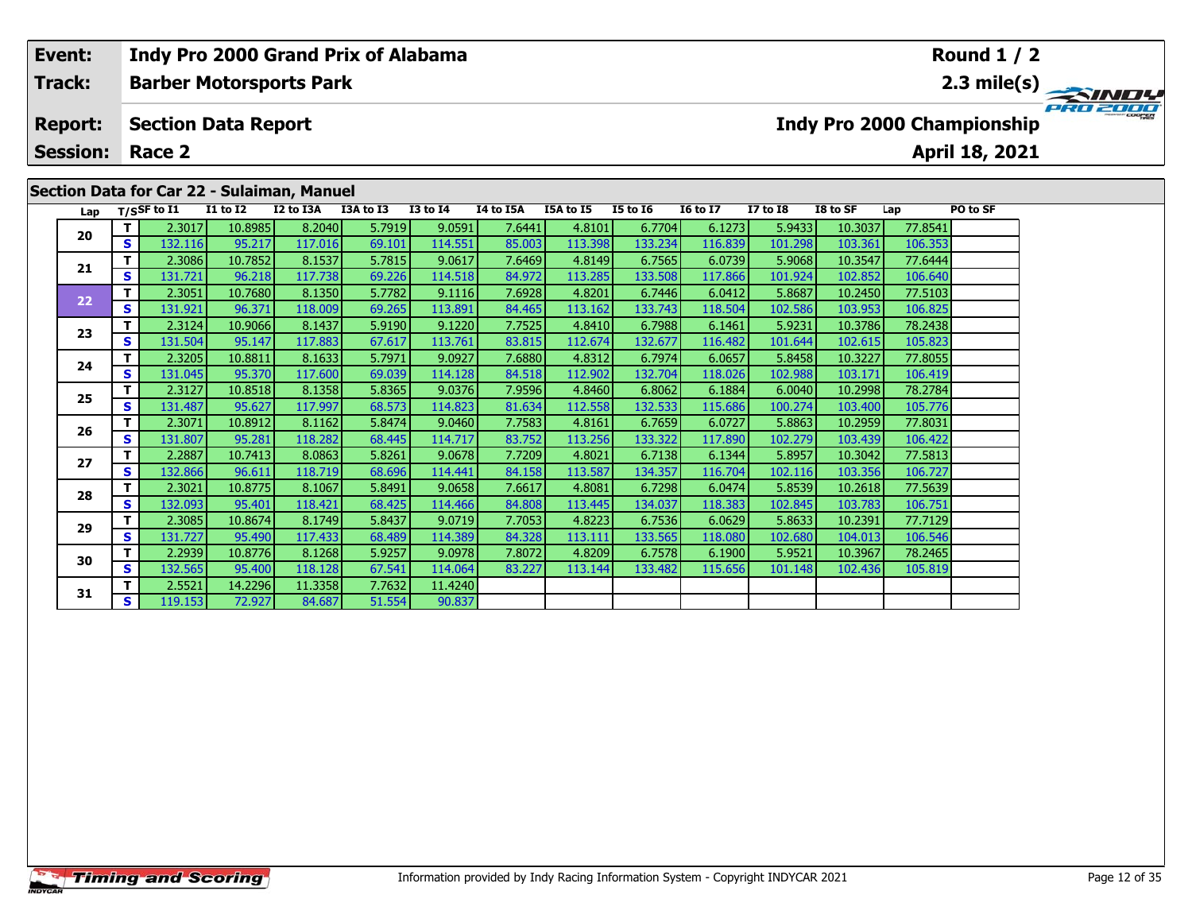| **Event:** | **Indy Pro 2000 Grand Prix of Alabama** | **Round 1 / 2** |
|---|---|---|
| **Track:** | **Barber Motorsports Park** | **2.3 mile(s)** |
| **Report:** | **Section Data Report** | **Indy Pro 2000 Championship** |
| **Session:** | **Race 2** | **April 18, 2021** |

## Section Data for Car 22 - Sulaiman, Manuel

| Lap | T/S | SF to I1 | I1 to I2 | I2 to I3A | I3A to I3 | I3 to I4 | I4 to I5A | I5A to I5 | I5 to I6 | I6 to I7 | I7 to I8 | I8 to SF | Lap | PO to SF |
|---|---|---|---|---|---|---|---|---|---|---|---|---|---|---|
| 20 | T | 2.3017 | 10.8985 | 8.2040 | 5.7919 | 9.0591 | 7.6441 | 4.8101 | 6.7704 | 6.1273 | 5.9433 | 10.3037 | 77.8541 | |
| | S | 132.116 | 95.217 | 117.016 | 69.101 | 114.551 | 85.003 | 113.398 | 133.234 | 116.839 | 101.298 | 103.361 | 106.353 | |
| 21 | T | 2.3086 | 10.7852 | 8.1537 | 5.7815 | 9.0617 | 7.6469 | 4.8149 | 6.7565 | 6.0739 | 5.9068 | 10.3547 | 77.6444 | |
| | S | 131.721 | 96.218 | 117.738 | 69.226 | 114.518 | 84.972 | 113.285 | 133.508 | 117.866 | 101.924 | 102.852 | 106.640 | |
| 22 | T | 2.3051 | 10.7680 | 8.1350 | 5.7782 | 9.1116 | 7.6928 | 4.8201 | 6.7446 | 6.0412 | 5.8687 | 10.2450 | 77.5103 | |
| | S | 131.921 | 96.371 | 118.009 | 69.265 | 113.891 | 84.465 | 113.162 | 133.743 | 118.504 | 102.586 | 103.953 | 106.825 | |
| 23 | T | 2.3124 | 10.9066 | 8.1437 | 5.9190 | 9.1220 | 7.7525 | 4.8410 | 6.7988 | 6.1461 | 5.9231 | 10.3786 | 78.2438 | |
| | S | 131.504 | 95.147 | 117.883 | 67.617 | 113.761 | 83.815 | 112.674 | 132.677 | 116.482 | 101.644 | 102.615 | 105.823 | |
| 24 | T | 2.3205 | 10.8811 | 8.1633 | 5.7971 | 9.0927 | 7.6880 | 4.8312 | 6.7974 | 6.0657 | 5.8458 | 10.3227 | 77.8055 | |
| | S | 131.045 | 95.370 | 117.600 | 69.039 | 114.128 | 84.518 | 112.902 | 132.704 | 118.026 | 102.988 | 103.171 | 106.419 | |
| 25 | T | 2.3127 | 10.8518 | 8.1358 | 5.8365 | 9.0376 | 7.9596 | 4.8460 | 6.8062 | 6.1884 | 6.0040 | 10.2998 | 78.2784 | |
| | S | 131.487 | 95.627 | 117.997 | 68.573 | 114.823 | 81.634 | 112.558 | 132.533 | 115.686 | 100.274 | 103.400 | 105.776 | |
| 26 | T | 2.3071 | 10.8912 | 8.1162 | 5.8474 | 9.0460 | 7.7583 | 4.8161 | 6.7659 | 6.0727 | 5.8863 | 10.2959 | 77.8031 | |
| | S | 131.807 | 95.281 | 118.282 | 68.445 | 114.717 | 83.752 | 113.256 | 133.322 | 117.890 | 102.279 | 103.439 | 106.422 | |
| 27 | T | 2.2887 | 10.7413 | 8.0863 | 5.8261 | 9.0678 | 7.7209 | 4.8021 | 6.7138 | 6.1344 | 5.8957 | 10.3042 | 77.5813 | |
| | S | 132.866 | 96.611 | 118.719 | 68.696 | 114.441 | 84.158 | 113.587 | 134.357 | 116.704 | 102.116 | 103.356 | 106.727 | |
| 28 | T | 2.3021 | 10.8775 | 8.1067 | 5.8491 | 9.0658 | 7.6617 | 4.8081 | 6.7298 | 6.0474 | 5.8539 | 10.2618 | 77.5639 | |
| | S | 132.093 | 95.401 | 118.421 | 68.425 | 114.466 | 84.808 | 113.445 | 134.037 | 118.383 | 102.845 | 103.783 | 106.751 | |
| 29 | T | 2.3085 | 10.8674 | 8.1749 | 5.8437 | 9.0719 | 7.7053 | 4.8223 | 6.7536 | 6.0629 | 5.8633 | 10.2391 | 77.7129 | |
| | S | 131.727 | 95.490 | 117.433 | 68.489 | 114.389 | 84.328 | 113.111 | 133.565 | 118.080 | 102.680 | 104.013 | 106.546 | |
| 30 | T | 2.2939 | 10.8776 | 8.1268 | 5.9257 | 9.0978 | 7.8072 | 4.8209 | 6.7578 | 6.1900 | 5.9521 | 10.3967 | 78.2465 | |
| | S | 132.565 | 95.400 | 118.128 | 67.541 | 114.064 | 83.227 | 113.144 | 133.482 | 115.656 | 101.148 | 102.436 | 105.819 | |
| 31 | T | 2.5521 | 14.2296 | 11.3358 | 7.7632 | 11.4240 | | | | | | | | |
| | S | 119.153 | 72.927 | 84.687 | 51.554 | 90.837 | | | | | | | | |

Information provided by Indy Racing Information System - Copyright INDYCAR 2021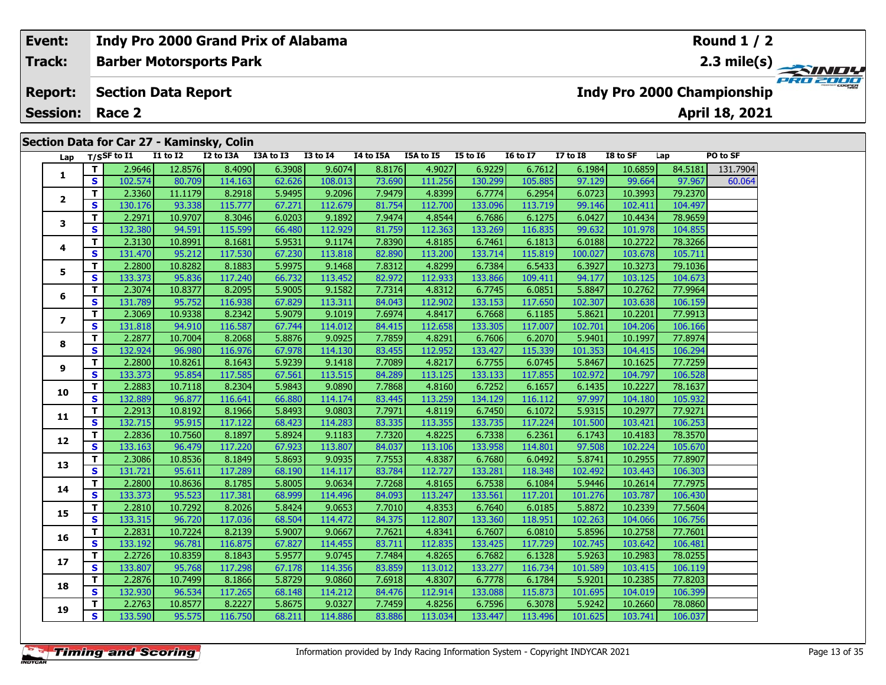| Event: | Indy Pro 2000 Grand Prix of Alabama | Round 1 / 2 |
|---|---|---|
| Track: | Barber Motorsports Park | 2.3 mile(s) |
| Report: | Section Data Report | Indy Pro 2000 Championship |
| Session: | Race 2 | April 18, 2021 |

## Section Data for Car 27 - Kaminsky, Colin

| Lap | T/S | SF to I1 | I1 to I2 | I2 to I3A | I3A to I3 | I3 to I4 | I4 to I5A | I5A to I5 | I5 to I6 | I6 to I7 | I7 to I8 | I8 to SF | Lap | PO to SF |
|---|---|---|---|---|---|---|---|---|---|---|---|---|---|---|
| 1 | T | 2.9646 | 12.8576 | 8.4090 | 6.3908 | 9.6074 | 8.8176 | 4.9027 | 6.9229 | 6.7612 | 6.1984 | 10.6859 | 84.5181 | 131.7904 |
| | S | 102.574 | 80.709 | 114.163 | 62.626 | 108.013 | 73.690 | 111.256 | 130.299 | 105.885 | 97.129 | 99.664 | 97.967 | 60.064 |
| 2 | T | 2.3360 | 11.1179 | 8.2918 | 5.9495 | 9.2096 | 7.9479 | 4.8399 | 6.7774 | 6.2954 | 6.0723 | 10.3993 | 79.2370 | |
| | S | 130.176 | 93.338 | 115.777 | 67.271 | 112.679 | 81.754 | 112.700 | 133.096 | 113.719 | 99.146 | 102.411 | 104.497 | |
| 3 | T | 2.2971 | 10.9707 | 8.3046 | 6.0203 | 9.1892 | 7.9474 | 4.8544 | 6.7686 | 6.1275 | 6.0427 | 10.4434 | 78.9659 | |
| | S | 132.380 | 94.591 | 115.599 | 66.480 | 112.929 | 81.759 | 112.363 | 133.269 | 116.835 | 99.632 | 101.978 | 104.855 | |
| 4 | T | 2.3130 | 10.8991 | 8.1681 | 5.9531 | 9.1174 | 7.8390 | 4.8185 | 6.7461 | 6.1813 | 6.0188 | 10.2722 | 78.3266 | |
| | S | 131.470 | 95.212 | 117.530 | 67.230 | 113.818 | 82.890 | 113.200 | 133.714 | 115.819 | 100.027 | 103.678 | 105.711 | |
| 5 | T | 2.2800 | 10.8282 | 8.1883 | 5.9975 | 9.1468 | 7.8312 | 4.8299 | 6.7384 | 6.5433 | 6.3927 | 10.3273 | 79.1036 | |
| | S | 133.373 | 95.836 | 117.240 | 66.732 | 113.452 | 82.972 | 112.933 | 133.866 | 109.411 | 94.177 | 103.125 | 104.673 | |
| 6 | T | 2.3074 | 10.8377 | 8.2095 | 5.9005 | 9.1582 | 7.7314 | 4.8312 | 6.7745 | 6.0851 | 5.8847 | 10.2762 | 77.9964 | |
| | S | 131.789 | 95.752 | 116.938 | 67.829 | 113.311 | 84.043 | 112.902 | 133.153 | 117.650 | 102.307 | 103.638 | 106.159 | |
| 7 | T | 2.3069 | 10.9338 | 8.2342 | 5.9079 | 9.1019 | 7.6974 | 4.8417 | 6.7668 | 6.1185 | 5.8621 | 10.2201 | 77.9913 | |
| | S | 131.818 | 94.910 | 116.587 | 67.744 | 114.012 | 84.415 | 112.658 | 133.305 | 117.007 | 102.701 | 104.206 | 106.166 | |
| 8 | T | 2.2877 | 10.7004 | 8.2068 | 5.8876 | 9.0925 | 7.7859 | 4.8291 | 6.7606 | 6.2070 | 5.9401 | 10.1997 | 77.8974 | |
| | S | 132.924 | 96.980 | 116.976 | 67.978 | 114.130 | 83.455 | 112.952 | 133.427 | 115.339 | 101.353 | 104.415 | 106.294 | |
| 9 | T | 2.2800 | 10.8261 | 8.1643 | 5.9239 | 9.1418 | 7.7089 | 4.8217 | 6.7755 | 6.0745 | 5.8467 | 10.1625 | 77.7259 | |
| | S | 133.373 | 95.854 | 117.585 | 67.561 | 113.515 | 84.289 | 113.125 | 133.133 | 117.855 | 102.972 | 104.797 | 106.528 | |
| 10 | T | 2.2883 | 10.7118 | 8.2304 | 5.9843 | 9.0890 | 7.7868 | 4.8160 | 6.7252 | 6.1657 | 6.1435 | 10.2227 | 78.1637 | |
| | S | 132.889 | 96.877 | 116.641 | 66.880 | 114.174 | 83.445 | 113.259 | 134.129 | 116.112 | 97.997 | 104.180 | 105.932 | |
| 11 | T | 2.2913 | 10.8192 | 8.1966 | 5.8493 | 9.0803 | 7.7971 | 4.8119 | 6.7450 | 6.1072 | 5.9315 | 10.2977 | 77.9271 | |
| | S | 132.715 | 95.915 | 117.122 | 68.423 | 114.283 | 83.335 | 113.355 | 133.735 | 117.224 | 101.500 | 103.421 | 106.253 | |
| 12 | T | 2.2836 | 10.7560 | 8.1897 | 5.8924 | 9.1183 | 7.7320 | 4.8225 | 6.7338 | 6.2361 | 6.1743 | 10.4183 | 78.3570 | |
| | S | 133.163 | 96.479 | 117.220 | 67.923 | 113.807 | 84.037 | 113.106 | 133.958 | 114.801 | 97.508 | 102.224 | 105.670 | |
| 13 | T | 2.3086 | 10.8536 | 8.1849 | 5.8693 | 9.0935 | 7.7553 | 4.8387 | 6.7680 | 6.0492 | 5.8741 | 10.2955 | 77.8907 | |
| | S | 131.721 | 95.611 | 117.289 | 68.190 | 114.117 | 83.784 | 112.727 | 133.281 | 118.348 | 102.492 | 103.443 | 106.303 | |
| 14 | T | 2.2800 | 10.8636 | 8.1785 | 5.8005 | 9.0634 | 7.7268 | 4.8165 | 6.7538 | 6.1084 | 5.9446 | 10.2614 | 77.7975 | |
| | S | 133.373 | 95.523 | 117.381 | 68.999 | 114.496 | 84.093 | 113.247 | 133.561 | 117.201 | 101.276 | 103.787 | 106.430 | |
| 15 | T | 2.2810 | 10.7292 | 8.2026 | 5.8424 | 9.0653 | 7.7010 | 4.8353 | 6.7640 | 6.0185 | 5.8872 | 10.2339 | 77.5604 | |
| | S | 133.315 | 96.720 | 117.036 | 68.504 | 114.472 | 84.375 | 112.807 | 133.360 | 118.951 | 102.263 | 104.066 | 106.756 | |
| 16 | T | 2.2831 | 10.7224 | 8.2139 | 5.9007 | 9.0667 | 7.7621 | 4.8341 | 6.7607 | 6.0810 | 5.8596 | 10.2758 | 77.7601 | |
| | S | 133.192 | 96.781 | 116.875 | 67.827 | 114.455 | 83.711 | 112.835 | 133.425 | 117.729 | 102.745 | 103.642 | 106.481 | |
| 17 | T | 2.2726 | 10.8359 | 8.1843 | 5.9577 | 9.0745 | 7.7484 | 4.8265 | 6.7682 | 6.1328 | 5.9263 | 10.2983 | 78.0255 | |
| | S | 133.807 | 95.768 | 117.298 | 67.178 | 114.356 | 83.859 | 113.012 | 133.277 | 116.734 | 101.589 | 103.415 | 106.119 | |
| 18 | T | 2.2876 | 10.7499 | 8.1866 | 5.8729 | 9.0860 | 7.6918 | 4.8307 | 6.7778 | 6.1784 | 5.9201 | 10.2385 | 77.8203 | |
| | S | 132.930 | 96.534 | 117.265 | 68.148 | 114.212 | 84.476 | 112.914 | 133.088 | 115.873 | 101.695 | 104.019 | 106.399 | |
| 19 | T | 2.2763 | 10.8577 | 8.2227 | 5.8675 | 9.0327 | 7.7459 | 4.8256 | 6.7596 | 6.3078 | 5.9242 | 10.2660 | 78.0860 | |
| | S | 133.590 | 95.575 | 116.750 | 68.211 | 114.886 | 83.886 | 113.034 | 133.447 | 113.496 | 101.625 | 103.741 | 106.037 | |

Information provided by Indy Racing Information System - Copyright INDYCAR 2021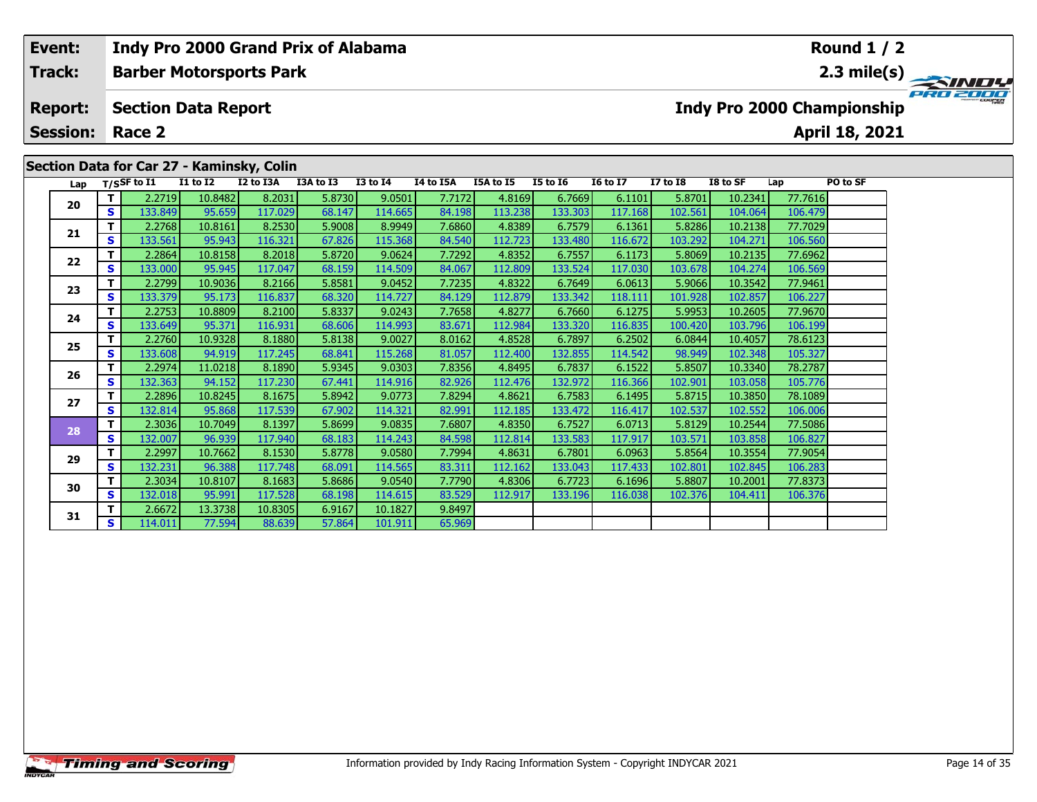| **Event:** | **Indy Pro 2000 Grand Prix of Alabama** | **Round 1 / 2** |
|---|---|---|
| **Track:** | **Barber Motorsports Park** | **2.3 mile(s)** |
| **Report:** | **Section Data Report** | **Indy Pro 2000 Championship** |
| **Session:** | **Race 2** | **April 18, 2021** |

## Section Data for Car 27 - Kaminsky, Colin

| Lap | T/S | SF to I1 | I1 to I2 | I2 to I3A | I3A to I3 | I3 to I4 | I4 to I5A | I5A to I5 | I5 to I6 | I6 to I7 | I7 to I8 | I8 to SF | Lap | PO to SF |
|---|---|---|---|---|---|---|---|---|---|---|---|---|---|---|
| 20 | T | 2.2719 | 10.8482 | 8.2031 | 5.8730 | 9.0501 | 7.7172 | 4.8169 | 6.7669 | 6.1101 | 5.8701 | 10.2341 | 77.7616 | |
| | S | 133.849 | 95.659 | 117.029 | 68.147 | 114.665 | 84.198 | 113.238 | 133.303 | 117.168 | 102.561 | 104.064 | 106.479 | |
| 21 | T | 2.2768 | 10.8161 | 8.2530 | 5.9008 | 8.9949 | 7.6860 | 4.8389 | 6.7579 | 6.1361 | 5.8286 | 10.2138 | 77.7029 | |
| | S | 133.561 | 95.943 | 116.321 | 67.826 | 115.368 | 84.540 | 112.723 | 133.480 | 116.672 | 103.292 | 104.271 | 106.560 | |
| 22 | T | 2.2864 | 10.8158 | 8.2018 | 5.8720 | 9.0624 | 7.7292 | 4.8352 | 6.7557 | 6.1173 | 5.8069 | 10.2135 | 77.6962 | |
| | S | 133.000 | 95.945 | 117.047 | 68.159 | 114.509 | 84.067 | 112.809 | 133.524 | 117.030 | 103.678 | 104.274 | 106.569 | |
| 23 | T | 2.2799 | 10.9036 | 8.2166 | 5.8581 | 9.0452 | 7.7235 | 4.8322 | 6.7649 | 6.0613 | 5.9066 | 10.3542 | 77.9461 | |
| | S | 133.379 | 95.173 | 116.837 | 68.320 | 114.727 | 84.129 | 112.879 | 133.342 | 118.111 | 101.928 | 102.857 | 106.227 | |
| 24 | T | 2.2753 | 10.8809 | 8.2100 | 5.8337 | 9.0243 | 7.7658 | 4.8277 | 6.7660 | 6.1275 | 5.9953 | 10.2605 | 77.9670 | |
| | S | 133.649 | 95.371 | 116.931 | 68.606 | 114.993 | 83.671 | 112.984 | 133.320 | 116.835 | 100.420 | 103.796 | 106.199 | |
| 25 | T | 2.2760 | 10.9328 | 8.1880 | 5.8138 | 9.0027 | 8.0162 | 4.8528 | 6.7897 | 6.2502 | 6.0844 | 10.4057 | 78.6123 | |
| | S | 133.608 | 94.919 | 117.245 | 68.841 | 115.268 | 81.057 | 112.400 | 132.855 | 114.542 | 98.949 | 102.348 | 105.327 | |
| 26 | T | 2.2974 | 11.0218 | 8.1890 | 5.9345 | 9.0303 | 7.8356 | 4.8495 | 6.7837 | 6.1522 | 5.8507 | 10.3340 | 78.2787 | |
| | S | 132.363 | 94.152 | 117.230 | 67.441 | 114.916 | 82.926 | 112.476 | 132.972 | 116.366 | 102.901 | 103.058 | 105.776 | |
| 27 | T | 2.2896 | 10.8245 | 8.1675 | 5.8942 | 9.0773 | 7.8294 | 4.8621 | 6.7583 | 6.1495 | 5.8715 | 10.3850 | 78.1089 | |
| | S | 132.814 | 95.868 | 117.539 | 67.902 | 114.321 | 82.991 | 112.185 | 133.472 | 116.417 | 102.537 | 102.552 | 106.006 | |
| 28 | T | 2.3036 | 10.7049 | 8.1397 | 5.8699 | 9.0835 | 7.6807 | 4.8350 | 6.7527 | 6.0713 | 5.8129 | 10.2544 | 77.5086 | |
| | S | 132.007 | 96.939 | 117.940 | 68.183 | 114.243 | 84.598 | 112.814 | 133.583 | 117.917 | 103.571 | 103.858 | 106.827 | |
| 29 | T | 2.2997 | 10.7662 | 8.1530 | 5.8778 | 9.0580 | 7.7994 | 4.8631 | 6.7801 | 6.0963 | 5.8564 | 10.3554 | 77.9054 | |
| | S | 132.231 | 96.388 | 117.748 | 68.091 | 114.565 | 83.311 | 112.162 | 133.043 | 117.433 | 102.801 | 102.845 | 106.283 | |
| 30 | T | 2.3034 | 10.8107 | 8.1683 | 5.8686 | 9.0540 | 7.7790 | 4.8306 | 6.7723 | 6.1696 | 5.8807 | 10.2001 | 77.8373 | |
| | S | 132.018 | 95.991 | 117.528 | 68.198 | 114.615 | 83.529 | 112.917 | 133.196 | 116.038 | 102.376 | 104.411 | 106.376 | |
| 31 | T | 2.6672 | 13.3738 | 10.8305 | 6.9167 | 10.1827 | 9.8497 | | | | | | | |
| | S | 114.011 | 77.594 | 88.639 | 57.864 | 101.911 | 65.969 | | | | | | | |

Information provided by Indy Racing Information System - Copyright INDYCAR 2021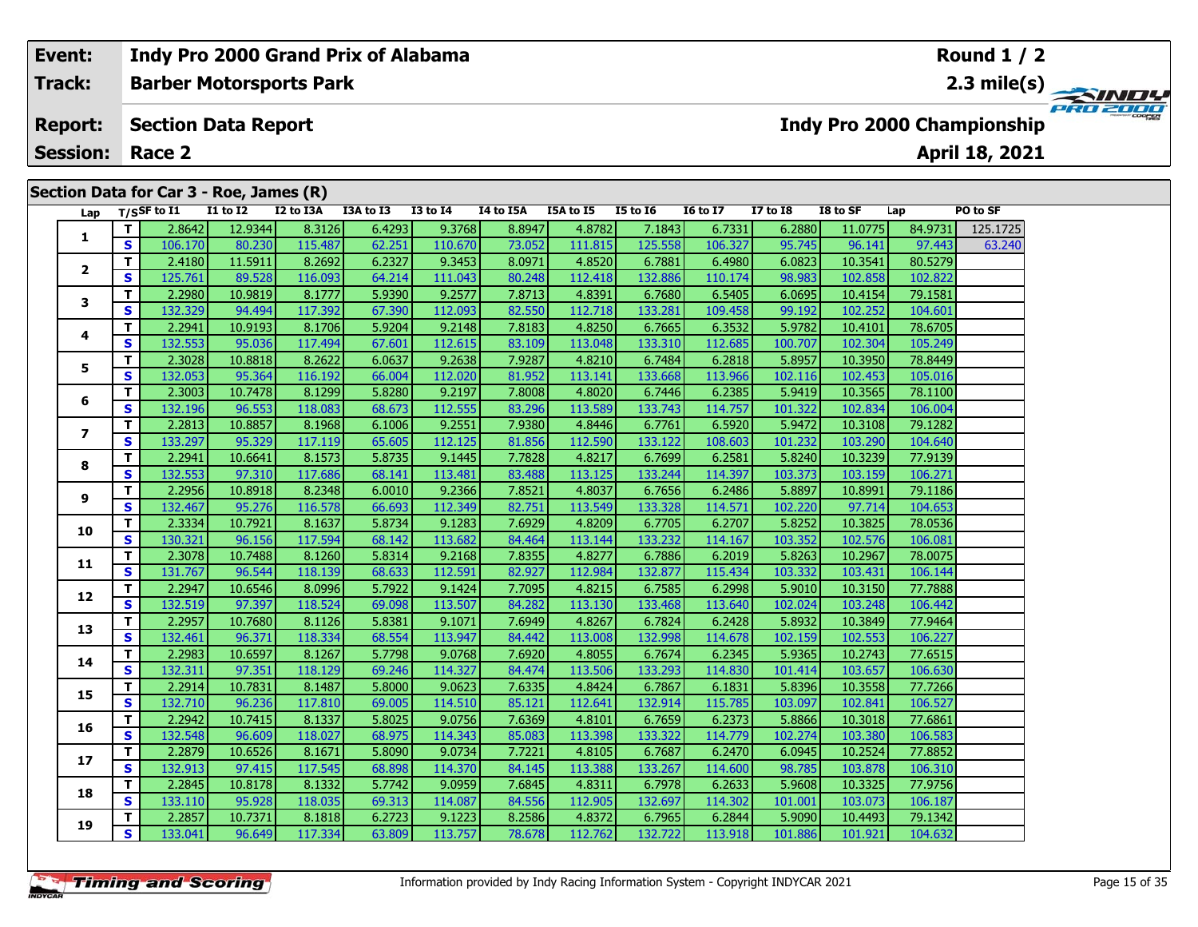| Event: | Indy Pro 2000 Grand Prix of Alabama | Round 1 / 2 |
|---|---|---|
| Track: | Barber Motorsports Park | 2.3 mile(s) |
| Report: | Section Data Report | Indy Pro 2000 Championship |
| Session: | Race 2 | April 18, 2021 |

## Section Data for Car 3 - Roe, James (R)

| Lap | T/S | SF to I1 | I1 to I2 | I2 to I3A | I3A to I3 | I3 to I4 | I4 to I5A | I5A to I5 | I5 to I6 | I6 to I7 | I7 to I8 | I8 to SF | Lap | PO to SF |
|---|---|---|---|---|---|---|---|---|---|---|---|---|---|---|
| 1 | T | 2.8642 | 12.9344 | 8.3126 | 6.4293 | 9.3768 | 8.8947 | 4.8782 | 7.1843 | 6.7331 | 6.2880 | 11.0775 | 84.9731 | 125.1725 |
| | S | 106.170 | 80.230 | 115.487 | 62.251 | 110.670 | 73.052 | 111.815 | 125.558 | 106.327 | 95.745 | 96.141 | 97.443 | 63.240 |
| 2 | T | 2.4180 | 11.5911 | 8.2692 | 6.2327 | 9.3453 | 8.0971 | 4.8520 | 6.7881 | 6.4980 | 6.0823 | 10.3541 | 80.5279 | |
| | S | 125.761 | 89.528 | 116.093 | 64.214 | 111.043 | 80.248 | 112.418 | 132.886 | 110.174 | 98.983 | 102.858 | 102.822 | |
| 3 | T | 2.2980 | 10.9819 | 8.1777 | 5.9390 | 9.2577 | 7.8713 | 4.8391 | 6.7680 | 6.5405 | 6.0695 | 10.4154 | 79.1581 | |
| | S | 132.329 | 94.494 | 117.392 | 67.390 | 112.093 | 82.550 | 112.718 | 133.281 | 109.458 | 99.192 | 102.252 | 104.601 | |
| 4 | T | 2.2941 | 10.9193 | 8.1706 | 5.9204 | 9.2148 | 7.8183 | 4.8250 | 6.7665 | 6.3532 | 5.9782 | 10.4101 | 78.6705 | |
| | S | 132.553 | 95.036 | 117.494 | 67.601 | 112.615 | 83.109 | 113.048 | 133.310 | 112.685 | 100.707 | 102.304 | 105.249 | |
| 5 | T | 2.3028 | 10.8818 | 8.2622 | 6.0637 | 9.2638 | 7.9287 | 4.8210 | 6.7484 | 6.2818 | 5.8957 | 10.3950 | 78.8449 | |
| | S | 132.053 | 95.364 | 116.192 | 66.004 | 112.020 | 81.952 | 113.141 | 133.668 | 113.966 | 102.116 | 102.453 | 105.016 | |
| 6 | T | 2.3003 | 10.7478 | 8.1299 | 5.8280 | 9.2197 | 7.8008 | 4.8020 | 6.7446 | 6.2385 | 5.9419 | 10.3565 | 78.1100 | |
| | S | 132.196 | 96.553 | 118.083 | 68.673 | 112.555 | 83.296 | 113.589 | 133.743 | 114.757 | 101.322 | 102.834 | 106.004 | |
| 7 | T | 2.2813 | 10.8857 | 8.1968 | 6.1006 | 9.2551 | 7.9380 | 4.8446 | 6.7761 | 6.5920 | 5.9472 | 10.3108 | 79.1282 | |
| | S | 133.297 | 95.329 | 117.119 | 65.605 | 112.125 | 81.856 | 112.590 | 133.122 | 108.603 | 101.232 | 103.290 | 104.640 | |
| 8 | T | 2.2941 | 10.6641 | 8.1573 | 5.8735 | 9.1445 | 7.7828 | 4.8217 | 6.7699 | 6.2581 | 5.8240 | 10.3239 | 77.9139 | |
| | S | 132.553 | 97.310 | 117.686 | 68.141 | 113.481 | 83.488 | 113.125 | 133.244 | 114.397 | 103.373 | 103.159 | 106.271 | |
| 9 | T | 2.2956 | 10.8918 | 8.2348 | 6.0010 | 9.2366 | 7.8521 | 4.8037 | 6.7656 | 6.2486 | 5.8897 | 10.8991 | 79.1186 | |
| | S | 132.467 | 95.276 | 116.578 | 66.693 | 112.349 | 82.751 | 113.549 | 133.328 | 114.571 | 102.220 | 97.714 | 104.653 | |
| 10 | T | 2.3334 | 10.7921 | 8.1637 | 5.8734 | 9.1283 | 7.6929 | 4.8209 | 6.7705 | 6.2707 | 5.8252 | 10.3825 | 78.0536 | |
| | S | 130.321 | 96.156 | 117.594 | 68.142 | 113.682 | 84.464 | 113.144 | 133.232 | 114.167 | 103.352 | 102.576 | 106.081 | |
| 11 | T | 2.3078 | 10.7488 | 8.1260 | 5.8314 | 9.2168 | 7.8355 | 4.8277 | 6.7886 | 6.2019 | 5.8263 | 10.2967 | 78.0075 | |
| | S | 131.767 | 96.544 | 118.139 | 68.633 | 112.591 | 82.927 | 112.984 | 132.877 | 115.434 | 103.332 | 103.431 | 106.144 | |
| 12 | T | 2.2947 | 10.6546 | 8.0996 | 5.7922 | 9.1424 | 7.7095 | 4.8215 | 6.7585 | 6.2998 | 5.9010 | 10.3150 | 77.7888 | |
| | S | 132.519 | 97.397 | 118.524 | 69.098 | 113.507 | 84.282 | 113.130 | 133.468 | 113.640 | 102.024 | 103.248 | 106.442 | |
| 13 | T | 2.2957 | 10.7680 | 8.1126 | 5.8381 | 9.1071 | 7.6949 | 4.8267 | 6.7824 | 6.2428 | 5.8932 | 10.3849 | 77.9464 | |
| | S | 132.461 | 96.371 | 118.334 | 68.554 | 113.947 | 84.442 | 113.008 | 132.998 | 114.678 | 102.159 | 102.553 | 106.227 | |
| 14 | T | 2.2983 | 10.6597 | 8.1267 | 5.7798 | 9.0768 | 7.6920 | 4.8055 | 6.7674 | 6.2345 | 5.9365 | 10.2743 | 77.6515 | |
| | S | 132.311 | 97.351 | 118.129 | 69.246 | 114.327 | 84.474 | 113.506 | 133.293 | 114.830 | 101.414 | 103.657 | 106.630 | |
| 15 | T | 2.2914 | 10.7831 | 8.1487 | 5.8000 | 9.0623 | 7.6335 | 4.8424 | 6.7867 | 6.1831 | 5.8396 | 10.3558 | 77.7266 | |
| | S | 132.710 | 96.236 | 117.810 | 69.005 | 114.510 | 85.121 | 112.641 | 132.914 | 115.785 | 103.097 | 102.841 | 106.527 | |
| 16 | T | 2.2942 | 10.7415 | 8.1337 | 5.8025 | 9.0756 | 7.6369 | 4.8101 | 6.7659 | 6.2373 | 5.8866 | 10.3018 | 77.6861 | |
| | S | 132.548 | 96.609 | 118.027 | 68.975 | 114.343 | 85.083 | 113.398 | 133.322 | 114.779 | 102.274 | 103.380 | 106.583 | |
| 17 | T | 2.2879 | 10.6526 | 8.1671 | 5.8090 | 9.0734 | 7.7221 | 4.8105 | 6.7687 | 6.2470 | 6.0945 | 10.2524 | 77.8852 | |
| | S | 132.913 | 97.415 | 117.545 | 68.898 | 114.370 | 84.145 | 113.388 | 133.267 | 114.600 | 98.785 | 103.878 | 106.310 | |
| 18 | T | 2.2845 | 10.8178 | 8.1332 | 5.7742 | 9.0959 | 7.6845 | 4.8311 | 6.7978 | 6.2633 | 5.9608 | 10.3325 | 77.9756 | |
| | S | 133.110 | 95.928 | 118.035 | 69.313 | 114.087 | 84.556 | 112.905 | 132.697 | 114.302 | 101.001 | 103.073 | 106.187 | |
| 19 | T | 2.2857 | 10.7371 | 8.1818 | 6.2723 | 9.1223 | 8.2586 | 4.8372 | 6.7965 | 6.2844 | 5.9090 | 10.4493 | 79.1342 | |
| | S | 133.041 | 96.649 | 117.334 | 63.809 | 113.757 | 78.678 | 112.762 | 132.722 | 113.918 | 101.886 | 101.921 | 104.632 | |

Information provided by Indy Racing Information System - Copyright INDYCAR 2021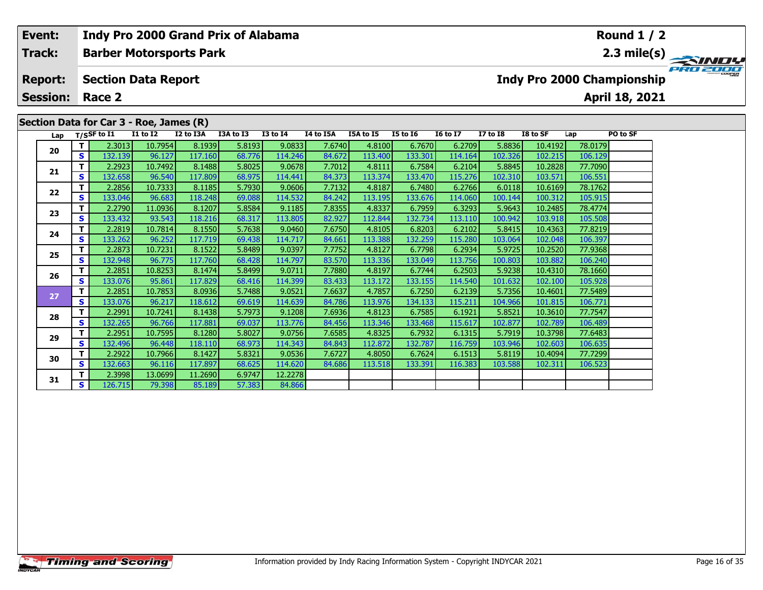| Event: | Indy Pro 2000 Grand Prix of Alabama | Round 1 / 2 |
|---|---|---|
| Track: | Barber Motorsports Park | 2.3 mile(s) |
| Report: | Section Data Report | Indy Pro 2000 Championship |
| Session: | Race 2 | April 18, 2021 |

## Section Data for Car 3 - Roe, James (R)

| Lap | T/S | SF to I1 | I1 to I2 | I2 to I3A | I3A to I3 | I3 to I4 | I4 to I5A | I5A to I5 | I5 to I6 | I6 to I7 | I7 to I8 | I8 to SF | Lap | PO to SF |
|---|---|---|---|---|---|---|---|---|---|---|---|---|---|---|
| 20 | T | 2.3013 | 10.7954 | 8.1939 | 5.8193 | 9.0833 | 7.6740 | 4.8100 | 6.7670 | 6.2709 | 5.8836 | 10.4192 | 78.0179 | |
| | S | 132.139 | 96.127 | 117.160 | 68.776 | 114.246 | 84.672 | 113.400 | 133.301 | 114.164 | 102.326 | 102.215 | 106.129 | |
| 21 | T | 2.2923 | 10.7492 | 8.1488 | 5.8025 | 9.0678 | 7.7012 | 4.8111 | 6.7584 | 6.2104 | 5.8845 | 10.2828 | 77.7090 | |
| | S | 132.658 | 96.540 | 117.809 | 68.975 | 114.441 | 84.373 | 113.374 | 133.470 | 115.276 | 102.310 | 103.571 | 106.551 | |
| 22 | T | 2.2856 | 10.7333 | 8.1185 | 5.7930 | 9.0606 | 7.7132 | 4.8187 | 6.7480 | 6.2766 | 6.0118 | 10.6169 | 78.1762 | |
| | S | 133.046 | 96.683 | 118.248 | 69.088 | 114.532 | 84.242 | 113.195 | 133.676 | 114.060 | 100.144 | 100.312 | 105.915 | |
| 23 | T | 2.2790 | 11.0936 | 8.1207 | 5.8584 | 9.1185 | 7.8355 | 4.8337 | 6.7959 | 6.3293 | 5.9643 | 10.2485 | 78.4774 | |
| | S | 133.432 | 93.543 | 118.216 | 68.317 | 113.805 | 82.927 | 112.844 | 132.734 | 113.110 | 100.942 | 103.918 | 105.508 | |
| 24 | T | 2.2819 | 10.7814 | 8.1550 | 5.7638 | 9.0460 | 7.6750 | 4.8105 | 6.8203 | 6.2102 | 5.8415 | 10.4363 | 77.8219 | |
| | S | 133.262 | 96.252 | 117.719 | 69.438 | 114.717 | 84.661 | 113.388 | 132.259 | 115.280 | 103.064 | 102.048 | 106.397 | |
| 25 | T | 2.2873 | 10.7231 | 8.1522 | 5.8489 | 9.0397 | 7.7752 | 4.8127 | 6.7798 | 6.2934 | 5.9725 | 10.2520 | 77.9368 | |
| | S | 132.948 | 96.775 | 117.760 | 68.428 | 114.797 | 83.570 | 113.336 | 133.049 | 113.756 | 100.803 | 103.882 | 106.240 | |
| 26 | T | 2.2851 | 10.8253 | 8.1474 | 5.8499 | 9.0711 | 7.7880 | 4.8197 | 6.7744 | 6.2503 | 5.9238 | 10.4310 | 78.1660 | |
| | S | 133.076 | 95.861 | 117.829 | 68.416 | 114.399 | 83.433 | 113.172 | 133.155 | 114.540 | 101.632 | 102.100 | 105.928 | |
| 27 | T | 2.2851 | 10.7853 | 8.0936 | 5.7488 | 9.0521 | 7.6637 | 4.7857 | 6.7250 | 6.2139 | 5.7356 | 10.4601 | 77.5489 | |
| | S | 133.076 | 96.217 | 118.612 | 69.619 | 114.639 | 84.786 | 113.976 | 134.133 | 115.211 | 104.966 | 101.815 | 106.771 | |
| 28 | T | 2.2991 | 10.7241 | 8.1438 | 5.7973 | 9.1208 | 7.6936 | 4.8123 | 6.7585 | 6.1921 | 5.8521 | 10.3610 | 77.7547 | |
| | S | 132.265 | 96.766 | 117.881 | 69.037 | 113.776 | 84.456 | 113.346 | 133.468 | 115.617 | 102.877 | 102.789 | 106.489 | |
| 29 | T | 2.2951 | 10.7595 | 8.1280 | 5.8027 | 9.0756 | 7.6585 | 4.8325 | 6.7932 | 6.1315 | 5.7919 | 10.3798 | 77.6483 | |
| | S | 132.496 | 96.448 | 118.110 | 68.973 | 114.343 | 84.843 | 112.872 | 132.787 | 116.759 | 103.946 | 102.603 | 106.635 | |
| 30 | T | 2.2922 | 10.7966 | 8.1427 | 5.8321 | 9.0536 | 7.6727 | 4.8050 | 6.7624 | 6.1513 | 5.8119 | 10.4094 | 77.7299 | |
| | S | 132.663 | 96.116 | 117.897 | 68.625 | 114.620 | 84.686 | 113.518 | 133.391 | 116.383 | 103.588 | 102.311 | 106.523 | |
| 31 | T | 2.3998 | 13.0699 | 11.2690 | 6.9747 | 12.2278 | | | | | | | | |
| | S | 126.715 | 79.398 | 85.189 | 57.383 | 84.866 | | | | | | | | |

Information provided by Indy Racing Information System - Copyright INDYCAR 2021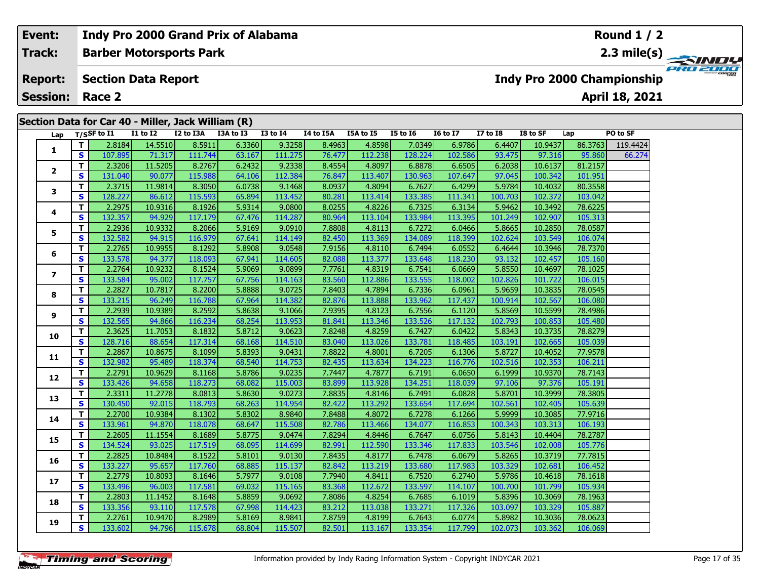| Event: | Indy Pro 2000 Grand Prix of Alabama | Round 1 / 2 |
|---|---|---|
| Track: | Barber Motorsports Park | 2.3 mile(s) |
| Report: | Section Data Report | Indy Pro 2000 Championship |
| Session: | Race 2 | April 18, 2021 |

## Section Data for Car 40 - Miller, Jack William (R)

| Lap | T/S | SF to I1 | I1 to I2 | I2 to I3A | I3A to I3 | I3 to I4 | I4 to I5A | I5A to I5 | I5 to I6 | I6 to I7 | I7 to I8 | I8 to SF | Lap | PO to SF |
|---|---|---|---|---|---|---|---|---|---|---|---|---|---|---|
| 1 | T | 2.8184 | 14.5510 | 8.5911 | 6.3360 | 9.3258 | 8.4963 | 4.8598 | 7.0349 | 6.9786 | 6.4407 | 10.9437 | 86.3763 | 119.4424 |
| | S | 107.895 | 71.317 | 111.744 | 63.167 | 111.275 | 76.477 | 112.238 | 128.224 | 102.586 | 93.475 | 97.316 | 95.860 | 66.274 |
| 2 | T | 2.3206 | 11.5205 | 8.2767 | 6.2432 | 9.2338 | 8.4554 | 4.8097 | 6.8878 | 6.6505 | 6.2038 | 10.6137 | 81.2157 | |
| | S | 131.040 | 90.077 | 115.988 | 64.106 | 112.384 | 76.847 | 113.407 | 130.963 | 107.647 | 97.045 | 100.342 | 101.951 | |
| 3 | T | 2.3715 | 11.9814 | 8.3050 | 6.0738 | 9.1468 | 8.0937 | 4.8094 | 6.7627 | 6.4299 | 5.9784 | 10.4032 | 80.3558 | |
| | S | 128.227 | 86.612 | 115.593 | 65.894 | 113.452 | 80.281 | 113.414 | 133.385 | 111.341 | 100.703 | 102.372 | 103.042 | |
| 4 | T | 2.2975 | 10.9316 | 8.1926 | 5.9314 | 9.0800 | 8.0255 | 4.8226 | 6.7325 | 6.3134 | 5.9462 | 10.3492 | 78.6225 | |
| | S | 132.357 | 94.929 | 117.179 | 67.476 | 114.287 | 80.964 | 113.104 | 133.984 | 113.395 | 101.249 | 102.907 | 105.313 | |
| 5 | T | 2.2936 | 10.9332 | 8.2066 | 5.9169 | 9.0910 | 7.8808 | 4.8113 | 6.7272 | 6.0466 | 5.8665 | 10.2850 | 78.0587 | |
| | S | 132.582 | 94.915 | 116.979 | 67.641 | 114.149 | 82.450 | 113.369 | 134.089 | 118.399 | 102.624 | 103.549 | 106.074 | |
| 6 | T | 2.2765 | 10.9955 | 8.1292 | 5.8908 | 9.0548 | 7.9156 | 4.8110 | 6.7494 | 6.0552 | 6.4644 | 10.3946 | 78.7370 | |
| | S | 133.578 | 94.377 | 118.093 | 67.941 | 114.605 | 82.088 | 113.377 | 133.648 | 118.230 | 93.132 | 102.457 | 105.160 | |
| 7 | T | 2.2764 | 10.9232 | 8.1524 | 5.9069 | 9.0899 | 7.7761 | 4.8319 | 6.7541 | 6.0669 | 5.8550 | 10.4697 | 78.1025 | |
| | S | 133.584 | 95.002 | 117.757 | 67.756 | 114.163 | 83.560 | 112.886 | 133.555 | 118.002 | 102.826 | 101.722 | 106.015 | |
| 8 | T | 2.2827 | 10.7817 | 8.2200 | 5.8888 | 9.0725 | 7.8403 | 4.7894 | 6.7336 | 6.0961 | 5.9659 | 10.3835 | 78.0545 | |
| | S | 133.215 | 96.249 | 116.788 | 67.964 | 114.382 | 82.876 | 113.888 | 133.962 | 117.437 | 100.914 | 102.567 | 106.080 | |
| 9 | T | 2.2939 | 10.9389 | 8.2592 | 5.8638 | 9.1066 | 7.9395 | 4.8123 | 6.7556 | 6.1120 | 5.8569 | 10.5599 | 78.4986 | |
| | S | 132.565 | 94.866 | 116.234 | 68.254 | 113.953 | 81.841 | 113.346 | 133.526 | 117.132 | 102.793 | 100.853 | 105.480 | |
| 10 | T | 2.3625 | 11.7053 | 8.1832 | 5.8712 | 9.0623 | 7.8248 | 4.8259 | 6.7427 | 6.0422 | 5.8343 | 10.3735 | 78.8279 | |
| | S | 128.716 | 88.654 | 117.314 | 68.168 | 114.510 | 83.040 | 113.026 | 133.781 | 118.485 | 103.191 | 102.665 | 105.039 | |
| 11 | T | 2.2867 | 10.8675 | 8.1099 | 5.8393 | 9.0431 | 7.8822 | 4.8001 | 6.7205 | 6.1306 | 5.8727 | 10.4052 | 77.9578 | |
| | S | 132.982 | 95.489 | 118.374 | 68.540 | 114.753 | 82.435 | 113.634 | 134.223 | 116.776 | 102.516 | 102.353 | 106.211 | |
| 12 | T | 2.2791 | 10.9629 | 8.1168 | 5.8786 | 9.0235 | 7.7447 | 4.7877 | 6.7191 | 6.0650 | 6.1999 | 10.9370 | 78.7143 | |
| | S | 133.426 | 94.658 | 118.273 | 68.082 | 115.003 | 83.899 | 113.928 | 134.251 | 118.039 | 97.106 | 97.376 | 105.191 | |
| 13 | T | 2.3311 | 11.2778 | 8.0813 | 5.8630 | 9.0273 | 7.8835 | 4.8146 | 6.7491 | 6.0828 | 5.8701 | 10.3999 | 78.3805 | |
| | S | 130.450 | 92.015 | 118.793 | 68.263 | 114.954 | 82.422 | 113.292 | 133.654 | 117.694 | 102.561 | 102.405 | 105.639 | |
| 14 | T | 2.2700 | 10.9384 | 8.1302 | 5.8302 | 8.9840 | 7.8488 | 4.8072 | 6.7278 | 6.1266 | 5.9999 | 10.3085 | 77.9716 | |
| | S | 133.961 | 94.870 | 118.078 | 68.647 | 115.508 | 82.786 | 113.466 | 134.077 | 116.853 | 100.343 | 103.313 | 106.193 | |
| 15 | T | 2.2605 | 11.1554 | 8.1689 | 5.8775 | 9.0474 | 7.8294 | 4.8446 | 6.7647 | 6.0756 | 5.8143 | 10.4404 | 78.2787 | |
| | S | 134.524 | 93.025 | 117.519 | 68.095 | 114.699 | 82.991 | 112.590 | 133.346 | 117.833 | 103.546 | 102.008 | 105.776 | |
| 16 | T | 2.2825 | 10.8484 | 8.1522 | 5.8101 | 9.0130 | 7.8435 | 4.8177 | 6.7478 | 6.0679 | 5.8265 | 10.3719 | 77.7815 | |
| | S | 133.227 | 95.657 | 117.760 | 68.885 | 115.137 | 82.842 | 113.219 | 133.680 | 117.983 | 103.329 | 102.681 | 106.452 | |
| 17 | T | 2.2779 | 10.8093 | 8.1646 | 5.7977 | 9.0108 | 7.7940 | 4.8411 | 6.7520 | 6.2740 | 5.9786 | 10.4618 | 78.1618 | |
| | S | 133.496 | 96.003 | 117.581 | 69.032 | 115.165 | 83.368 | 112.672 | 133.597 | 114.107 | 100.700 | 101.799 | 105.934 | |
| 18 | T | 2.2803 | 11.1452 | 8.1648 | 5.8859 | 9.0692 | 7.8086 | 4.8254 | 6.7685 | 6.1019 | 5.8396 | 10.3069 | 78.1963 | |
| | S | 133.356 | 93.110 | 117.578 | 67.998 | 114.423 | 83.212 | 113.038 | 133.271 | 117.326 | 103.097 | 103.329 | 105.887 | |
| 19 | T | 2.2761 | 10.9470 | 8.2989 | 5.8169 | 8.9841 | 7.8759 | 4.8199 | 6.7643 | 6.0774 | 5.8982 | 10.3036 | 78.0623 | |
| | S | 133.602 | 94.796 | 115.678 | 68.804 | 115.507 | 82.501 | 113.167 | 133.354 | 117.799 | 102.073 | 103.362 | 106.069 | |

Information provided by Indy Racing Information System - Copyright INDYCAR 2021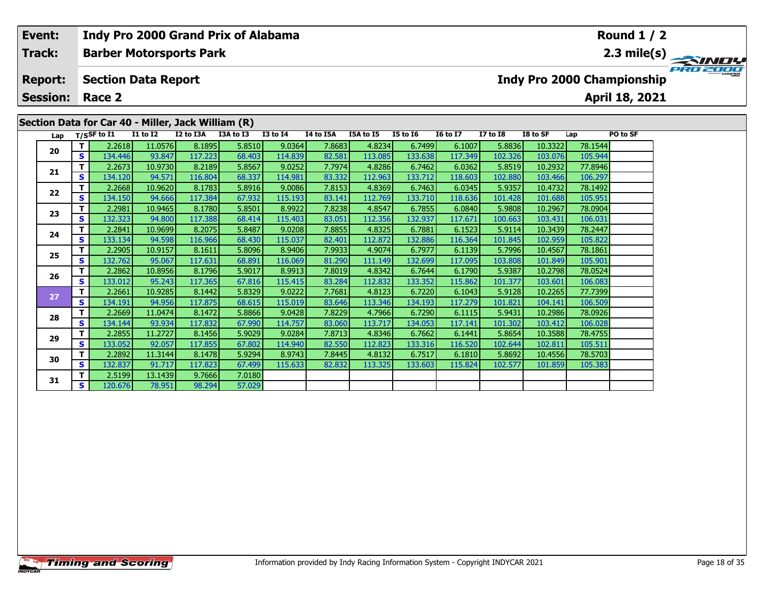| Event: | Indy Pro 2000 Grand Prix of Alabama | Round 1 / 2 |
|---|---|---|
| Track: | Barber Motorsports Park | 2.3 mile(s) |
| Report: | Section Data Report | Indy Pro 2000 Championship |
| Session: | Race 2 | April 18, 2021 |

## Section Data for Car 40 - Miller, Jack William (R)

| Lap | T/S | SF to I1 | I1 to I2 | I2 to I3A | I3A to I3 | I3 to I4 | I4 to I5A | I5A to I5 | I5 to I6 | I6 to I7 | I7 to I8 | I8 to SF | Lap | PO to SF |
|---|---|---|---|---|---|---|---|---|---|---|---|---|---|---|
| 20 | T | 2.2618 | 11.0576 | 8.1895 | 5.8510 | 9.0364 | 7.8683 | 4.8234 | 6.7499 | 6.1007 | 5.8836 | 10.3322 | 78.1544 | |
| | S | 134.446 | 93.847 | 117.223 | 68.403 | 114.839 | 82.581 | 113.085 | 133.638 | 117.349 | 102.326 | 103.076 | 105.944 | |
| 21 | T | 2.2673 | 10.9730 | 8.2189 | 5.8567 | 9.0252 | 7.7974 | 4.8286 | 6.7462 | 6.0362 | 5.8519 | 10.2932 | 77.8946 | |
| | S | 134.120 | 94.571 | 116.804 | 68.337 | 114.981 | 83.332 | 112.963 | 133.712 | 118.603 | 102.880 | 103.466 | 106.297 | |
| 22 | T | 2.2668 | 10.9620 | 8.1783 | 5.8916 | 9.0086 | 7.8153 | 4.8369 | 6.7463 | 6.0345 | 5.9357 | 10.4732 | 78.1492 | |
| | S | 134.150 | 94.666 | 117.384 | 67.932 | 115.193 | 83.141 | 112.769 | 133.710 | 118.636 | 101.428 | 101.688 | 105.951 | |
| 23 | T | 2.2981 | 10.9465 | 8.1780 | 5.8501 | 8.9922 | 7.8238 | 4.8547 | 6.7855 | 6.0840 | 5.9808 | 10.2967 | 78.0904 | |
| | S | 132.323 | 94.800 | 117.388 | 68.414 | 115.403 | 83.051 | 112.356 | 132.937 | 117.671 | 100.663 | 103.431 | 106.031 | |
| 24 | T | 2.2841 | 10.9699 | 8.2075 | 5.8487 | 9.0208 | 7.8855 | 4.8325 | 6.7881 | 6.1523 | 5.9114 | 10.3439 | 78.2447 | |
| | S | 133.134 | 94.598 | 116.966 | 68.430 | 115.037 | 82.401 | 112.872 | 132.886 | 116.364 | 101.845 | 102.959 | 105.822 | |
| 25 | T | 2.2905 | 10.9157 | 8.1611 | 5.8096 | 8.9406 | 7.9933 | 4.9074 | 6.7977 | 6.1139 | 5.7996 | 10.4567 | 78.1861 | |
| | S | 132.762 | 95.067 | 117.631 | 68.891 | 116.069 | 81.290 | 111.149 | 132.699 | 117.095 | 103.808 | 101.849 | 105.901 | |
| 26 | T | 2.2862 | 10.8956 | 8.1796 | 5.9017 | 8.9913 | 7.8019 | 4.8342 | 6.7644 | 6.1790 | 5.9387 | 10.2798 | 78.0524 | |
| | S | 133.012 | 95.243 | 117.365 | 67.816 | 115.415 | 83.284 | 112.832 | 133.352 | 115.862 | 101.377 | 103.601 | 106.083 | |
| 27 | T | 2.2661 | 10.9285 | 8.1442 | 5.8329 | 9.0222 | 7.7681 | 4.8123 | 6.7220 | 6.1043 | 5.9128 | 10.2265 | 77.7399 | |
| | S | 134.191 | 94.956 | 117.875 | 68.615 | 115.019 | 83.646 | 113.346 | 134.193 | 117.279 | 101.821 | 104.141 | 106.509 | |
| 28 | T | 2.2669 | 11.0474 | 8.1472 | 5.8866 | 9.0428 | 7.8229 | 4.7966 | 6.7290 | 6.1115 | 5.9431 | 10.2986 | 78.0926 | |
| | S | 134.144 | 93.934 | 117.832 | 67.990 | 114.757 | 83.060 | 113.717 | 134.053 | 117.141 | 101.302 | 103.412 | 106.028 | |
| 29 | T | 2.2855 | 11.2727 | 8.1456 | 5.9029 | 9.0284 | 7.8713 | 4.8346 | 6.7662 | 6.1441 | 5.8654 | 10.3588 | 78.4755 | |
| | S | 133.052 | 92.057 | 117.855 | 67.802 | 114.940 | 82.550 | 112.823 | 133.316 | 116.520 | 102.644 | 102.811 | 105.511 | |
| 30 | T | 2.2892 | 11.3144 | 8.1478 | 5.9294 | 8.9743 | 7.8445 | 4.8132 | 6.7517 | 6.1810 | 5.8692 | 10.4556 | 78.5703 | |
| | S | 132.837 | 91.717 | 117.823 | 67.499 | 115.633 | 82.832 | 113.325 | 133.603 | 115.824 | 102.577 | 101.859 | 105.383 | |
| 31 | T | 2.5199 | 13.1439 | 9.7666 | 7.0180 | | | | | | | | | |
| | S | 120.676 | 78.951 | 98.294 | 57.029 | | | | | | | | | |

Timing and Scoring

Information provided by Indy Racing Information System - Copyright INDYCAR 2021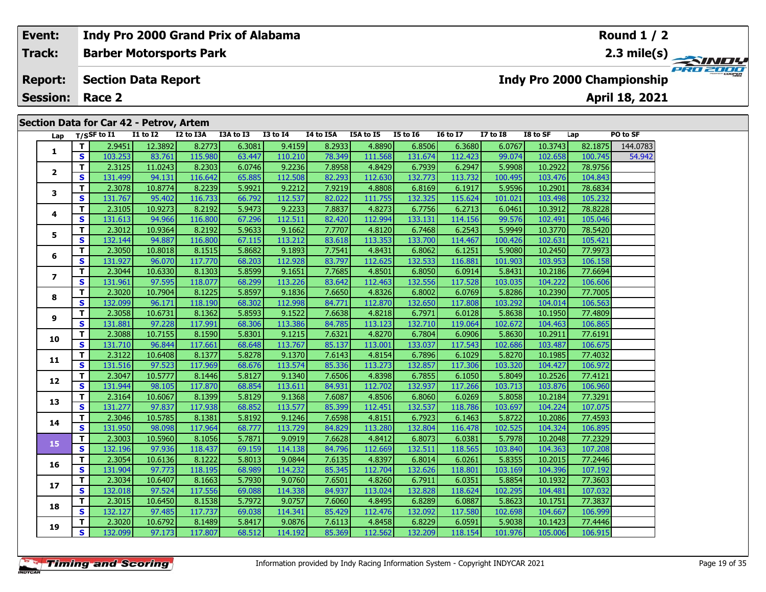| Event: | Indy Pro 2000 Grand Prix of Alabama | Round 1 / 2 |
|---|---|---|
| Track: | Barber Motorsports Park | 2.3 mile(s) |
| Report: | Section Data Report | Indy Pro 2000 Championship |
| Session: | Race 2 | April 18, 2021 |

## Section Data for Car 42 - Petrov, Artem

| Lap | T/S | SF to I1 | I1 to I2 | I2 to I3A | I3A to I3 | I3 to I4 | I4 to I5A | I5A to I5 | I5 to I6 | I6 to I7 | I7 to I8 | I8 to SF | Lap | PO to SF |
|---|---|---|---|---|---|---|---|---|---|---|---|---|---|---|
| 1 | T | 2.9451 | 12.3892 | 8.2773 | 6.3081 | 9.4159 | 8.2933 | 4.8890 | 6.8506 | 6.3680 | 6.0767 | 10.3743 | 82.1875 | 144.0783 |
| | S | 103.253 | 83.761 | 115.980 | 63.447 | 110.210 | 78.349 | 111.568 | 131.674 | 112.423 | 99.074 | 102.658 | 100.745 | 54.942 |
| 2 | T | 2.3125 | 11.0243 | 8.2303 | 6.0746 | 9.2236 | 7.8958 | 4.8429 | 6.7939 | 6.2947 | 5.9908 | 10.2922 | 78.9756 | |
| | S | 131.499 | 94.131 | 116.642 | 65.885 | 112.508 | 82.293 | 112.630 | 132.773 | 113.732 | 100.495 | 103.476 | 104.843 | |
| 3 | T | 2.3078 | 10.8774 | 8.2239 | 5.9921 | 9.2212 | 7.9219 | 4.8808 | 6.8169 | 6.1917 | 5.9596 | 10.2901 | 78.6834 | |
| | S | 131.767 | 95.402 | 116.733 | 66.792 | 112.537 | 82.022 | 111.755 | 132.325 | 115.624 | 101.021 | 103.498 | 105.232 | |
| 4 | T | 2.3105 | 10.9273 | 8.2192 | 5.9473 | 9.2233 | 7.8837 | 4.8273 | 6.7756 | 6.2713 | 6.0461 | 10.3912 | 78.8228 | |
| | S | 131.613 | 94.966 | 116.800 | 67.296 | 112.511 | 82.420 | 112.994 | 133.131 | 114.156 | 99.576 | 102.491 | 105.046 | |
| 5 | T | 2.3012 | 10.9364 | 8.2192 | 5.9633 | 9.1662 | 7.7707 | 4.8120 | 6.7468 | 6.2543 | 5.9949 | 10.3770 | 78.5420 | |
| | S | 132.144 | 94.887 | 116.800 | 67.115 | 113.212 | 83.618 | 113.353 | 133.700 | 114.467 | 100.426 | 102.631 | 105.421 | |
| 6 | T | 2.3050 | 10.8018 | 8.1515 | 5.8682 | 9.1893 | 7.7541 | 4.8431 | 6.8062 | 6.1251 | 5.9080 | 10.2450 | 77.9973 | |
| | S | 131.927 | 96.070 | 117.770 | 68.203 | 112.928 | 83.797 | 112.625 | 132.533 | 116.881 | 101.903 | 103.953 | 106.158 | |
| 7 | T | 2.3044 | 10.6330 | 8.1303 | 5.8599 | 9.1651 | 7.7685 | 4.8501 | 6.8050 | 6.0914 | 5.8431 | 10.2186 | 77.6694 | |
| | S | 131.961 | 97.595 | 118.077 | 68.299 | 113.226 | 83.642 | 112.463 | 132.556 | 117.528 | 103.035 | 104.222 | 106.606 | |
| 8 | T | 2.3020 | 10.7904 | 8.1225 | 5.8597 | 9.1836 | 7.6650 | 4.8326 | 6.8002 | 6.0769 | 5.8286 | 10.2390 | 77.7005 | |
| | S | 132.099 | 96.171 | 118.190 | 68.302 | 112.998 | 84.771 | 112.870 | 132.650 | 117.808 | 103.292 | 104.014 | 106.563 | |
| 9 | T | 2.3058 | 10.6731 | 8.1362 | 5.8593 | 9.1522 | 7.6638 | 4.8218 | 6.7971 | 6.0128 | 5.8638 | 10.1950 | 77.4809 | |
| | S | 131.881 | 97.228 | 117.991 | 68.306 | 113.386 | 84.785 | 113.123 | 132.710 | 119.064 | 102.672 | 104.463 | 106.865 | |
| 10 | T | 2.3088 | 10.7155 | 8.1590 | 5.8301 | 9.1215 | 7.6321 | 4.8270 | 6.7804 | 6.0906 | 5.8630 | 10.2911 | 77.6191 | |
| | S | 131.710 | 96.844 | 117.661 | 68.648 | 113.767 | 85.137 | 113.001 | 133.037 | 117.543 | 102.686 | 103.487 | 106.675 | |
| 11 | T | 2.3122 | 10.6408 | 8.1377 | 5.8278 | 9.1370 | 7.6143 | 4.8154 | 6.7896 | 6.1029 | 5.8270 | 10.1985 | 77.4032 | |
| | S | 131.516 | 97.523 | 117.969 | 68.676 | 113.574 | 85.336 | 113.273 | 132.857 | 117.306 | 103.320 | 104.427 | 106.972 | |
| 12 | T | 2.3047 | 10.5777 | 8.1446 | 5.8127 | 9.1340 | 7.6506 | 4.8398 | 6.7855 | 6.1050 | 5.8049 | 10.2526 | 77.4121 | |
| | S | 131.944 | 98.105 | 117.870 | 68.854 | 113.611 | 84.931 | 112.702 | 132.937 | 117.266 | 103.713 | 103.876 | 106.960 | |
| 13 | T | 2.3164 | 10.6067 | 8.1399 | 5.8129 | 9.1368 | 7.6087 | 4.8506 | 6.8060 | 6.0269 | 5.8058 | 10.2184 | 77.3291 | |
| | S | 131.277 | 97.837 | 117.938 | 68.852 | 113.577 | 85.399 | 112.451 | 132.537 | 118.786 | 103.697 | 104.224 | 107.075 | |
| 14 | T | 2.3046 | 10.5785 | 8.1381 | 5.8192 | 9.1246 | 7.6598 | 4.8151 | 6.7923 | 6.1463 | 5.8722 | 10.2086 | 77.4593 | |
| | S | 131.950 | 98.098 | 117.964 | 68.777 | 113.729 | 84.829 | 113.280 | 132.804 | 116.478 | 102.525 | 104.324 | 106.895 | |
| 15 | T | 2.3003 | 10.5960 | 8.1056 | 5.7871 | 9.0919 | 7.6628 | 4.8412 | 6.8073 | 6.0381 | 5.7978 | 10.2048 | 77.2329 | |
| | S | 132.196 | 97.936 | 118.437 | 69.159 | 114.138 | 84.796 | 112.669 | 132.511 | 118.565 | 103.840 | 104.363 | 107.208 | |
| 16 | T | 2.3054 | 10.6136 | 8.1222 | 5.8013 | 9.0844 | 7.6135 | 4.8397 | 6.8014 | 6.0261 | 5.8355 | 10.2015 | 77.2446 | |
| | S | 131.904 | 97.773 | 118.195 | 68.989 | 114.232 | 85.345 | 112.704 | 132.626 | 118.801 | 103.169 | 104.396 | 107.192 | |
| 17 | T | 2.3034 | 10.6407 | 8.1663 | 5.7930 | 9.0760 | 7.6501 | 4.8260 | 6.7911 | 6.0351 | 5.8854 | 10.1932 | 77.3603 | |
| | S | 132.018 | 97.524 | 117.556 | 69.088 | 114.338 | 84.937 | 113.024 | 132.828 | 118.624 | 102.295 | 104.481 | 107.032 | |
| 18 | T | 2.3015 | 10.6450 | 8.1538 | 5.7972 | 9.0757 | 7.6060 | 4.8495 | 6.8289 | 6.0887 | 5.8623 | 10.1751 | 77.3837 | |
| | S | 132.127 | 97.485 | 117.737 | 69.038 | 114.341 | 85.429 | 112.476 | 132.092 | 117.580 | 102.698 | 104.667 | 106.999 | |
| 19 | T | 2.3020 | 10.6792 | 8.1489 | 5.8417 | 9.0876 | 7.6113 | 4.8458 | 6.8229 | 6.0591 | 5.9038 | 10.1423 | 77.4446 | |
| | S | 132.099 | 97.173 | 117.807 | 68.512 | 114.192 | 85.369 | 112.562 | 132.209 | 118.154 | 101.976 | 105.006 | 106.915 | |

Information provided by Indy Racing Information System - Copyright INDYCAR 2021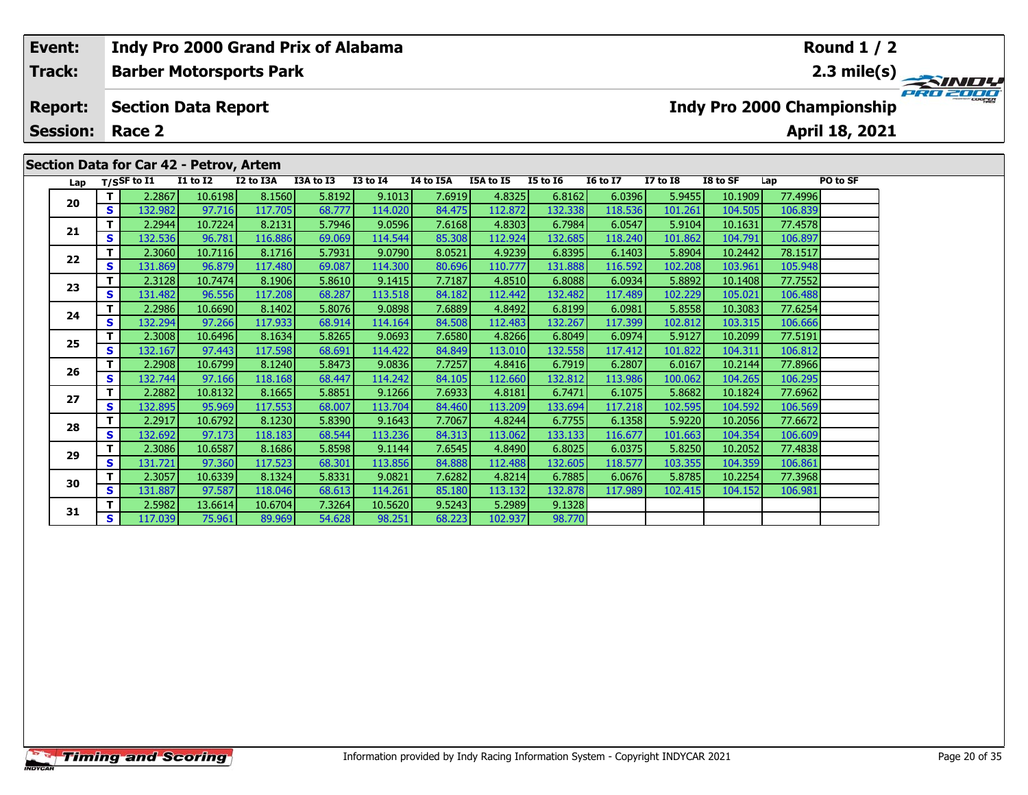| Event: | Indy Pro 2000 Grand Prix of Alabama | Round 1 / 2 |
|---|---|---|
| Track: | Barber Motorsports Park | 2.3 mile(s) |
| Report: | Section Data Report | Indy Pro 2000 Championship |
| Session: | Race 2 | April 18, 2021 |

## Section Data for Car 42 - Petrov, Artem

| Lap | T/S | SF to I1 | I1 to I2 | I2 to I3A | I3A to I3 | I3 to I4 | I4 to I5A | I5A to I5 | I5 to I6 | I6 to I7 | I7 to I8 | I8 to SF | Lap | PO to SF |
|---|---|---|---|---|---|---|---|---|---|---|---|---|---|---|
| 20 | T | 2.2867 | 10.6198 | 8.1560 | 5.8192 | 9.1013 | 7.6919 | 4.8325 | 6.8162 | 6.0396 | 5.9455 | 10.1909 | 77.4996 | |
| | S | 132.982 | 97.716 | 117.705 | 68.777 | 114.020 | 84.475 | 112.872 | 132.338 | 118.536 | 101.261 | 104.505 | 106.839 | |
| 21 | T | 2.2944 | 10.7224 | 8.2131 | 5.7946 | 9.0596 | 7.6168 | 4.8303 | 6.7984 | 6.0547 | 5.9104 | 10.1631 | 77.4578 | |
| | S | 132.536 | 96.781 | 116.886 | 69.069 | 114.544 | 85.308 | 112.924 | 132.685 | 118.240 | 101.862 | 104.791 | 106.897 | |
| 22 | T | 2.3060 | 10.7116 | 8.1716 | 5.7931 | 9.0790 | 8.0521 | 4.9239 | 6.8395 | 6.1403 | 5.8904 | 10.2442 | 78.1517 | |
| | S | 131.869 | 96.879 | 117.480 | 69.087 | 114.300 | 80.696 | 110.777 | 131.888 | 116.592 | 102.208 | 103.961 | 105.948 | |
| 23 | T | 2.3128 | 10.7474 | 8.1906 | 5.8610 | 9.1415 | 7.7187 | 4.8510 | 6.8088 | 6.0934 | 5.8892 | 10.1408 | 77.7552 | |
| | S | 131.482 | 96.556 | 117.208 | 68.287 | 113.518 | 84.182 | 112.442 | 132.482 | 117.489 | 102.229 | 105.021 | 106.488 | |
| 24 | T | 2.2986 | 10.6690 | 8.1402 | 5.8076 | 9.0898 | 7.6889 | 4.8492 | 6.8199 | 6.0981 | 5.8558 | 10.3083 | 77.6254 | |
| | S | 132.294 | 97.266 | 117.933 | 68.914 | 114.164 | 84.508 | 112.483 | 132.267 | 117.399 | 102.812 | 103.315 | 106.666 | |
| 25 | T | 2.3008 | 10.6496 | 8.1634 | 5.8265 | 9.0693 | 7.6580 | 4.8266 | 6.8049 | 6.0974 | 5.9127 | 10.2099 | 77.5191 | |
| | S | 132.167 | 97.443 | 117.598 | 68.691 | 114.422 | 84.849 | 113.010 | 132.558 | 117.412 | 101.822 | 104.311 | 106.812 | |
| 26 | T | 2.2908 | 10.6799 | 8.1240 | 5.8473 | 9.0836 | 7.7257 | 4.8416 | 6.7919 | 6.2807 | 6.0167 | 10.2144 | 77.8966 | |
| | S | 132.744 | 97.166 | 118.168 | 68.447 | 114.242 | 84.105 | 112.660 | 132.812 | 113.986 | 100.062 | 104.265 | 106.295 | |
| 27 | T | 2.2882 | 10.8132 | 8.1665 | 5.8851 | 9.1266 | 7.6933 | 4.8181 | 6.7471 | 6.1075 | 5.8682 | 10.1824 | 77.6962 | |
| | S | 132.895 | 95.969 | 117.553 | 68.007 | 113.704 | 84.460 | 113.209 | 133.694 | 117.218 | 102.595 | 104.592 | 106.569 | |
| 28 | T | 2.2917 | 10.6792 | 8.1230 | 5.8390 | 9.1643 | 7.7067 | 4.8244 | 6.7755 | 6.1358 | 5.9220 | 10.2056 | 77.6672 | |
| | S | 132.692 | 97.173 | 118.183 | 68.544 | 113.236 | 84.313 | 113.062 | 133.133 | 116.677 | 101.663 | 104.354 | 106.609 | |
| 29 | T | 2.3086 | 10.6587 | 8.1686 | 5.8598 | 9.1144 | 7.6545 | 4.8490 | 6.8025 | 6.0375 | 5.8250 | 10.2052 | 77.4838 | |
| | S | 131.721 | 97.360 | 117.523 | 68.301 | 113.856 | 84.888 | 112.488 | 132.605 | 118.577 | 103.355 | 104.359 | 106.861 | |
| 30 | T | 2.3057 | 10.6339 | 8.1324 | 5.8331 | 9.0821 | 7.6282 | 4.8214 | 6.7885 | 6.0676 | 5.8785 | 10.2254 | 77.3968 | |
| | S | 131.887 | 97.587 | 118.046 | 68.613 | 114.261 | 85.180 | 113.132 | 132.878 | 117.989 | 102.415 | 104.152 | 106.981 | |
| 31 | T | 2.5982 | 13.6614 | 10.6704 | 7.3264 | 10.5620 | 9.5243 | 5.2989 | 9.1328 | | | | | |
| | S | 117.039 | 75.961 | 89.969 | 54.628 | 98.251 | 68.223 | 102.937 | 98.770 | | | | | |

Information provided by Indy Racing Information System - Copyright INDYCAR 2021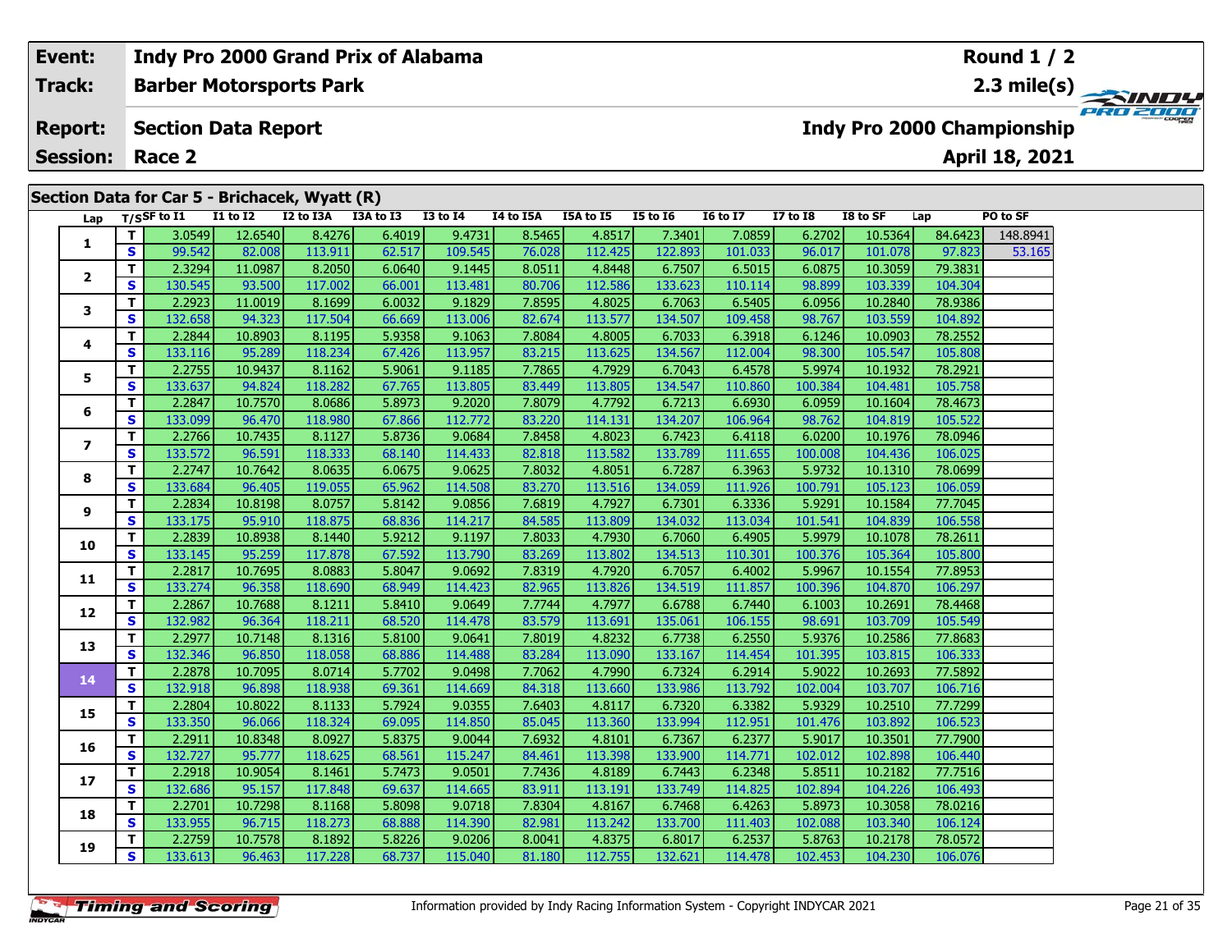| Event: | Indy Pro 2000 Grand Prix of Alabama | Round 1 / 2 |
|---|---|---|
| Track: | Barber Motorsports Park | 2.3 mile(s) |
| Report: | Section Data Report | Indy Pro 2000 Championship |
| Session: | Race 2 | April 18, 2021 |

## Section Data for Car 5 - Brichacek, Wyatt (R)

| Lap | T/S | SF to I1 | I1 to I2 | I2 to I3A | I3A to I3 | I3 to I4 | I4 to I5A | I5A to I5 | I5 to I6 | I6 to I7 | I7 to I8 | I8 to SF | Lap | PO to SF |
|---|---|---|---|---|---|---|---|---|---|---|---|---|---|---|
| 1 | T | 3.0549 | 12.6540 | 8.4276 | 6.4019 | 9.4731 | 8.5465 | 4.8517 | 7.3401 | 7.0859 | 6.2702 | 10.5364 | 84.6423 | 148.8941 |
| | S | 99.542 | 82.008 | 113.911 | 62.517 | 109.545 | 76.028 | 112.425 | 122.893 | 101.033 | 96.017 | 101.078 | 97.823 | 53.165 |
| 2 | T | 2.3294 | 11.0987 | 8.2050 | 6.0640 | 9.1445 | 8.0511 | 4.8448 | 6.7507 | 6.5015 | 6.0875 | 10.3059 | 79.3831 | |
| | S | 130.545 | 93.500 | 117.002 | 66.001 | 113.481 | 80.706 | 112.586 | 133.623 | 110.114 | 98.899 | 103.339 | 104.304 | |
| 3 | T | 2.2923 | 11.0019 | 8.1699 | 6.0032 | 9.1829 | 7.8595 | 4.8025 | 6.7063 | 6.5405 | 6.0956 | 10.2840 | 78.9386 | |
| | S | 132.658 | 94.323 | 117.504 | 66.669 | 113.006 | 82.674 | 113.577 | 134.507 | 109.458 | 98.767 | 103.559 | 104.892 | |
| 4 | T | 2.2844 | 10.8903 | 8.1195 | 5.9358 | 9.1063 | 7.8084 | 4.8005 | 6.7033 | 6.3918 | 6.1246 | 10.0903 | 78.2552 | |
| | S | 133.116 | 95.289 | 118.234 | 67.426 | 113.957 | 83.215 | 113.625 | 134.567 | 112.004 | 98.300 | 105.547 | 105.808 | |
| 5 | T | 2.2755 | 10.9437 | 8.1162 | 5.9061 | 9.1185 | 7.7865 | 4.7929 | 6.7043 | 6.4578 | 5.9974 | 10.1932 | 78.2921 | |
| | S | 133.637 | 94.824 | 118.282 | 67.765 | 113.805 | 83.449 | 113.805 | 134.547 | 110.860 | 100.384 | 104.481 | 105.758 | |
| 6 | T | 2.2847 | 10.7570 | 8.0686 | 5.8973 | 9.2020 | 7.8079 | 4.7792 | 6.7213 | 6.6930 | 6.0959 | 10.1604 | 78.4673 | |
| | S | 133.099 | 96.470 | 118.980 | 67.866 | 112.772 | 83.220 | 114.131 | 134.207 | 106.964 | 98.762 | 104.819 | 105.522 | |
| 7 | T | 2.2766 | 10.7435 | 8.1127 | 5.8736 | 9.0684 | 7.8458 | 4.8023 | 6.7423 | 6.4118 | 6.0200 | 10.1976 | 78.0946 | |
| | S | 133.572 | 96.591 | 118.333 | 68.140 | 114.433 | 82.818 | 113.582 | 133.789 | 111.655 | 100.008 | 104.436 | 106.025 | |
| 8 | T | 2.2747 | 10.7642 | 8.0635 | 6.0675 | 9.0625 | 7.8032 | 4.8051 | 6.7287 | 6.3963 | 5.9732 | 10.1310 | 78.0699 | |
| | S | 133.684 | 96.405 | 119.055 | 65.962 | 114.508 | 83.270 | 113.516 | 134.059 | 111.926 | 100.791 | 105.123 | 106.059 | |
| 9 | T | 2.2834 | 10.8198 | 8.0757 | 5.8142 | 9.0856 | 7.6819 | 4.7927 | 6.7301 | 6.3336 | 5.9291 | 10.1584 | 77.7045 | |
| | S | 133.175 | 95.910 | 118.875 | 68.836 | 114.217 | 84.585 | 113.809 | 134.032 | 113.034 | 101.541 | 104.839 | 106.558 | |
| 10 | T | 2.2839 | 10.8938 | 8.1440 | 5.9212 | 9.1197 | 7.8033 | 4.7930 | 6.7060 | 6.4905 | 5.9979 | 10.1078 | 78.2611 | |
| | S | 133.145 | 95.259 | 117.878 | 67.592 | 113.790 | 83.269 | 113.802 | 134.513 | 110.301 | 100.376 | 105.364 | 105.800 | |
| 11 | T | 2.2817 | 10.7695 | 8.0883 | 5.8047 | 9.0692 | 7.8319 | 4.7920 | 6.7057 | 6.4002 | 5.9967 | 10.1554 | 77.8953 | |
| | S | 133.274 | 96.358 | 118.690 | 68.949 | 114.423 | 82.965 | 113.826 | 134.519 | 111.857 | 100.396 | 104.870 | 106.297 | |
| 12 | T | 2.2867 | 10.7688 | 8.1211 | 5.8410 | 9.0649 | 7.7744 | 4.7977 | 6.6788 | 6.7440 | 6.1003 | 10.2691 | 78.4468 | |
| | S | 132.982 | 96.364 | 118.211 | 68.520 | 114.478 | 83.579 | 113.691 | 135.061 | 106.155 | 98.691 | 103.709 | 105.549 | |
| 13 | T | 2.2977 | 10.7148 | 8.1316 | 5.8100 | 9.0641 | 7.8019 | 4.8232 | 6.7738 | 6.2550 | 5.9376 | 10.2586 | 77.8683 | |
| | S | 132.346 | 96.850 | 118.058 | 68.886 | 114.488 | 83.284 | 113.090 | 133.167 | 114.454 | 101.395 | 103.815 | 106.333 | |
| 14 | T | 2.2878 | 10.7095 | 8.0714 | 5.7702 | 9.0498 | 7.7062 | 4.7990 | 6.7324 | 6.2914 | 5.9022 | 10.2693 | 77.5892 | |
| | S | 132.918 | 96.898 | 118.938 | 69.361 | 114.669 | 84.318 | 113.660 | 133.986 | 113.792 | 102.004 | 103.707 | 106.716 | |
| 15 | T | 2.2804 | 10.8022 | 8.1133 | 5.7924 | 9.0355 | 7.6403 | 4.8117 | 6.7320 | 6.3382 | 5.9329 | 10.2510 | 77.7299 | |
| | S | 133.350 | 96.066 | 118.324 | 69.095 | 114.850 | 85.045 | 113.360 | 133.994 | 112.951 | 101.476 | 103.892 | 106.523 | |
| 16 | T | 2.2911 | 10.8348 | 8.0927 | 5.8375 | 9.0044 | 7.6932 | 4.8101 | 6.7367 | 6.2377 | 5.9017 | 10.3501 | 77.7900 | |
| | S | 132.727 | 95.777 | 118.625 | 68.561 | 115.247 | 84.461 | 113.398 | 133.900 | 114.771 | 102.012 | 102.898 | 106.440 | |
| 17 | T | 2.2918 | 10.9054 | 8.1461 | 5.7473 | 9.0501 | 7.7436 | 4.8189 | 6.7443 | 6.2348 | 5.8511 | 10.2182 | 77.7516 | |
| | S | 132.686 | 95.157 | 117.848 | 69.637 | 114.665 | 83.911 | 113.191 | 133.749 | 114.825 | 102.894 | 104.226 | 106.493 | |
| 18 | T | 2.2701 | 10.7298 | 8.1168 | 5.8098 | 9.0718 | 7.8304 | 4.8167 | 6.7468 | 6.4263 | 5.8973 | 10.3058 | 78.0216 | |
| | S | 133.955 | 96.715 | 118.273 | 68.888 | 114.390 | 82.981 | 113.242 | 133.700 | 111.403 | 102.088 | 103.340 | 106.124 | |
| 19 | T | 2.2759 | 10.7578 | 8.1892 | 5.8226 | 9.0206 | 8.0041 | 4.8375 | 6.8017 | 6.2537 | 5.8763 | 10.2178 | 78.0572 | |
| | S | 133.613 | 96.463 | 117.228 | 68.737 | 115.040 | 81.180 | 112.755 | 132.621 | 114.478 | 102.453 | 104.230 | 106.076 | |

Information provided by Indy Racing Information System - Copyright INDYCAR 2021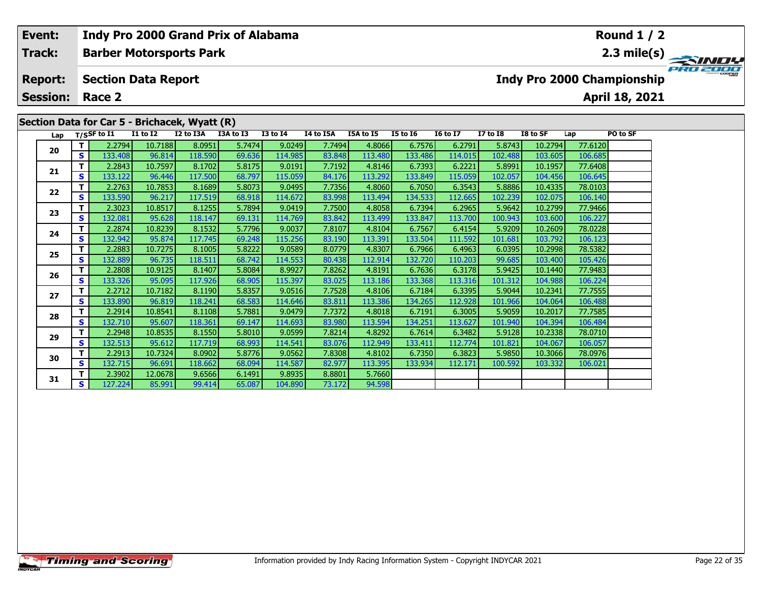| Event: | Indy Pro 2000 Grand Prix of Alabama | Round 1 / 2 |
|---|---|---|
| Track: | Barber Motorsports Park | 2.3 mile(s) |
| Report: | Section Data Report | Indy Pro 2000 Championship |
| Session: | Race 2 | April 18, 2021 |

## Section Data for Car 5 - Brichacek, Wyatt (R)

| Lap | T/S | SF to I1 | I1 to I2 | I2 to I3A | I3A to I3 | I3 to I4 | I4 to I5A | I5A to I5 | I5 to I6 | I6 to I7 | I7 to I8 | I8 to SF | Lap | PO to SF |
|---|---|---|---|---|---|---|---|---|---|---|---|---|---|---|
| 20 | T | 2.2794 | 10.7188 | 8.0951 | 5.7474 | 9.0249 | 7.7494 | 4.8066 | 6.7576 | 6.2791 | 5.8743 | 10.2794 | 77.6120 | |
| | S | 133.408 | 96.814 | 118.590 | 69.636 | 114.985 | 83.848 | 113.480 | 133.486 | 114.015 | 102.488 | 103.605 | 106.685 | |
| 21 | T | 2.2843 | 10.7597 | 8.1702 | 5.8175 | 9.0191 | 7.7192 | 4.8146 | 6.7393 | 6.2221 | 5.8991 | 10.1957 | 77.6408 | |
| | S | 133.122 | 96.446 | 117.500 | 68.797 | 115.059 | 84.176 | 113.292 | 133.849 | 115.059 | 102.057 | 104.456 | 106.645 | |
| 22 | T | 2.2763 | 10.7853 | 8.1689 | 5.8073 | 9.0495 | 7.7356 | 4.8060 | 6.7050 | 6.3543 | 5.8886 | 10.4335 | 78.0103 | |
| | S | 133.590 | 96.217 | 117.519 | 68.918 | 114.672 | 83.998 | 113.494 | 134.533 | 112.665 | 102.239 | 102.075 | 106.140 | |
| 23 | T | 2.3023 | 10.8517 | 8.1255 | 5.7894 | 9.0419 | 7.7500 | 4.8058 | 6.7394 | 6.2965 | 5.9642 | 10.2799 | 77.9466 | |
| | S | 132.081 | 95.628 | 118.147 | 69.131 | 114.769 | 83.842 | 113.499 | 133.847 | 113.700 | 100.943 | 103.600 | 106.227 | |
| 24 | T | 2.2874 | 10.8239 | 8.1532 | 5.7796 | 9.0037 | 7.8107 | 4.8104 | 6.7567 | 6.4154 | 5.9209 | 10.2609 | 78.0228 | |
| | S | 132.942 | 95.874 | 117.745 | 69.248 | 115.256 | 83.190 | 113.391 | 133.504 | 111.592 | 101.681 | 103.792 | 106.123 | |
| 25 | T | 2.2883 | 10.7275 | 8.1005 | 5.8222 | 9.0589 | 8.0779 | 4.8307 | 6.7966 | 6.4963 | 6.0395 | 10.2998 | 78.5382 | |
| | S | 132.889 | 96.735 | 118.511 | 68.742 | 114.553 | 80.438 | 112.914 | 132.720 | 110.203 | 99.685 | 103.400 | 105.426 | |
| 26 | T | 2.2808 | 10.9125 | 8.1407 | 5.8084 | 8.9927 | 7.8262 | 4.8191 | 6.7636 | 6.3178 | 5.9425 | 10.1440 | 77.9483 | |
| | S | 133.326 | 95.095 | 117.926 | 68.905 | 115.397 | 83.025 | 113.186 | 133.368 | 113.316 | 101.312 | 104.988 | 106.224 | |
| 27 | T | 2.2712 | 10.7182 | 8.1190 | 5.8357 | 9.0516 | 7.7528 | 4.8106 | 6.7184 | 6.3395 | 5.9044 | 10.2341 | 77.7555 | |
| | S | 133.890 | 96.819 | 118.241 | 68.583 | 114.646 | 83.811 | 113.386 | 134.265 | 112.928 | 101.966 | 104.064 | 106.488 | |
| 28 | T | 2.2914 | 10.8541 | 8.1108 | 5.7881 | 9.0479 | 7.7372 | 4.8018 | 6.7191 | 6.3005 | 5.9059 | 10.2017 | 77.7585 | |
| | S | 132.710 | 95.607 | 118.361 | 69.147 | 114.693 | 83.980 | 113.594 | 134.251 | 113.627 | 101.940 | 104.394 | 106.484 | |
| 29 | T | 2.2948 | 10.8535 | 8.1550 | 5.8010 | 9.0599 | 7.8214 | 4.8292 | 6.7614 | 6.3482 | 5.9128 | 10.2338 | 78.0710 | |
| | S | 132.513 | 95.612 | 117.719 | 68.993 | 114.541 | 83.076 | 112.949 | 133.411 | 112.774 | 101.821 | 104.067 | 106.057 | |
| 30 | T | 2.2913 | 10.7324 | 8.0902 | 5.8776 | 9.0562 | 7.8308 | 4.8102 | 6.7350 | 6.3823 | 5.9850 | 10.3066 | 78.0976 | |
| | S | 132.715 | 96.691 | 118.662 | 68.094 | 114.587 | 82.977 | 113.395 | 133.934 | 112.171 | 100.592 | 103.332 | 106.021 | |
| 31 | T | 2.3902 | 12.0678 | 9.6566 | 6.1491 | 9.8935 | 8.8801 | 5.7660 | | | | | | |
| | S | 127.224 | 85.991 | 99.414 | 65.087 | 104.890 | 73.172 | 94.598 | | | | | | |

Information provided by Indy Racing Information System - Copyright INDYCAR 2021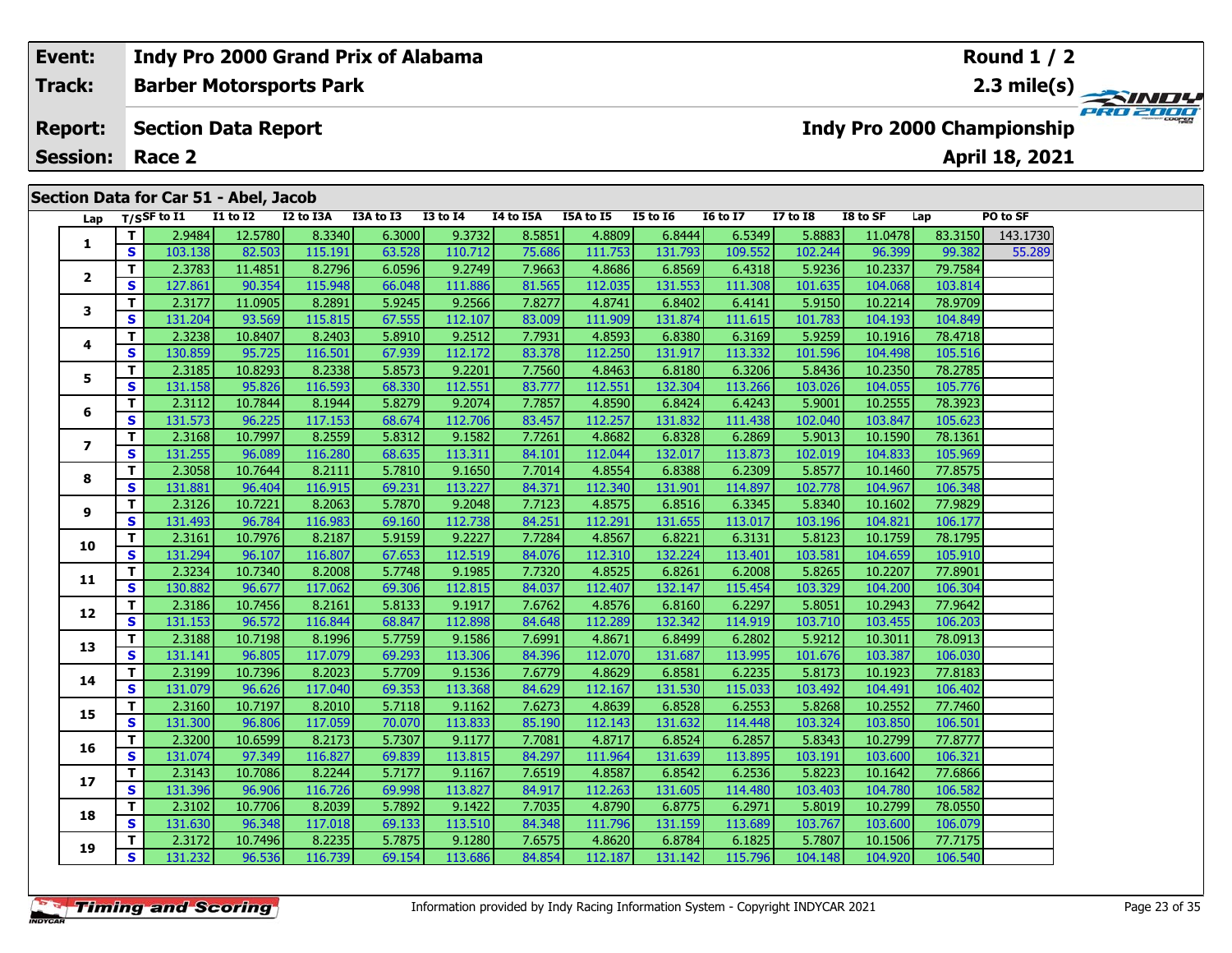| Event: | Indy Pro 2000 Grand Prix of Alabama | Round 1 / 2 |
|---|---|---|
| Track: | Barber Motorsports Park | 2.3 mile(s) |
| Report: | Section Data Report | Indy Pro 2000 Championship |
| Session: | Race 2 | April 18, 2021 |

## Section Data for Car 51 - Abel, Jacob

| Lap | T/S | SF to I1 | I1 to I2 | I2 to I3A | I3A to I3 | I3 to I4 | I4 to I5A | I5A to I5 | I5 to I6 | I6 to I7 | I7 to I8 | I8 to SF | Lap | PO to SF |
|---|---|---|---|---|---|---|---|---|---|---|---|---|---|---|
| 1 | T | 2.9484 | 12.5780 | 8.3340 | 6.3000 | 9.3732 | 8.5851 | 4.8809 | 6.8444 | 6.5349 | 5.8883 | 11.0478 | 83.3150 | 143.1730 |
| | S | 103.138 | 82.503 | 115.191 | 63.528 | 110.712 | 75.686 | 111.753 | 131.793 | 109.552 | 102.244 | 96.399 | 99.382 | 55.289 |
| 2 | T | 2.3783 | 11.4851 | 8.2796 | 6.0596 | 9.2749 | 7.9663 | 4.8686 | 6.8569 | 6.4318 | 5.9236 | 10.2337 | 79.7584 | |
| | S | 127.861 | 90.354 | 115.948 | 66.048 | 111.886 | 81.565 | 112.035 | 131.553 | 111.308 | 101.635 | 104.068 | 103.814 | |
| 3 | T | 2.3177 | 11.0905 | 8.2891 | 5.9245 | 9.2566 | 7.8277 | 4.8741 | 6.8402 | 6.4141 | 5.9150 | 10.2214 | 78.9709 | |
| | S | 131.204 | 93.569 | 115.815 | 67.555 | 112.107 | 83.009 | 111.909 | 131.874 | 111.615 | 101.783 | 104.193 | 104.849 | |
| 4 | T | 2.3238 | 10.8407 | 8.2403 | 5.8910 | 9.2512 | 7.7931 | 4.8593 | 6.8380 | 6.3169 | 5.9259 | 10.1916 | 78.4718 | |
| | S | 130.859 | 95.725 | 116.501 | 67.939 | 112.172 | 83.378 | 112.250 | 131.917 | 113.332 | 101.596 | 104.498 | 105.516 | |
| 5 | T | 2.3185 | 10.8293 | 8.2338 | 5.8573 | 9.2201 | 7.7560 | 4.8463 | 6.8180 | 6.3206 | 5.8436 | 10.2350 | 78.2785 | |
| | S | 131.158 | 95.826 | 116.593 | 68.330 | 112.551 | 83.777 | 112.551 | 132.304 | 113.266 | 103.026 | 104.055 | 105.776 | |
| 6 | T | 2.3112 | 10.7844 | 8.1944 | 5.8279 | 9.2074 | 7.7857 | 4.8590 | 6.8424 | 6.4243 | 5.9001 | 10.2555 | 78.3923 | |
| | S | 131.573 | 96.225 | 117.153 | 68.674 | 112.706 | 83.457 | 112.257 | 131.832 | 111.438 | 102.040 | 103.847 | 105.623 | |
| 7 | T | 2.3168 | 10.7997 | 8.2559 | 5.8312 | 9.1582 | 7.7261 | 4.8682 | 6.8328 | 6.2869 | 5.9013 | 10.1590 | 78.1361 | |
| | S | 131.255 | 96.089 | 116.280 | 68.635 | 113.311 | 84.101 | 112.044 | 132.017 | 113.873 | 102.019 | 104.833 | 105.969 | |
| 8 | T | 2.3058 | 10.7644 | 8.2111 | 5.7810 | 9.1650 | 7.7014 | 4.8554 | 6.8388 | 6.2309 | 5.8577 | 10.1460 | 77.8575 | |
| | S | 131.881 | 96.404 | 116.915 | 69.231 | 113.227 | 84.371 | 112.340 | 131.901 | 114.897 | 102.778 | 104.967 | 106.348 | |
| 9 | T | 2.3126 | 10.7221 | 8.2063 | 5.7870 | 9.2048 | 7.7123 | 4.8575 | 6.8516 | 6.3345 | 5.8340 | 10.1602 | 77.9829 | |
| | S | 131.493 | 96.784 | 116.983 | 69.160 | 112.738 | 84.251 | 112.291 | 131.655 | 113.017 | 103.196 | 104.821 | 106.177 | |
| 10 | T | 2.3161 | 10.7976 | 8.2187 | 5.9159 | 9.2227 | 7.7284 | 4.8567 | 6.8221 | 6.3131 | 5.8123 | 10.1759 | 78.1795 | |
| | S | 131.294 | 96.107 | 116.807 | 67.653 | 112.519 | 84.076 | 112.310 | 132.224 | 113.401 | 103.581 | 104.659 | 105.910 | |
| 11 | T | 2.3234 | 10.7340 | 8.2008 | 5.7748 | 9.1985 | 7.7320 | 4.8525 | 6.8261 | 6.2008 | 5.8265 | 10.2207 | 77.8901 | |
| | S | 130.882 | 96.677 | 117.062 | 69.306 | 112.815 | 84.037 | 112.407 | 132.147 | 115.454 | 103.329 | 104.200 | 106.304 | |
| 12 | T | 2.3186 | 10.7456 | 8.2161 | 5.8133 | 9.1917 | 7.6762 | 4.8576 | 6.8160 | 6.2297 | 5.8051 | 10.2943 | 77.9642 | |
| | S | 131.153 | 96.572 | 116.844 | 68.847 | 112.898 | 84.648 | 112.289 | 132.342 | 114.919 | 103.710 | 103.455 | 106.203 | |
| 13 | T | 2.3188 | 10.7198 | 8.1996 | 5.7759 | 9.1586 | 7.6991 | 4.8671 | 6.8499 | 6.2802 | 5.9212 | 10.3011 | 78.0913 | |
| | S | 131.141 | 96.805 | 117.079 | 69.293 | 113.306 | 84.396 | 112.070 | 131.687 | 113.995 | 101.676 | 103.387 | 106.030 | |
| 14 | T | 2.3199 | 10.7396 | 8.2023 | 5.7709 | 9.1536 | 7.6779 | 4.8629 | 6.8581 | 6.2235 | 5.8173 | 10.1923 | 77.8183 | |
| | S | 131.079 | 96.626 | 117.040 | 69.353 | 113.368 | 84.629 | 112.167 | 131.530 | 115.033 | 103.492 | 104.491 | 106.402 | |
| 15 | T | 2.3160 | 10.7197 | 8.2010 | 5.7118 | 9.1162 | 7.6273 | 4.8639 | 6.8528 | 6.2553 | 5.8268 | 10.2552 | 77.7460 | |
| | S | 131.300 | 96.806 | 117.059 | 70.070 | 113.833 | 85.190 | 112.143 | 131.632 | 114.448 | 103.324 | 103.850 | 106.501 | |
| 16 | T | 2.3200 | 10.6599 | 8.2173 | 5.7307 | 9.1177 | 7.7081 | 4.8717 | 6.8524 | 6.2857 | 5.8343 | 10.2799 | 77.8777 | |
| | S | 131.074 | 97.349 | 116.827 | 69.839 | 113.815 | 84.297 | 111.964 | 131.639 | 113.895 | 103.191 | 103.600 | 106.321 | |
| 17 | T | 2.3143 | 10.7086 | 8.2244 | 5.7177 | 9.1167 | 7.6519 | 4.8587 | 6.8542 | 6.2536 | 5.8223 | 10.1642 | 77.6866 | |
| | S | 131.396 | 96.906 | 116.726 | 69.998 | 113.827 | 84.917 | 112.263 | 131.605 | 114.480 | 103.403 | 104.780 | 106.582 | |
| 18 | T | 2.3102 | 10.7706 | 8.2039 | 5.7892 | 9.1422 | 7.7035 | 4.8790 | 6.8775 | 6.2971 | 5.8019 | 10.2799 | 78.0550 | |
| | S | 131.630 | 96.348 | 117.018 | 69.133 | 113.510 | 84.348 | 111.796 | 131.159 | 113.689 | 103.767 | 103.600 | 106.079 | |
| 19 | T | 2.3172 | 10.7496 | 8.2235 | 5.7875 | 9.1280 | 7.6575 | 4.8620 | 6.8784 | 6.1825 | 5.7807 | 10.1506 | 77.7175 | |
| | S | 131.232 | 96.536 | 116.739 | 69.154 | 113.686 | 84.854 | 112.187 | 131.142 | 115.796 | 104.148 | 104.920 | 106.540 | |

Information provided by Indy Racing Information System - Copyright INDYCAR 2021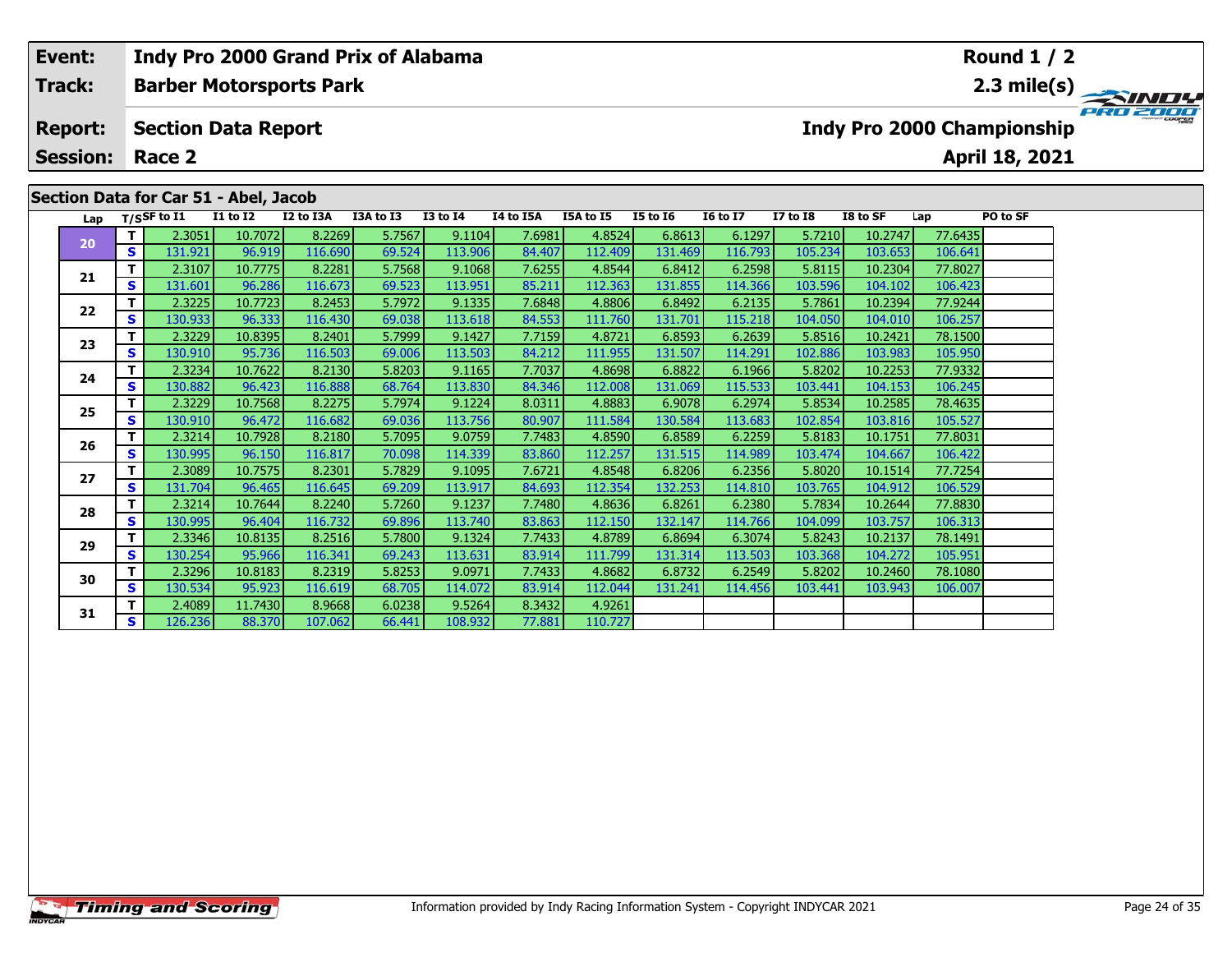| Event: | Indy Pro 2000 Grand Prix of Alabama | Round 1 / 2 |
|---|---|---|
| Track: | Barber Motorsports Park | 2.3 mile(s) |
| Report: | Section Data Report | Indy Pro 2000 Championship |
| Session: | Race 2 | April 18, 2021 |

## Section Data for Car 51 - Abel, Jacob

| Lap | T/S | SF to I1 | I1 to I2 | I2 to I3A | I3A to I3 | I3 to I4 | I4 to I5A | I5A to I5 | I5 to I6 | I6 to I7 | I7 to I8 | I8 to SF | Lap | PO to SF |
|---|---|---|---|---|---|---|---|---|---|---|---|---|---|---|
| 20 | T | 2.3051 | 10.7072 | 8.2269 | 5.7567 | 9.1104 | 7.6981 | 4.8524 | 6.8613 | 6.1297 | 5.7210 | 10.2747 | 77.6435 | |
| | S | 131.921 | 96.919 | 116.690 | 69.524 | 113.906 | 84.407 | 112.409 | 131.469 | 116.793 | 105.234 | 103.653 | 106.641 | |
| 21 | T | 2.3107 | 10.7775 | 8.2281 | 5.7568 | 9.1068 | 7.6255 | 4.8544 | 6.8412 | 6.2598 | 5.8115 | 10.2304 | 77.8027 | |
| | S | 131.601 | 96.286 | 116.673 | 69.523 | 113.951 | 85.211 | 112.363 | 131.855 | 114.366 | 103.596 | 104.102 | 106.423 | |
| 22 | T | 2.3225 | 10.7723 | 8.2453 | 5.7972 | 9.1335 | 7.6848 | 4.8806 | 6.8492 | 6.2135 | 5.7861 | 10.2394 | 77.9244 | |
| | S | 130.933 | 96.333 | 116.430 | 69.038 | 113.618 | 84.553 | 111.760 | 131.701 | 115.218 | 104.050 | 104.010 | 106.257 | |
| 23 | T | 2.3229 | 10.8395 | 8.2401 | 5.7999 | 9.1427 | 7.7159 | 4.8721 | 6.8593 | 6.2639 | 5.8516 | 10.2421 | 78.1500 | |
| | S | 130.910 | 95.736 | 116.503 | 69.006 | 113.503 | 84.212 | 111.955 | 131.507 | 114.291 | 102.886 | 103.983 | 105.950 | |
| 24 | T | 2.3234 | 10.7622 | 8.2130 | 5.8203 | 9.1165 | 7.7037 | 4.8698 | 6.8822 | 6.1966 | 5.8202 | 10.2253 | 77.9332 | |
| | S | 130.882 | 96.423 | 116.888 | 68.764 | 113.830 | 84.346 | 112.008 | 131.069 | 115.533 | 103.441 | 104.153 | 106.245 | |
| 25 | T | 2.3229 | 10.7568 | 8.2275 | 5.7974 | 9.1224 | 8.0311 | 4.8883 | 6.9078 | 6.2974 | 5.8534 | 10.2585 | 78.4635 | |
| | S | 130.910 | 96.472 | 116.682 | 69.036 | 113.756 | 80.907 | 111.584 | 130.584 | 113.683 | 102.854 | 103.816 | 105.527 | |
| 26 | T | 2.3214 | 10.7928 | 8.2180 | 5.7095 | 9.0759 | 7.7483 | 4.8590 | 6.8589 | 6.2259 | 5.8183 | 10.1751 | 77.8031 | |
| | S | 130.995 | 96.150 | 116.817 | 70.098 | 114.339 | 83.860 | 112.257 | 131.515 | 114.989 | 103.474 | 104.667 | 106.422 | |
| 27 | T | 2.3089 | 10.7575 | 8.2301 | 5.7829 | 9.1095 | 7.6721 | 4.8548 | 6.8206 | 6.2356 | 5.8020 | 10.1514 | 77.7254 | |
| | S | 131.704 | 96.465 | 116.645 | 69.209 | 113.917 | 84.693 | 112.354 | 132.253 | 114.810 | 103.765 | 104.912 | 106.529 | |
| 28 | T | 2.3214 | 10.7644 | 8.2240 | 5.7260 | 9.1237 | 7.7480 | 4.8636 | 6.8261 | 6.2380 | 5.7834 | 10.2644 | 77.8830 | |
| | S | 130.995 | 96.404 | 116.732 | 69.896 | 113.740 | 83.863 | 112.150 | 132.147 | 114.766 | 104.099 | 103.757 | 106.313 | |
| 29 | T | 2.3346 | 10.8135 | 8.2516 | 5.7800 | 9.1324 | 7.7433 | 4.8789 | 6.8694 | 6.3074 | 5.8243 | 10.2137 | 78.1491 | |
| | S | 130.254 | 95.966 | 116.341 | 69.243 | 113.631 | 83.914 | 111.799 | 131.314 | 113.503 | 103.368 | 104.272 | 105.951 | |
| 30 | T | 2.3296 | 10.8183 | 8.2319 | 5.8253 | 9.0971 | 7.7433 | 4.8682 | 6.8732 | 6.2549 | 5.8202 | 10.2460 | 78.1080 | |
| | S | 130.534 | 95.923 | 116.619 | 68.705 | 114.072 | 83.914 | 112.044 | 131.241 | 114.456 | 103.441 | 103.943 | 106.007 | |
| 31 | T | 2.4089 | 11.7430 | 8.9668 | 6.0238 | 9.5264 | 8.3432 | 4.9261 | | | | | | |
| | S | 126.236 | 88.370 | 107.062 | 66.441 | 108.932 | 77.881 | 110.727 | | | | | | |

Information provided by Indy Racing Information System - Copyright INDYCAR 2021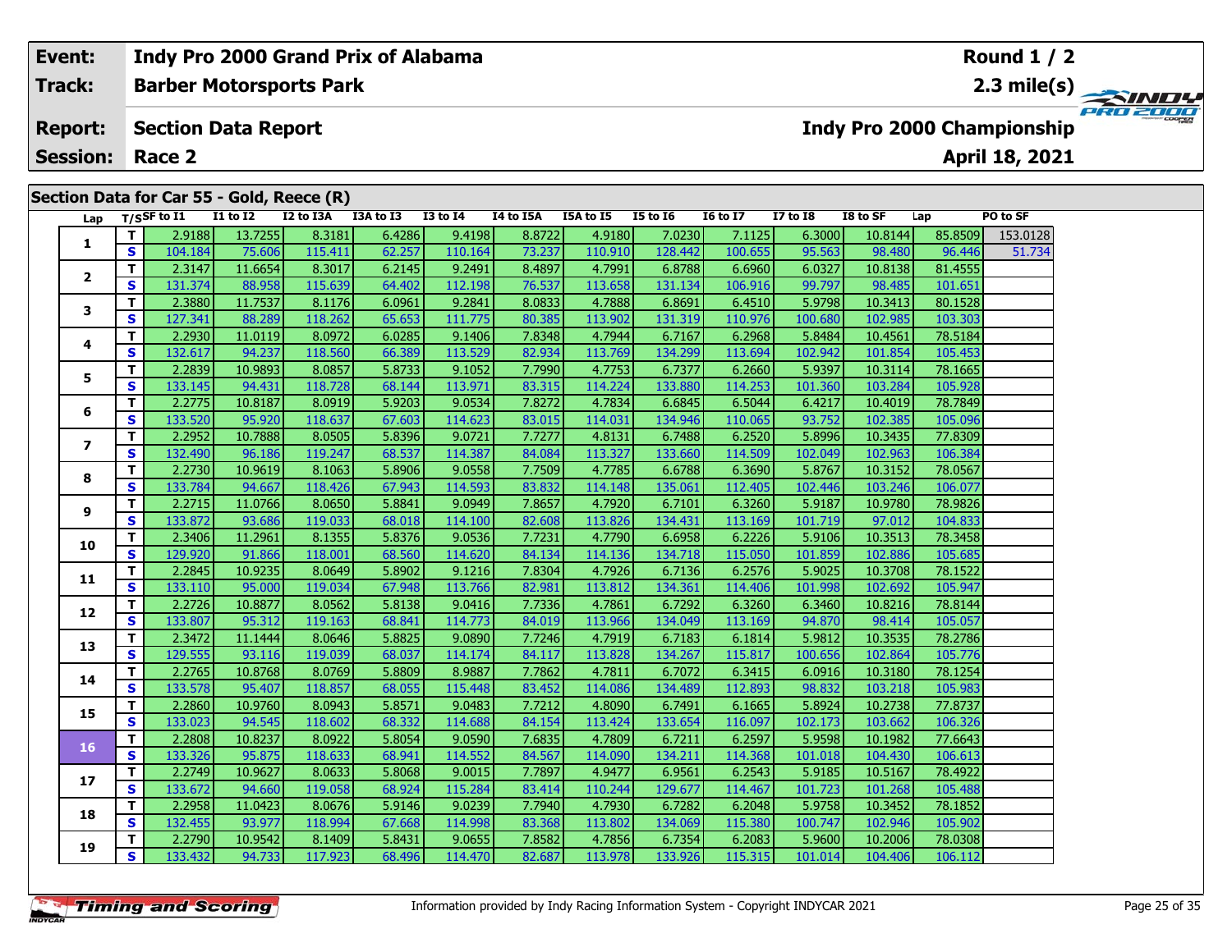| Event: | Indy Pro 2000 Grand Prix of Alabama | Round 1 / 2 |
|---|---|---|
| Track: | Barber Motorsports Park | 2.3 mile(s) |
| Report: | Section Data Report | Indy Pro 2000 Championship |
| Session: | Race 2 | April 18, 2021 |

## Section Data for Car 55 - Gold, Reece (R)

| Lap | T/S | SF to I1 | I1 to I2 | I2 to I3A | I3A to I3 | I3 to I4 | I4 to I5A | I5A to I5 | I5 to I6 | I6 to I7 | I7 to I8 | I8 to SF | Lap | PO to SF |
|---|---|---|---|---|---|---|---|---|---|---|---|---|---|---|
| 1 | T | 2.9188 | 13.7255 | 8.3181 | 6.4286 | 9.4198 | 8.8722 | 4.9180 | 7.0230 | 7.1125 | 6.3000 | 10.8144 | 85.8509 | 153.0128 |
| | S | 104.184 | 75.606 | 115.411 | 62.257 | 110.164 | 73.237 | 110.910 | 128.442 | 100.655 | 95.563 | 98.480 | 96.446 | 51.734 |
| 2 | T | 2.3147 | 11.6654 | 8.3017 | 6.2145 | 9.2491 | 8.4897 | 4.7991 | 6.8788 | 6.6960 | 6.0327 | 10.8138 | 81.4555 | |
| | S | 131.374 | 88.958 | 115.639 | 64.402 | 112.198 | 76.537 | 113.658 | 131.134 | 106.916 | 99.797 | 98.485 | 101.651 | |
| 3 | T | 2.3880 | 11.7537 | 8.1176 | 6.0961 | 9.2841 | 8.0833 | 4.7888 | 6.8691 | 6.4510 | 5.9798 | 10.3413 | 80.1528 | |
| | S | 127.341 | 88.289 | 118.262 | 65.653 | 111.775 | 80.385 | 113.902 | 131.319 | 110.976 | 100.680 | 102.985 | 103.303 | |
| 4 | T | 2.2930 | 11.0119 | 8.0972 | 6.0285 | 9.1406 | 7.8348 | 4.7944 | 6.7167 | 6.2968 | 5.8484 | 10.4561 | 78.5184 | |
| | S | 132.617 | 94.237 | 118.560 | 66.389 | 113.529 | 82.934 | 113.769 | 134.299 | 113.694 | 102.942 | 101.854 | 105.453 | |
| 5 | T | 2.2839 | 10.9893 | 8.0857 | 5.8733 | 9.1052 | 7.7990 | 4.7753 | 6.7377 | 6.2660 | 5.9397 | 10.3114 | 78.1665 | |
| | S | 133.145 | 94.431 | 118.728 | 68.144 | 113.971 | 83.315 | 114.224 | 133.880 | 114.253 | 101.360 | 103.284 | 105.928 | |
| 6 | T | 2.2775 | 10.8187 | 8.0919 | 5.9203 | 9.0534 | 7.8272 | 4.7834 | 6.6845 | 6.5044 | 6.4217 | 10.4019 | 78.7849 | |
| | S | 133.520 | 95.920 | 118.637 | 67.603 | 114.623 | 83.015 | 114.031 | 134.946 | 110.065 | 93.752 | 102.385 | 105.096 | |
| 7 | T | 2.2952 | 10.7888 | 8.0505 | 5.8396 | 9.0721 | 7.7277 | 4.8131 | 6.7488 | 6.2520 | 5.8996 | 10.3435 | 77.8309 | |
| | S | 132.490 | 96.186 | 119.247 | 68.537 | 114.387 | 84.084 | 113.327 | 133.660 | 114.509 | 102.049 | 102.963 | 106.384 | |
| 8 | T | 2.2730 | 10.9619 | 8.1063 | 5.8906 | 9.0558 | 7.7509 | 4.7785 | 6.6788 | 6.3690 | 5.8767 | 10.3152 | 78.0567 | |
| | S | 133.784 | 94.667 | 118.426 | 67.943 | 114.593 | 83.832 | 114.148 | 135.061 | 112.405 | 102.446 | 103.246 | 106.077 | |
| 9 | T | 2.2715 | 11.0766 | 8.0650 | 5.8841 | 9.0949 | 7.8657 | 4.7920 | 6.7101 | 6.3260 | 5.9187 | 10.9780 | 78.9826 | |
| | S | 133.872 | 93.686 | 119.033 | 68.018 | 114.100 | 82.608 | 113.826 | 134.431 | 113.169 | 101.719 | 97.012 | 104.833 | |
| 10 | T | 2.3406 | 11.2961 | 8.1355 | 5.8376 | 9.0536 | 7.7231 | 4.7790 | 6.6958 | 6.2226 | 5.9106 | 10.3513 | 78.3458 | |
| | S | 129.920 | 91.866 | 118.001 | 68.560 | 114.620 | 84.134 | 114.136 | 134.718 | 115.050 | 101.859 | 102.886 | 105.685 | |
| 11 | T | 2.2845 | 10.9235 | 8.0649 | 5.8902 | 9.1216 | 7.8304 | 4.7926 | 6.7136 | 6.2576 | 5.9025 | 10.3708 | 78.1522 | |
| | S | 133.110 | 95.000 | 119.034 | 67.948 | 113.766 | 82.981 | 113.812 | 134.361 | 114.406 | 101.998 | 102.692 | 105.947 | |
| 12 | T | 2.2726 | 10.8877 | 8.0562 | 5.8138 | 9.0416 | 7.7336 | 4.7861 | 6.7292 | 6.3260 | 6.3460 | 10.8216 | 78.8144 | |
| | S | 133.807 | 95.312 | 119.163 | 68.841 | 114.773 | 84.019 | 113.966 | 134.049 | 113.169 | 94.870 | 98.414 | 105.057 | |
| 13 | T | 2.3472 | 11.1444 | 8.0646 | 5.8825 | 9.0890 | 7.7246 | 4.7919 | 6.7183 | 6.1814 | 5.9812 | 10.3535 | 78.2786 | |
| | S | 129.555 | 93.116 | 119.039 | 68.037 | 114.174 | 84.117 | 113.828 | 134.267 | 115.817 | 100.656 | 102.864 | 105.776 | |
| 14 | T | 2.2765 | 10.8768 | 8.0769 | 5.8809 | 8.9887 | 7.7862 | 4.7811 | 6.7072 | 6.3415 | 6.0916 | 10.3180 | 78.1254 | |
| | S | 133.578 | 95.407 | 118.857 | 68.055 | 115.448 | 83.452 | 114.086 | 134.489 | 112.893 | 98.832 | 103.218 | 105.983 | |
| 15 | T | 2.2860 | 10.9760 | 8.0943 | 5.8571 | 9.0483 | 7.7212 | 4.8090 | 6.7491 | 6.1665 | 5.8924 | 10.2738 | 77.8737 | |
| | S | 133.023 | 94.545 | 118.602 | 68.332 | 114.688 | 84.154 | 113.424 | 133.654 | 116.097 | 102.173 | 103.662 | 106.326 | |
| 16 | T | 2.2808 | 10.8237 | 8.0922 | 5.8054 | 9.0590 | 7.6835 | 4.7809 | 6.7211 | 6.2597 | 5.9598 | 10.1982 | 77.6643 | |
| | S | 133.326 | 95.875 | 118.633 | 68.941 | 114.552 | 84.567 | 114.090 | 134.211 | 114.368 | 101.018 | 104.430 | 106.613 | |
| 17 | T | 2.2749 | 10.9627 | 8.0633 | 5.8068 | 9.0015 | 7.7897 | 4.9477 | 6.9561 | 6.2543 | 5.9185 | 10.5167 | 78.4922 | |
| | S | 133.672 | 94.660 | 119.058 | 68.924 | 115.284 | 83.414 | 110.244 | 129.677 | 114.467 | 101.723 | 101.268 | 105.488 | |
| 18 | T | 2.2958 | 11.0423 | 8.0676 | 5.9146 | 9.0239 | 7.7940 | 4.7930 | 6.7282 | 6.2048 | 5.9758 | 10.3452 | 78.1852 | |
| | S | 132.455 | 93.977 | 118.994 | 67.668 | 114.998 | 83.368 | 113.802 | 134.069 | 115.380 | 100.747 | 102.946 | 105.902 | |
| 19 | T | 2.2790 | 10.9542 | 8.1409 | 5.8431 | 9.0655 | 7.8582 | 4.7856 | 6.7354 | 6.2083 | 5.9600 | 10.2006 | 78.0308 | |
| | S | 133.432 | 94.733 | 117.923 | 68.496 | 114.470 | 82.687 | 113.978 | 133.926 | 115.315 | 101.014 | 104.406 | 106.112 | |

Information provided by Indy Racing Information System - Copyright INDYCAR 2021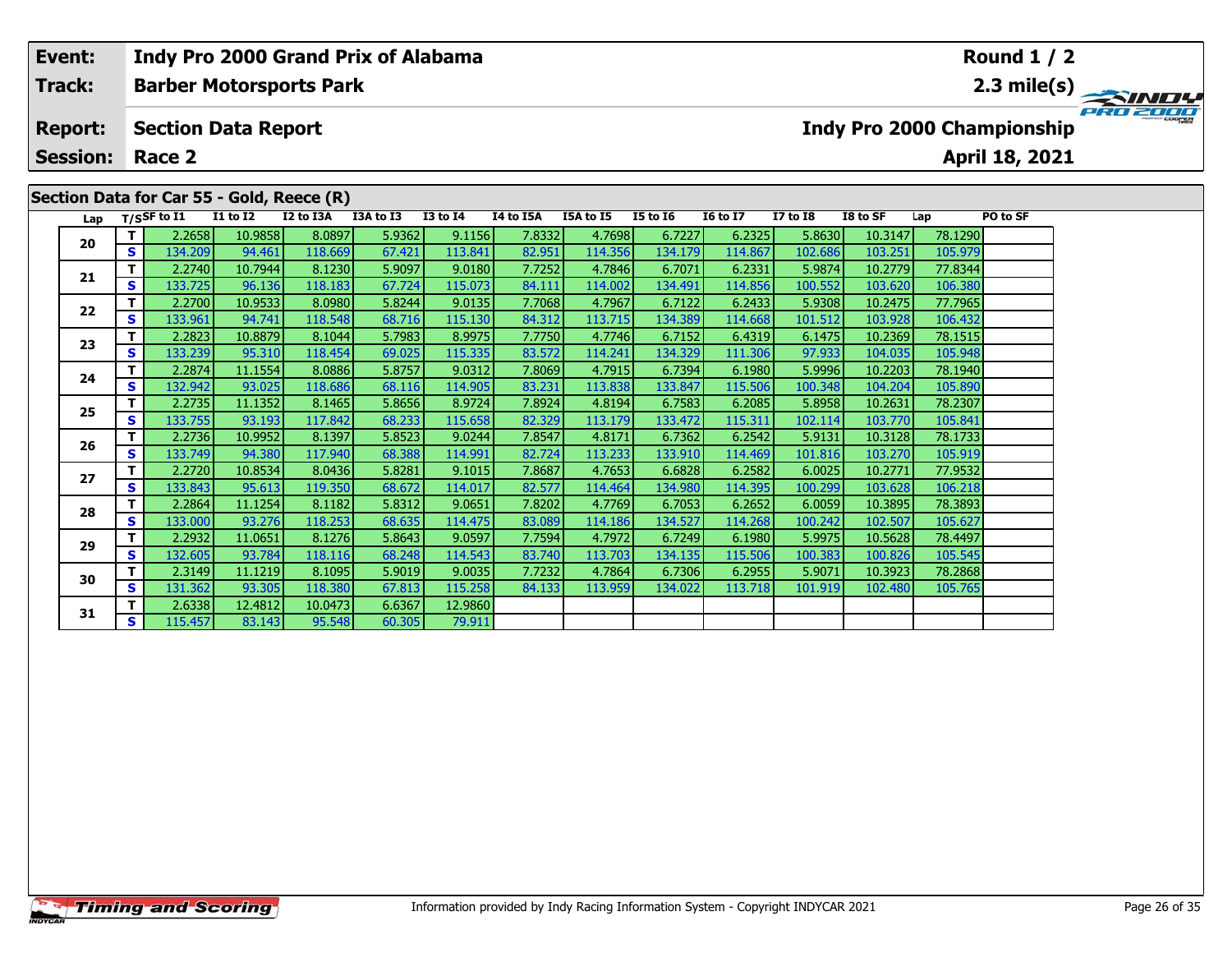| Event: | Indy Pro 2000 Grand Prix of Alabama | Round 1 / 2 |
|---|---|---|
| Track: | Barber Motorsports Park | 2.3 mile(s) |
| Report: | Section Data Report | Indy Pro 2000 Championship |
| Session: | Race 2 | April 18, 2021 |

## Section Data for Car 55 - Gold, Reece (R)

| Lap | T/S | SF to I1 | I1 to I2 | I2 to I3A | I3A to I3 | I3 to I4 | I4 to I5A | I5A to I5 | I5 to I6 | I6 to I7 | I7 to I8 | I8 to SF | Lap | PO to SF |
|---|---|---|---|---|---|---|---|---|---|---|---|---|---|---|
| 20 | T | 2.2658 | 10.9858 | 8.0897 | 5.9362 | 9.1156 | 7.8332 | 4.7698 | 6.7227 | 6.2325 | 5.8630 | 10.3147 | 78.1290 | |
| | S | 134.209 | 94.461 | 118.669 | 67.421 | 113.841 | 82.951 | 114.356 | 134.179 | 114.867 | 102.686 | 103.251 | 105.979 | |
| 21 | T | 2.2740 | 10.7944 | 8.1230 | 5.9097 | 9.0180 | 7.7252 | 4.7846 | 6.7071 | 6.2331 | 5.9874 | 10.2779 | 77.8344 | |
| | S | 133.725 | 96.136 | 118.183 | 67.724 | 115.073 | 84.111 | 114.002 | 134.491 | 114.856 | 100.552 | 103.620 | 106.380 | |
| 22 | T | 2.2700 | 10.9533 | 8.0980 | 5.8244 | 9.0135 | 7.7068 | 4.7967 | 6.7122 | 6.2433 | 5.9308 | 10.2475 | 77.7965 | |
| | S | 133.961 | 94.741 | 118.548 | 68.716 | 115.130 | 84.312 | 113.715 | 134.389 | 114.668 | 101.512 | 103.928 | 106.432 | |
| 23 | T | 2.2823 | 10.8879 | 8.1044 | 5.7983 | 8.9975 | 7.7750 | 4.7746 | 6.7152 | 6.4319 | 6.1475 | 10.2369 | 78.1515 | |
| | S | 133.239 | 95.310 | 118.454 | 69.025 | 115.335 | 83.572 | 114.241 | 134.329 | 111.306 | 97.933 | 104.035 | 105.948 | |
| 24 | T | 2.2874 | 11.1554 | 8.0886 | 5.8757 | 9.0312 | 7.8069 | 4.7915 | 6.7394 | 6.1980 | 5.9996 | 10.2203 | 78.1940 | |
| | S | 132.942 | 93.025 | 118.686 | 68.116 | 114.905 | 83.231 | 113.838 | 133.847 | 115.506 | 100.348 | 104.204 | 105.890 | |
| 25 | T | 2.2735 | 11.1352 | 8.1465 | 5.8656 | 8.9724 | 7.8924 | 4.8194 | 6.7583 | 6.2085 | 5.8958 | 10.2631 | 78.2307 | |
| | S | 133.755 | 93.193 | 117.842 | 68.233 | 115.658 | 82.329 | 113.179 | 133.472 | 115.311 | 102.114 | 103.770 | 105.841 | |
| 26 | T | 2.2736 | 10.9952 | 8.1397 | 5.8523 | 9.0244 | 7.8547 | 4.8171 | 6.7362 | 6.2542 | 5.9131 | 10.3128 | 78.1733 | |
| | S | 133.749 | 94.380 | 117.940 | 68.388 | 114.991 | 82.724 | 113.233 | 133.910 | 114.469 | 101.816 | 103.270 | 105.919 | |
| 27 | T | 2.2720 | 10.8534 | 8.0436 | 5.8281 | 9.1015 | 7.8687 | 4.7653 | 6.6828 | 6.2582 | 6.0025 | 10.2771 | 77.9532 | |
| | S | 133.843 | 95.613 | 119.350 | 68.672 | 114.017 | 82.577 | 114.464 | 134.980 | 114.395 | 100.299 | 103.628 | 106.218 | |
| 28 | T | 2.2864 | 11.1254 | 8.1182 | 5.8312 | 9.0651 | 7.8202 | 4.7769 | 6.7053 | 6.2652 | 6.0059 | 10.3895 | 78.3893 | |
| | S | 133.000 | 93.276 | 118.253 | 68.635 | 114.475 | 83.089 | 114.186 | 134.527 | 114.268 | 100.242 | 102.507 | 105.627 | |
| 29 | T | 2.2932 | 11.0651 | 8.1276 | 5.8643 | 9.0597 | 7.7594 | 4.7972 | 6.7249 | 6.1980 | 5.9975 | 10.5628 | 78.4497 | |
| | S | 132.605 | 93.784 | 118.116 | 68.248 | 114.543 | 83.740 | 113.703 | 134.135 | 115.506 | 100.383 | 100.826 | 105.545 | |
| 30 | T | 2.3149 | 11.1219 | 8.1095 | 5.9019 | 9.0035 | 7.7232 | 4.7864 | 6.7306 | 6.2955 | 5.9071 | 10.3923 | 78.2868 | |
| | S | 131.362 | 93.305 | 118.380 | 67.813 | 115.258 | 84.133 | 113.959 | 134.022 | 113.718 | 101.919 | 102.480 | 105.765 | |
| 31 | T | 2.6338 | 12.4812 | 10.0473 | 6.6367 | 12.9860 | | | | | | | | |
| | S | 115.457 | 83.143 | 95.548 | 60.305 | 79.911 | | | | | | | | |

Information provided by Indy Racing Information System - Copyright INDYCAR 2021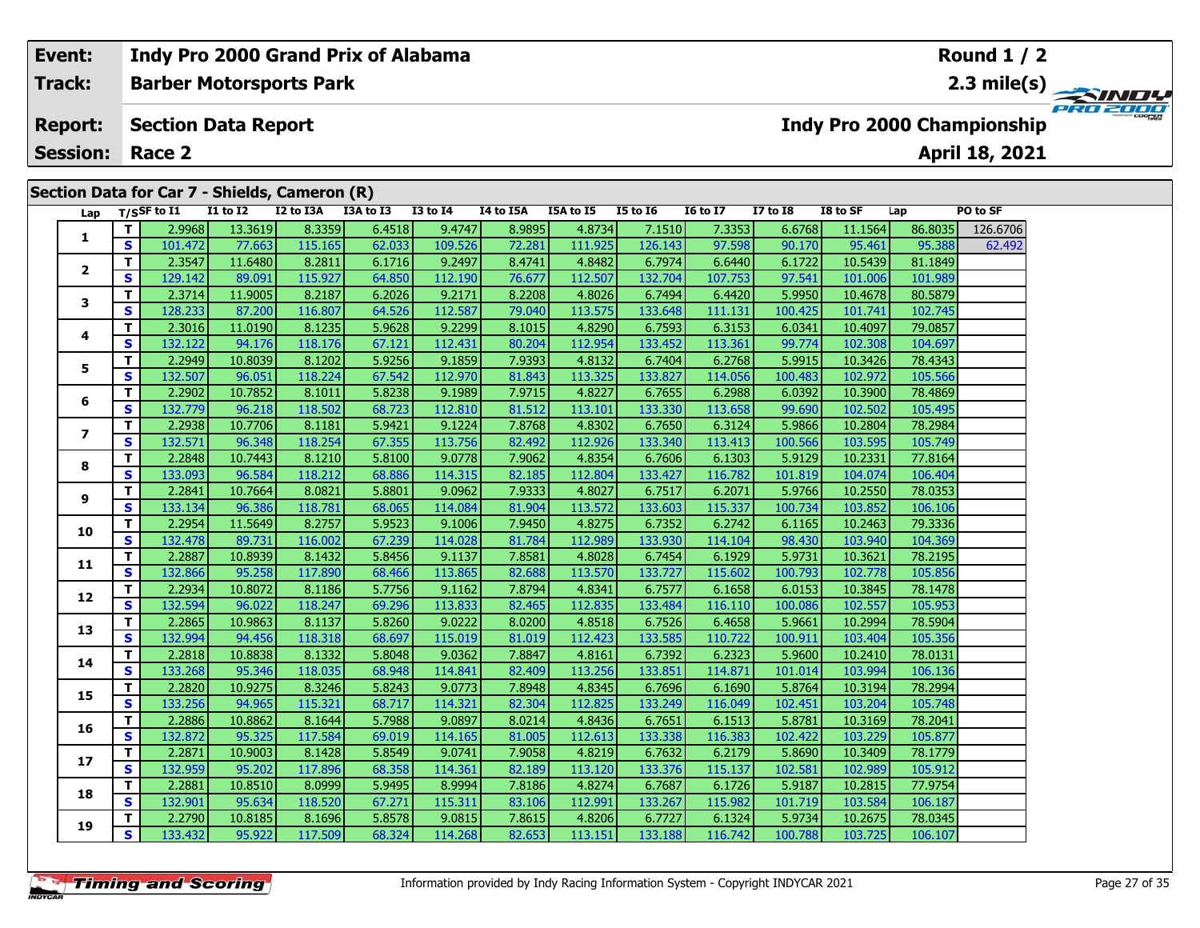| Event: | Indy Pro 2000 Grand Prix of Alabama | Round 1 / 2 |
|---|---|---|
| Track: | Barber Motorsports Park | 2.3 mile(s) |
| Report: | Section Data Report | Indy Pro 2000 Championship |
| Session: | Race 2 | April 18, 2021 |

## Section Data for Car 7 - Shields, Cameron (R)

| Lap | T/S | SF to I1 | I1 to I2 | I2 to I3A | I3A to I3 | I3 to I4 | I4 to I5A | I5A to I5 | I5 to I6 | I6 to I7 | I7 to I8 | I8 to SF | Lap | PO to SF |
|---|---|---|---|---|---|---|---|---|---|---|---|---|---|---|
| 1 | T | 2.9968 | 13.3619 | 8.3359 | 6.4518 | 9.4747 | 8.9895 | 4.8734 | 7.1510 | 7.3353 | 6.6768 | 11.1564 | 86.8035 | 126.6706 |
| | S | 101.472 | 77.663 | 115.165 | 62.033 | 109.526 | 72.281 | 111.925 | 126.143 | 97.598 | 90.170 | 95.461 | 95.388 | 62.492 |
| 2 | T | 2.3547 | 11.6480 | 8.2811 | 6.1716 | 9.2497 | 8.4741 | 4.8482 | 6.7974 | 6.6440 | 6.1722 | 10.5439 | 81.1849 | |
| | S | 129.142 | 89.091 | 115.927 | 64.850 | 112.190 | 76.677 | 112.507 | 132.704 | 107.753 | 97.541 | 101.006 | 101.989 | |
| 3 | T | 2.3714 | 11.9005 | 8.2187 | 6.2026 | 9.2171 | 8.2208 | 4.8026 | 6.7494 | 6.4420 | 5.9950 | 10.4678 | 80.5879 | |
| | S | 128.233 | 87.200 | 116.807 | 64.526 | 112.587 | 79.040 | 113.575 | 133.648 | 111.131 | 100.425 | 101.741 | 102.745 | |
| 4 | T | 2.3016 | 11.0190 | 8.1235 | 5.9628 | 9.2299 | 8.1015 | 4.8290 | 6.7593 | 6.3153 | 6.0341 | 10.4097 | 79.0857 | |
| | S | 132.122 | 94.176 | 118.176 | 67.121 | 112.431 | 80.204 | 112.954 | 133.452 | 113.361 | 99.774 | 102.308 | 104.697 | |
| 5 | T | 2.2949 | 10.8039 | 8.1202 | 5.9256 | 9.1859 | 7.9393 | 4.8132 | 6.7404 | 6.2768 | 5.9915 | 10.3426 | 78.4343 | |
| | S | 132.507 | 96.051 | 118.224 | 67.542 | 112.970 | 81.843 | 113.325 | 133.827 | 114.056 | 100.483 | 102.972 | 105.566 | |
| 6 | T | 2.2902 | 10.7852 | 8.1011 | 5.8238 | 9.1989 | 7.9715 | 4.8227 | 6.7655 | 6.2988 | 6.0392 | 10.3900 | 78.4869 | |
| | S | 132.779 | 96.218 | 118.502 | 68.723 | 112.810 | 81.512 | 113.101 | 133.330 | 113.658 | 99.690 | 102.502 | 105.495 | |
| 7 | T | 2.2938 | 10.7706 | 8.1181 | 5.9421 | 9.1224 | 7.8768 | 4.8302 | 6.7650 | 6.3124 | 5.9866 | 10.2804 | 78.2984 | |
| | S | 132.571 | 96.348 | 118.254 | 67.355 | 113.756 | 82.492 | 112.926 | 133.340 | 113.413 | 100.566 | 103.595 | 105.749 | |
| 8 | T | 2.2848 | 10.7443 | 8.1210 | 5.8100 | 9.0778 | 7.9062 | 4.8354 | 6.7606 | 6.1303 | 5.9129 | 10.2331 | 77.8164 | |
| | S | 133.093 | 96.584 | 118.212 | 68.886 | 114.315 | 82.185 | 112.804 | 133.427 | 116.782 | 101.819 | 104.074 | 106.404 | |
| 9 | T | 2.2841 | 10.7664 | 8.0821 | 5.8801 | 9.0962 | 7.9333 | 4.8027 | 6.7517 | 6.2071 | 5.9766 | 10.2550 | 78.0353 | |
| | S | 133.134 | 96.386 | 118.781 | 68.065 | 114.084 | 81.904 | 113.572 | 133.603 | 115.337 | 100.734 | 103.852 | 106.106 | |
| 10 | T | 2.2954 | 11.5649 | 8.2757 | 5.9523 | 9.1006 | 7.9450 | 4.8275 | 6.7352 | 6.2742 | 6.1165 | 10.2463 | 79.3336 | |
| | S | 132.478 | 89.731 | 116.002 | 67.239 | 114.028 | 81.784 | 112.989 | 133.930 | 114.104 | 98.430 | 103.940 | 104.369 | |
| 11 | T | 2.2887 | 10.8939 | 8.1432 | 5.8456 | 9.1137 | 7.8581 | 4.8028 | 6.7454 | 6.1929 | 5.9731 | 10.3621 | 78.2195 | |
| | S | 132.866 | 95.258 | 117.890 | 68.466 | 113.865 | 82.688 | 113.570 | 133.727 | 115.602 | 100.793 | 102.778 | 105.856 | |
| 12 | T | 2.2934 | 10.8072 | 8.1186 | 5.7756 | 9.1162 | 7.8794 | 4.8341 | 6.7577 | 6.1658 | 6.0153 | 10.3845 | 78.1478 | |
| | S | 132.594 | 96.022 | 118.247 | 69.296 | 113.833 | 82.465 | 112.835 | 133.484 | 116.110 | 100.086 | 102.557 | 105.953 | |
| 13 | T | 2.2865 | 10.9863 | 8.1137 | 5.8260 | 9.0222 | 8.0200 | 4.8518 | 6.7526 | 6.4658 | 5.9661 | 10.2994 | 78.5904 | |
| | S | 132.994 | 94.456 | 118.318 | 68.697 | 115.019 | 81.019 | 112.423 | 133.585 | 110.722 | 100.911 | 103.404 | 105.356 | |
| 14 | T | 2.2818 | 10.8838 | 8.1332 | 5.8048 | 9.0362 | 7.8847 | 4.8161 | 6.7392 | 6.2323 | 5.9600 | 10.2410 | 78.0131 | |
| | S | 133.268 | 95.346 | 118.035 | 68.948 | 114.841 | 82.409 | 113.256 | 133.851 | 114.871 | 101.014 | 103.994 | 106.136 | |
| 15 | T | 2.2820 | 10.9275 | 8.3246 | 5.8243 | 9.0773 | 7.8948 | 4.8345 | 6.7696 | 6.1690 | 5.8764 | 10.3194 | 78.2994 | |
| | S | 133.256 | 94.965 | 115.321 | 68.717 | 114.321 | 82.304 | 112.825 | 133.249 | 116.049 | 102.451 | 103.204 | 105.748 | |
| 16 | T | 2.2886 | 10.8862 | 8.1644 | 5.7988 | 9.0897 | 8.0214 | 4.8436 | 6.7651 | 6.1513 | 5.8781 | 10.3169 | 78.2041 | |
| | S | 132.872 | 95.325 | 117.584 | 69.019 | 114.165 | 81.005 | 112.613 | 133.338 | 116.383 | 102.422 | 103.229 | 105.877 | |
| 17 | T | 2.2871 | 10.9003 | 8.1428 | 5.8549 | 9.0741 | 7.9058 | 4.8219 | 6.7632 | 6.2179 | 5.8690 | 10.3409 | 78.1779 | |
| | S | 132.959 | 95.202 | 117.896 | 68.358 | 114.361 | 82.189 | 113.120 | 133.376 | 115.137 | 102.581 | 102.989 | 105.912 | |
| 18 | T | 2.2881 | 10.8510 | 8.0999 | 5.9495 | 8.9994 | 7.8186 | 4.8274 | 6.7687 | 6.1726 | 5.9187 | 10.2815 | 77.9754 | |
| | S | 132.901 | 95.634 | 118.520 | 67.271 | 115.311 | 83.106 | 112.991 | 133.267 | 115.982 | 101.719 | 103.584 | 106.187 | |
| 19 | T | 2.2790 | 10.8185 | 8.1696 | 5.8578 | 9.0815 | 7.8615 | 4.8206 | 6.7727 | 6.1324 | 5.9734 | 10.2675 | 78.0345 | |
| | S | 133.432 | 95.922 | 117.509 | 68.324 | 114.268 | 82.653 | 113.151 | 133.188 | 116.742 | 100.788 | 103.725 | 106.107 | |

Information provided by Indy Racing Information System - Copyright INDYCAR 2021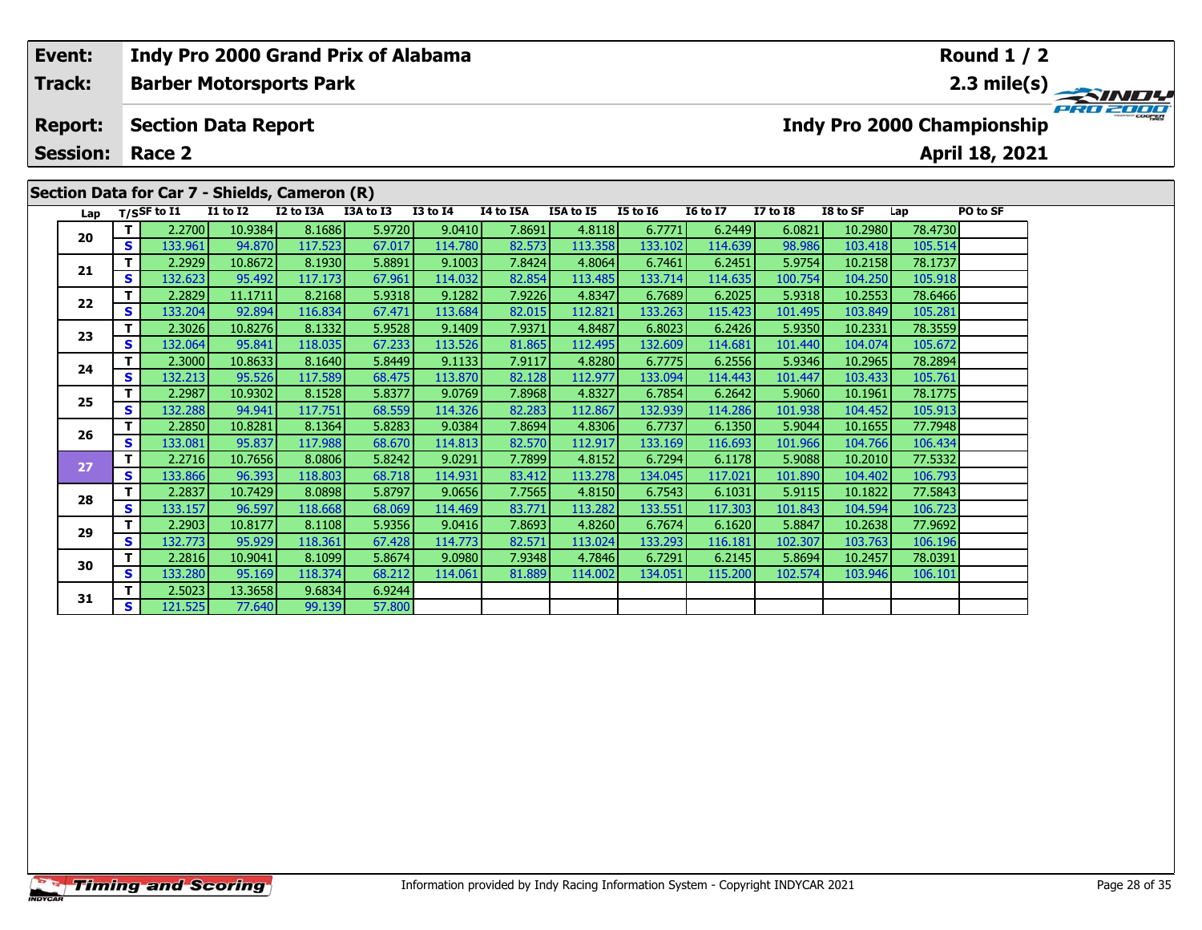| Event: | Indy Pro 2000 Grand Prix of Alabama | Round 1 / 2 |
|---|---|---|
| Track: | Barber Motorsports Park | 2.3 mile(s) |
| Report: | Section Data Report | Indy Pro 2000 Championship |
| Session: | Race 2 | April 18, 2021 |

## Section Data for Car 7 - Shields, Cameron (R)

| Lap | T/S | SF to I1 | I1 to I2 | I2 to I3A | I3A to I3 | I3 to I4 | I4 to I5A | I5A to I5 | I5 to I6 | I6 to I7 | I7 to I8 | I8 to SF | Lap | PO to SF |
|---|---|---|---|---|---|---|---|---|---|---|---|---|---|---|
| 20 | T | 2.2700 | 10.9384 | 8.1686 | 5.9720 | 9.0410 | 7.8691 | 4.8118 | 6.7771 | 6.2449 | 6.0821 | 10.2980 | 78.4730 | |
| | S | 133.961 | 94.870 | 117.523 | 67.017 | 114.780 | 82.573 | 113.358 | 133.102 | 114.639 | 98.986 | 103.418 | 105.514 | |
| 21 | T | 2.2929 | 10.8672 | 8.1930 | 5.8891 | 9.1003 | 7.8424 | 4.8064 | 6.7461 | 6.2451 | 5.9754 | 10.2158 | 78.1737 | |
| | S | 132.623 | 95.492 | 117.173 | 67.961 | 114.032 | 82.854 | 113.485 | 133.714 | 114.635 | 100.754 | 104.250 | 105.918 | |
| 22 | T | 2.2829 | 11.1711 | 8.2168 | 5.9318 | 9.1282 | 7.9226 | 4.8347 | 6.7689 | 6.2025 | 5.9318 | 10.2553 | 78.6466 | |
| | S | 133.204 | 92.894 | 116.834 | 67.471 | 113.684 | 82.015 | 112.821 | 133.263 | 115.423 | 101.495 | 103.849 | 105.281 | |
| 23 | T | 2.3026 | 10.8276 | 8.1332 | 5.9528 | 9.1409 | 7.9371 | 4.8487 | 6.8023 | 6.2426 | 5.9350 | 10.2331 | 78.3559 | |
| | S | 132.064 | 95.841 | 118.035 | 67.233 | 113.526 | 81.865 | 112.495 | 132.609 | 114.681 | 101.440 | 104.074 | 105.672 | |
| 24 | T | 2.3000 | 10.8633 | 8.1640 | 5.8449 | 9.1133 | 7.9117 | 4.8280 | 6.7775 | 6.2556 | 5.9346 | 10.2965 | 78.2894 | |
| | S | 132.213 | 95.526 | 117.589 | 68.475 | 113.870 | 82.128 | 112.977 | 133.094 | 114.443 | 101.447 | 103.433 | 105.761 | |
| 25 | T | 2.2987 | 10.9302 | 8.1528 | 5.8377 | 9.0769 | 7.8968 | 4.8327 | 6.7854 | 6.2642 | 5.9060 | 10.1961 | 78.1775 | |
| | S | 132.288 | 94.941 | 117.751 | 68.559 | 114.326 | 82.283 | 112.867 | 132.939 | 114.286 | 101.938 | 104.452 | 105.913 | |
| 26 | T | 2.2850 | 10.8281 | 8.1364 | 5.8283 | 9.0384 | 7.8694 | 4.8306 | 6.7737 | 6.1350 | 5.9044 | 10.1655 | 77.7948 | |
| | S | 133.081 | 95.837 | 117.988 | 68.670 | 114.813 | 82.570 | 112.917 | 133.169 | 116.693 | 101.966 | 104.766 | 106.434 | |
| 27 | T | 2.2716 | 10.7656 | 8.0806 | 5.8242 | 9.0291 | 7.7899 | 4.8152 | 6.7294 | 6.1178 | 5.9088 | 10.2010 | 77.5332 | |
| | S | 133.866 | 96.393 | 118.803 | 68.718 | 114.931 | 83.412 | 113.278 | 134.045 | 117.021 | 101.890 | 104.402 | 106.793 | |
| 28 | T | 2.2837 | 10.7429 | 8.0898 | 5.8797 | 9.0656 | 7.7565 | 4.8150 | 6.7543 | 6.1031 | 5.9115 | 10.1822 | 77.5843 | |
| | S | 133.157 | 96.597 | 118.668 | 68.069 | 114.469 | 83.771 | 113.282 | 133.551 | 117.303 | 101.843 | 104.594 | 106.723 | |
| 29 | T | 2.2903 | 10.8177 | 8.1108 | 5.9356 | 9.0416 | 7.8693 | 4.8260 | 6.7674 | 6.1620 | 5.8847 | 10.2638 | 77.9692 | |
| | S | 132.773 | 95.929 | 118.361 | 67.428 | 114.773 | 82.571 | 113.024 | 133.293 | 116.181 | 102.307 | 103.763 | 106.196 | |
| 30 | T | 2.2816 | 10.9041 | 8.1099 | 5.8674 | 9.0980 | 7.9348 | 4.7846 | 6.7291 | 6.2145 | 5.8694 | 10.2457 | 78.0391 | |
| | S | 133.280 | 95.169 | 118.374 | 68.212 | 114.061 | 81.889 | 114.002 | 134.051 | 115.200 | 102.574 | 103.946 | 106.101 | |
| 31 | T | 2.5023 | 13.3658 | 9.6834 | 6.9244 | | | | | | | | | |
| | S | 121.525 | 77.640 | 99.139 | 57.800 | | | | | | | | | |

Information provided by Indy Racing Information System - Copyright INDYCAR 2021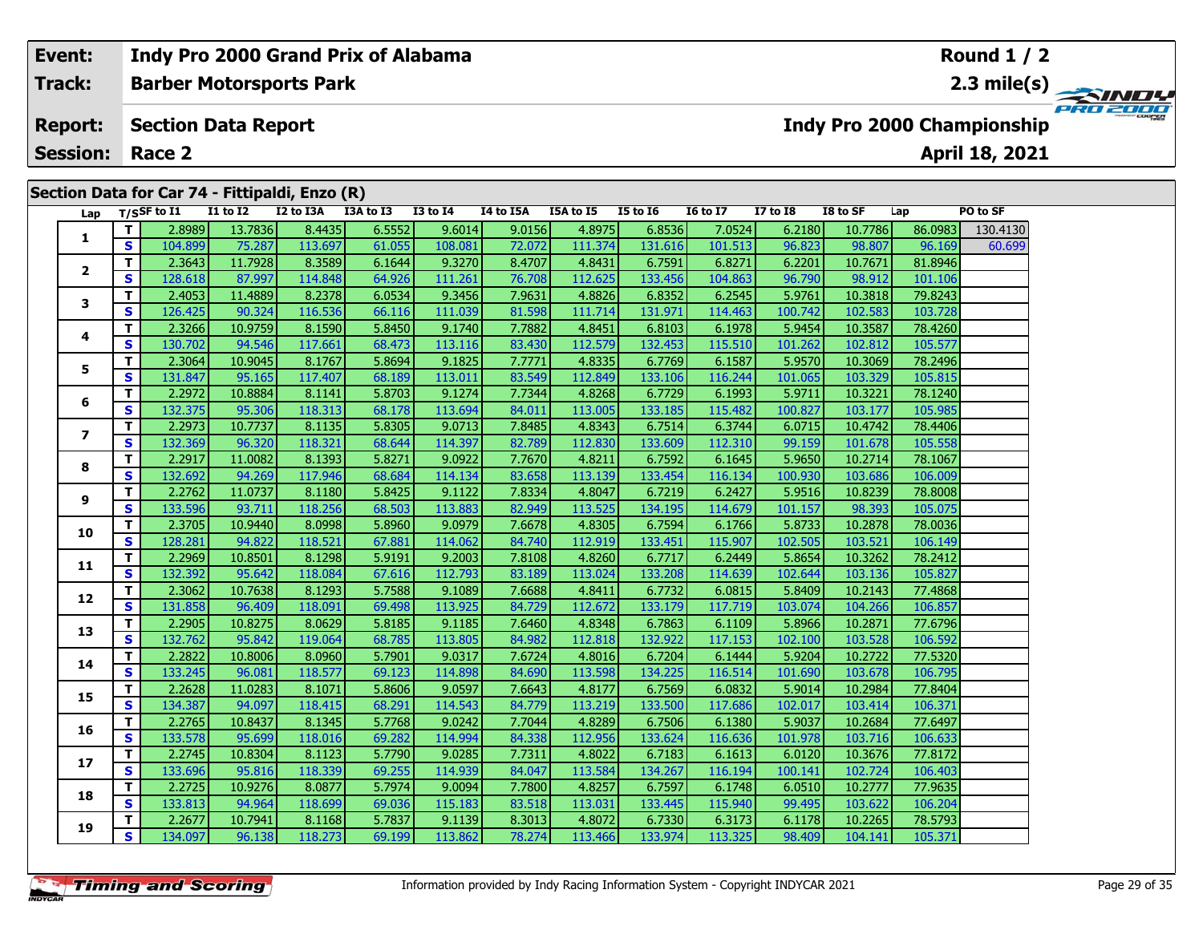| Event: | Indy Pro 2000 Grand Prix of Alabama | Round 1 / 2 |
|---|---|---|
| Track: | Barber Motorsports Park | 2.3 mile(s) |
| Report: | Section Data Report | Indy Pro 2000 Championship |
| Session: | Race 2 | April 18, 2021 |

## Section Data for Car 74 - Fittipaldi, Enzo (R)

| Lap | T/S | SF to I1 | I1 to I2 | I2 to I3A | I3A to I3 | I3 to I4 | I4 to I5A | I5A to I5 | I5 to I6 | I6 to I7 | I7 to I8 | I8 to SF | Lap | PO to SF |
|---|---|---|---|---|---|---|---|---|---|---|---|---|---|---|
| 1 | T | 2.8989 | 13.7836 | 8.4435 | 6.5552 | 9.6014 | 9.0156 | 4.8975 | 6.8536 | 7.0524 | 6.2180 | 10.7786 | 86.0983 | 130.4130 |
| | S | 104.899 | 75.287 | 113.697 | 61.055 | 108.081 | 72.072 | 111.374 | 131.616 | 101.513 | 96.823 | 98.807 | 96.169 | 60.699 |
| 2 | T | 2.3643 | 11.7928 | 8.3589 | 6.1644 | 9.3270 | 8.4707 | 4.8431 | 6.7591 | 6.8271 | 6.2201 | 10.7671 | 81.8946 | |
| | S | 128.618 | 87.997 | 114.848 | 64.926 | 111.261 | 76.708 | 112.625 | 133.456 | 104.863 | 96.790 | 98.912 | 101.106 | |
| 3 | T | 2.4053 | 11.4889 | 8.2378 | 6.0534 | 9.3456 | 7.9631 | 4.8826 | 6.8352 | 6.2545 | 5.9761 | 10.3818 | 79.8243 | |
| | S | 126.425 | 90.324 | 116.536 | 66.116 | 111.039 | 81.598 | 111.714 | 131.971 | 114.463 | 100.742 | 102.583 | 103.728 | |
| 4 | T | 2.3266 | 10.9759 | 8.1590 | 5.8450 | 9.1740 | 7.7882 | 4.8451 | 6.8103 | 6.1978 | 5.9454 | 10.3587 | 78.4260 | |
| | S | 130.702 | 94.546 | 117.661 | 68.473 | 113.116 | 83.430 | 112.579 | 132.453 | 115.510 | 101.262 | 102.812 | 105.577 | |
| 5 | T | 2.3064 | 10.9045 | 8.1767 | 5.8694 | 9.1825 | 7.7771 | 4.8335 | 6.7769 | 6.1587 | 5.9570 | 10.3069 | 78.2496 | |
| | S | 131.847 | 95.165 | 117.407 | 68.189 | 113.011 | 83.549 | 112.849 | 133.106 | 116.244 | 101.065 | 103.329 | 105.815 | |
| 6 | T | 2.2972 | 10.8884 | 8.1141 | 5.8703 | 9.1274 | 7.7344 | 4.8268 | 6.7729 | 6.1993 | 5.9711 | 10.3221 | 78.1240 | |
| | S | 132.375 | 95.306 | 118.313 | 68.178 | 113.694 | 84.011 | 113.005 | 133.185 | 115.482 | 100.827 | 103.177 | 105.985 | |
| 7 | T | 2.2973 | 10.7737 | 8.1135 | 5.8305 | 9.0713 | 7.8485 | 4.8343 | 6.7514 | 6.3744 | 6.0715 | 10.4742 | 78.4406 | |
| | S | 132.369 | 96.320 | 118.321 | 68.644 | 114.397 | 82.789 | 112.830 | 133.609 | 112.310 | 99.159 | 101.678 | 105.558 | |
| 8 | T | 2.2917 | 11.0082 | 8.1393 | 5.8271 | 9.0922 | 7.7670 | 4.8211 | 6.7592 | 6.1645 | 5.9650 | 10.2714 | 78.1067 | |
| | S | 132.692 | 94.269 | 117.946 | 68.684 | 114.134 | 83.658 | 113.139 | 133.454 | 116.134 | 100.930 | 103.686 | 106.009 | |
| 9 | T | 2.2762 | 11.0737 | 8.1180 | 5.8425 | 9.1122 | 7.8334 | 4.8047 | 6.7219 | 6.2427 | 5.9516 | 10.8239 | 78.8008 | |
| | S | 133.596 | 93.711 | 118.256 | 68.503 | 113.883 | 82.949 | 113.525 | 134.195 | 114.679 | 101.157 | 98.393 | 105.075 | |
| 10 | T | 2.3705 | 10.9440 | 8.0998 | 5.8960 | 9.0979 | 7.6678 | 4.8305 | 6.7594 | 6.1766 | 5.8733 | 10.2878 | 78.0036 | |
| | S | 128.281 | 94.822 | 118.521 | 67.881 | 114.062 | 84.740 | 112.919 | 133.451 | 115.907 | 102.505 | 103.521 | 106.149 | |
| 11 | T | 2.2969 | 10.8501 | 8.1298 | 5.9191 | 9.2003 | 7.8108 | 4.8260 | 6.7717 | 6.2449 | 5.8654 | 10.3262 | 78.2412 | |
| | S | 132.392 | 95.642 | 118.084 | 67.616 | 112.793 | 83.189 | 113.024 | 133.208 | 114.639 | 102.644 | 103.136 | 105.827 | |
| 12 | T | 2.3062 | 10.7638 | 8.1293 | 5.7588 | 9.1089 | 7.6688 | 4.8411 | 6.7732 | 6.0815 | 5.8409 | 10.2143 | 77.4868 | |
| | S | 131.858 | 96.409 | 118.091 | 69.498 | 113.925 | 84.729 | 112.672 | 133.179 | 117.719 | 103.074 | 104.266 | 106.857 | |
| 13 | T | 2.2905 | 10.8275 | 8.0629 | 5.8185 | 9.1185 | 7.6460 | 4.8348 | 6.7863 | 6.1109 | 5.8966 | 10.2871 | 77.6796 | |
| | S | 132.762 | 95.842 | 119.064 | 68.785 | 113.805 | 84.982 | 112.818 | 132.922 | 117.153 | 102.100 | 103.528 | 106.592 | |
| 14 | T | 2.2822 | 10.8006 | 8.0960 | 5.7901 | 9.0317 | 7.6724 | 4.8016 | 6.7204 | 6.1444 | 5.9204 | 10.2722 | 77.5320 | |
| | S | 133.245 | 96.081 | 118.577 | 69.123 | 114.898 | 84.690 | 113.598 | 134.225 | 116.514 | 101.690 | 103.678 | 106.795 | |
| 15 | T | 2.2628 | 11.0283 | 8.1071 | 5.8606 | 9.0597 | 7.6643 | 4.8177 | 6.7569 | 6.0832 | 5.9014 | 10.2984 | 77.8404 | |
| | S | 134.387 | 94.097 | 118.415 | 68.291 | 114.543 | 84.779 | 113.219 | 133.500 | 117.686 | 102.017 | 103.414 | 106.371 | |
| 16 | T | 2.2765 | 10.8437 | 8.1345 | 5.7768 | 9.0242 | 7.7044 | 4.8289 | 6.7506 | 6.1380 | 5.9037 | 10.2684 | 77.6497 | |
| | S | 133.578 | 95.699 | 118.016 | 69.282 | 114.994 | 84.338 | 112.956 | 133.624 | 116.636 | 101.978 | 103.716 | 106.633 | |
| 17 | T | 2.2745 | 10.8304 | 8.1123 | 5.7790 | 9.0285 | 7.7311 | 4.8022 | 6.7183 | 6.1613 | 6.0120 | 10.3676 | 77.8172 | |
| | S | 133.696 | 95.816 | 118.339 | 69.255 | 114.939 | 84.047 | 113.584 | 134.267 | 116.194 | 100.141 | 102.724 | 106.403 | |
| 18 | T | 2.2725 | 10.9276 | 8.0877 | 5.7974 | 9.0094 | 7.7800 | 4.8257 | 6.7597 | 6.1748 | 6.0510 | 10.2777 | 77.9635 | |
| | S | 133.813 | 94.964 | 118.699 | 69.036 | 115.183 | 83.518 | 113.031 | 133.445 | 115.940 | 99.495 | 103.622 | 106.204 | |
| 19 | T | 2.2677 | 10.7941 | 8.1168 | 5.7837 | 9.1139 | 8.3013 | 4.8072 | 6.7330 | 6.3173 | 6.1178 | 10.2265 | 78.5793 | |
| | S | 134.097 | 96.138 | 118.273 | 69.199 | 113.862 | 78.274 | 113.466 | 133.974 | 113.325 | 98.409 | 104.141 | 105.371 | |

Information provided by Indy Racing Information System - Copyright INDYCAR 2021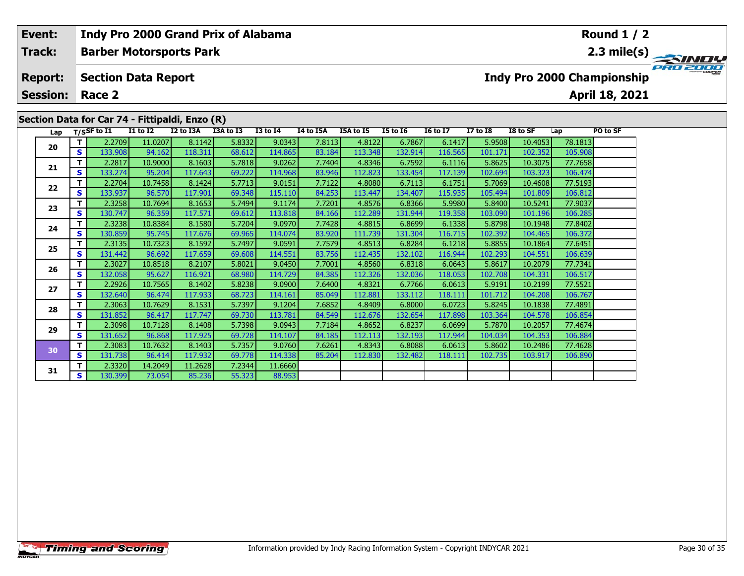| **Event:** | **Indy Pro 2000 Grand Prix of Alabama** | **Round 1 / 2** |
|---|---|---|
| **Track:** | **Barber Motorsports Park** | **2.3 mile(s)** |
| **Report:** | **Section Data Report** | **Indy Pro 2000 Championship** |
| **Session:** | **Race 2** | **April 18, 2021** |

## Section Data for Car 74 - Fittipaldi, Enzo (R)

| Lap | T/S | SF to I1 | I1 to I2 | I2 to I3A | I3A to I3 | I3 to I4 | I4 to I5A | I5A to I5 | I5 to I6 | I6 to I7 | I7 to I8 | I8 to SF | Lap | PO to SF |
|---|---|---|---|---|---|---|---|---|---|---|---|---|---|---|
| 20 | T | 2.2709 | 11.0207 | 8.1142 | 5.8332 | 9.0343 | 7.8113 | 4.8122 | 6.7867 | 6.1417 | 5.9508 | 10.4053 | 78.1813 | |
| | S | 133.908 | 94.162 | 118.311 | 68.612 | 114.865 | 83.184 | 113.348 | 132.914 | 116.565 | 101.171 | 102.352 | 105.908 | |
| 21 | T | 2.2817 | 10.9000 | 8.1603 | 5.7818 | 9.0262 | 7.7404 | 4.8346 | 6.7592 | 6.1116 | 5.8625 | 10.3075 | 77.7658 | |
| | S | 133.274 | 95.204 | 117.643 | 69.222 | 114.968 | 83.946 | 112.823 | 133.454 | 117.139 | 102.694 | 103.323 | 106.474 | |
| 22 | T | 2.2704 | 10.7458 | 8.1424 | 5.7713 | 9.0151 | 7.7122 | 4.8080 | 6.7113 | 6.1751 | 5.7069 | 10.4608 | 77.5193 | |
| | S | 133.937 | 96.570 | 117.901 | 69.348 | 115.110 | 84.253 | 113.447 | 134.407 | 115.935 | 105.494 | 101.809 | 106.812 | |
| 23 | T | 2.3258 | 10.7694 | 8.1653 | 5.7494 | 9.1174 | 7.7201 | 4.8576 | 6.8366 | 5.9980 | 5.8400 | 10.5241 | 77.9037 | |
| | S | 130.747 | 96.359 | 117.571 | 69.612 | 113.818 | 84.166 | 112.289 | 131.944 | 119.358 | 103.090 | 101.196 | 106.285 | |
| 24 | T | 2.3238 | 10.8384 | 8.1580 | 5.7204 | 9.0970 | 7.7428 | 4.8815 | 6.8699 | 6.1338 | 5.8798 | 10.1948 | 77.8402 | |
| | S | 130.859 | 95.745 | 117.676 | 69.965 | 114.074 | 83.920 | 111.739 | 131.304 | 116.715 | 102.392 | 104.465 | 106.372 | |
| 25 | T | 2.3135 | 10.7323 | 8.1592 | 5.7497 | 9.0591 | 7.7579 | 4.8513 | 6.8284 | 6.1218 | 5.8855 | 10.1864 | 77.6451 | |
| | S | 131.442 | 96.692 | 117.659 | 69.608 | 114.551 | 83.756 | 112.435 | 132.102 | 116.944 | 102.293 | 104.551 | 106.639 | |
| 26 | T | 2.3027 | 10.8518 | 8.2107 | 5.8021 | 9.0450 | 7.7001 | 4.8560 | 6.8318 | 6.0643 | 5.8617 | 10.2079 | 77.7341 | |
| | S | 132.058 | 95.627 | 116.921 | 68.980 | 114.729 | 84.385 | 112.326 | 132.036 | 118.053 | 102.708 | 104.331 | 106.517 | |
| 27 | T | 2.2926 | 10.7565 | 8.1402 | 5.8238 | 9.0900 | 7.6400 | 4.8321 | 6.7766 | 6.0613 | 5.9191 | 10.2199 | 77.5521 | |
| | S | 132.640 | 96.474 | 117.933 | 68.723 | 114.161 | 85.049 | 112.881 | 133.112 | 118.111 | 101.712 | 104.208 | 106.767 | |
| 28 | T | 2.3063 | 10.7629 | 8.1531 | 5.7397 | 9.1204 | 7.6852 | 4.8409 | 6.8000 | 6.0723 | 5.8245 | 10.1838 | 77.4891 | |
| | S | 131.852 | 96.417 | 117.747 | 69.730 | 113.781 | 84.549 | 112.676 | 132.654 | 117.898 | 103.364 | 104.578 | 106.854 | |
| 29 | T | 2.3098 | 10.7128 | 8.1408 | 5.7398 | 9.0943 | 7.7184 | 4.8652 | 6.8237 | 6.0699 | 5.7870 | 10.2057 | 77.4674 | |
| | S | 131.652 | 96.868 | 117.925 | 69.728 | 114.107 | 84.185 | 112.113 | 132.193 | 117.944 | 104.034 | 104.353 | 106.884 | |
| 30 | T | 2.3083 | 10.7632 | 8.1403 | 5.7357 | 9.0760 | 7.6261 | 4.8343 | 6.8088 | 6.0613 | 5.8602 | 10.2486 | 77.4628 | |
| | S | 131.738 | 96.414 | 117.932 | 69.778 | 114.338 | 85.204 | 112.830 | 132.482 | 118.111 | 102.735 | 103.917 | 106.890 | |
| 31 | T | 2.3320 | 14.2049 | 11.2628 | 7.2344 | 11.6660 | | | | | | | | |
| | S | 130.399 | 73.054 | 85.236 | 55.323 | 88.953 | | | | | | | | |

Information provided by Indy Racing Information System - Copyright INDYCAR 2021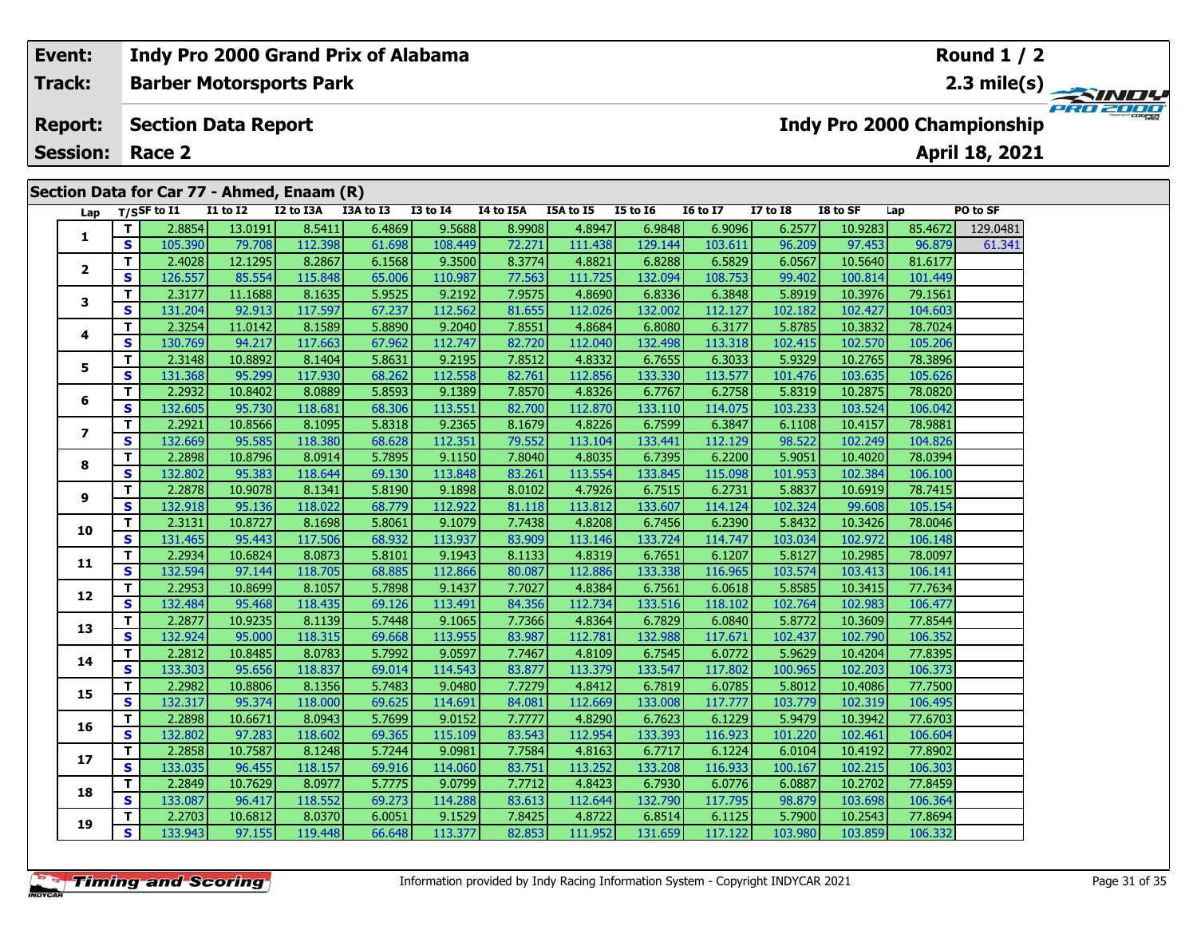| Event: | Indy Pro 2000 Grand Prix of Alabama | Round 1 / 2 |
|---|---|---|
| Track: | Barber Motorsports Park | 2.3 mile(s) |
| Report: | Section Data Report | Indy Pro 2000 Championship |
| Session: | Race 2 | April 18, 2021 |

## Section Data for Car 77 - Ahmed, Enaam (R)

| Lap | T/S | SF to I1 | I1 to I2 | I2 to I3A | I3A to I3 | I3 to I4 | I4 to I5A | I5A to I5 | I5 to I6 | I6 to I7 | I7 to I8 | I8 to SF | Lap | PO to SF |
|---|---|---|---|---|---|---|---|---|---|---|---|---|---|---|
| 1 | T | 2.8854 | 13.0191 | 8.5411 | 6.4869 | 9.5688 | 8.9908 | 4.8947 | 6.9848 | 6.9096 | 6.2577 | 10.9283 | 85.4672 | 129.0481 |
| | S | 105.390 | 79.708 | 112.398 | 61.698 | 108.449 | 72.271 | 111.438 | 129.144 | 103.611 | 96.209 | 97.453 | 96.879 | 61.341 |
| 2 | T | 2.4028 | 12.1295 | 8.2867 | 6.1568 | 9.3500 | 8.3774 | 4.8821 | 6.8288 | 6.5829 | 6.0567 | 10.5640 | 81.6177 | |
| | S | 126.557 | 85.554 | 115.848 | 65.006 | 110.987 | 77.563 | 111.725 | 132.094 | 108.753 | 99.402 | 100.814 | 101.449 | |
| 3 | T | 2.3177 | 11.1688 | 8.1635 | 5.9525 | 9.2192 | 7.9575 | 4.8690 | 6.8336 | 6.3848 | 5.8919 | 10.3976 | 79.1561 | |
| | S | 131.204 | 92.913 | 117.597 | 67.237 | 112.562 | 81.655 | 112.026 | 132.002 | 112.127 | 102.182 | 102.427 | 104.603 | |
| 4 | T | 2.3254 | 11.0142 | 8.1589 | 5.8890 | 9.2040 | 7.8551 | 4.8684 | 6.8080 | 6.3177 | 5.8785 | 10.3832 | 78.7024 | |
| | S | 130.769 | 94.217 | 117.663 | 67.962 | 112.747 | 82.720 | 112.040 | 132.498 | 113.318 | 102.415 | 102.570 | 105.206 | |
| 5 | T | 2.3148 | 10.8892 | 8.1404 | 5.8631 | 9.2195 | 7.8512 | 4.8332 | 6.7655 | 6.3033 | 5.9329 | 10.2765 | 78.3896 | |
| | S | 131.368 | 95.299 | 117.930 | 68.262 | 112.558 | 82.761 | 112.856 | 133.330 | 113.577 | 101.476 | 103.635 | 105.626 | |
| 6 | T | 2.2932 | 10.8402 | 8.0889 | 5.8593 | 9.1389 | 7.8570 | 4.8326 | 6.7767 | 6.2758 | 5.8319 | 10.2875 | 78.0820 | |
| | S | 132.605 | 95.730 | 118.681 | 68.306 | 113.551 | 82.700 | 112.870 | 133.110 | 114.075 | 103.233 | 103.524 | 106.042 | |
| 7 | T | 2.2921 | 10.8566 | 8.1095 | 5.8318 | 9.2365 | 8.1679 | 4.8226 | 6.7599 | 6.3847 | 6.1108 | 10.4157 | 78.9881 | |
| | S | 132.669 | 95.585 | 118.380 | 68.628 | 112.351 | 79.552 | 113.104 | 133.441 | 112.129 | 98.522 | 102.249 | 104.826 | |
| 8 | T | 2.2898 | 10.8796 | 8.0914 | 5.7895 | 9.1150 | 7.8040 | 4.8035 | 6.7395 | 6.2200 | 5.9051 | 10.4020 | 78.0394 | |
| | S | 132.802 | 95.383 | 118.644 | 69.130 | 113.848 | 83.261 | 113.554 | 133.845 | 115.098 | 101.953 | 102.384 | 106.100 | |
| 9 | T | 2.2878 | 10.9078 | 8.1341 | 5.8190 | 9.1898 | 8.0102 | 4.7926 | 6.7515 | 6.2731 | 5.8837 | 10.6919 | 78.7415 | |
| | S | 132.918 | 95.136 | 118.022 | 68.779 | 112.922 | 81.118 | 113.812 | 133.607 | 114.124 | 102.324 | 99.608 | 105.154 | |
| 10 | T | 2.3131 | 10.8727 | 8.1698 | 5.8061 | 9.1079 | 7.7438 | 4.8208 | 6.7456 | 6.2390 | 5.8432 | 10.3426 | 78.0046 | |
| | S | 131.465 | 95.443 | 117.506 | 68.932 | 113.937 | 83.909 | 113.146 | 133.724 | 114.747 | 103.034 | 102.972 | 106.148 | |
| 11 | T | 2.2934 | 10.6824 | 8.0873 | 5.8101 | 9.1943 | 8.1133 | 4.8319 | 6.7651 | 6.1207 | 5.8127 | 10.2985 | 78.0097 | |
| | S | 132.594 | 97.144 | 118.705 | 68.885 | 112.866 | 80.087 | 112.886 | 133.338 | 116.965 | 103.574 | 103.413 | 106.141 | |
| 12 | T | 2.2953 | 10.8699 | 8.1057 | 5.7898 | 9.1437 | 7.7027 | 4.8384 | 6.7561 | 6.0618 | 5.8585 | 10.3415 | 77.7634 | |
| | S | 132.484 | 95.468 | 118.435 | 69.126 | 113.491 | 84.356 | 112.734 | 133.516 | 118.102 | 102.764 | 102.983 | 106.477 | |
| 13 | T | 2.2877 | 10.9235 | 8.1139 | 5.7448 | 9.1065 | 7.7366 | 4.8364 | 6.7829 | 6.0840 | 5.8772 | 10.3609 | 77.8544 | |
| | S | 132.924 | 95.000 | 118.315 | 69.668 | 113.955 | 83.987 | 112.781 | 132.988 | 117.671 | 102.437 | 102.790 | 106.352 | |
| 14 | T | 2.2812 | 10.8485 | 8.0783 | 5.7992 | 9.0597 | 7.7467 | 4.8109 | 6.7545 | 6.0772 | 5.9629 | 10.4204 | 77.8395 | |
| | S | 133.303 | 95.656 | 118.837 | 69.014 | 114.543 | 83.877 | 113.379 | 133.547 | 117.802 | 100.965 | 102.203 | 106.373 | |
| 15 | T | 2.2982 | 10.8806 | 8.1356 | 5.7483 | 9.0480 | 7.7279 | 4.8412 | 6.7819 | 6.0785 | 5.8012 | 10.4086 | 77.7500 | |
| | S | 132.317 | 95.374 | 118.000 | 69.625 | 114.691 | 84.081 | 112.669 | 133.008 | 117.777 | 103.779 | 102.319 | 106.495 | |
| 16 | T | 2.2898 | 10.6671 | 8.0943 | 5.7699 | 9.0152 | 7.7777 | 4.8290 | 6.7623 | 6.1229 | 5.9479 | 10.3942 | 77.6703 | |
| | S | 132.802 | 97.283 | 118.602 | 69.365 | 115.109 | 83.543 | 112.954 | 133.393 | 116.923 | 101.220 | 102.461 | 106.604 | |
| 17 | T | 2.2858 | 10.7587 | 8.1248 | 5.7244 | 9.0981 | 7.7584 | 4.8163 | 6.7717 | 6.1224 | 6.0104 | 10.4192 | 77.8902 | |
| | S | 133.035 | 96.455 | 118.157 | 69.916 | 114.060 | 83.751 | 113.252 | 133.208 | 116.933 | 100.167 | 102.215 | 106.303 | |
| 18 | T | 2.2849 | 10.7629 | 8.0977 | 5.7775 | 9.0799 | 7.7712 | 4.8423 | 6.7930 | 6.0776 | 6.0887 | 10.2702 | 77.8459 | |
| | S | 133.087 | 96.417 | 118.552 | 69.273 | 114.288 | 83.613 | 112.644 | 132.790 | 117.795 | 98.879 | 103.698 | 106.364 | |
| 19 | T | 2.2703 | 10.6812 | 8.0370 | 6.0051 | 9.1529 | 7.8425 | 4.8722 | 6.8514 | 6.1125 | 5.7900 | 10.2543 | 77.8694 | |
| | S | 133.943 | 97.155 | 119.448 | 66.648 | 113.377 | 82.853 | 111.952 | 131.659 | 117.122 | 103.980 | 103.859 | 106.332 | |

Information provided by Indy Racing Information System - Copyright INDYCAR 2021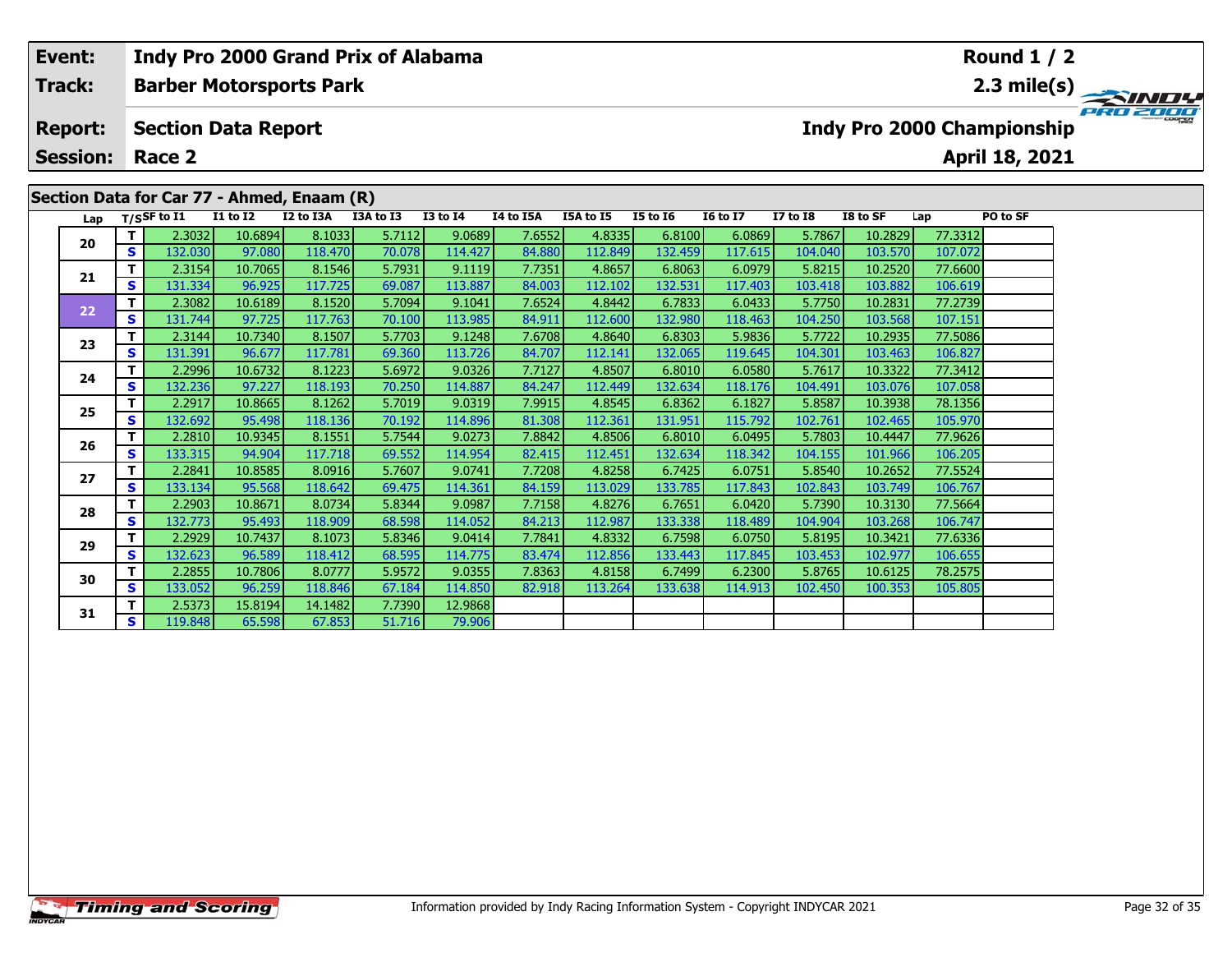| Event: | Indy Pro 2000 Grand Prix of Alabama | Round 1 / 2 |
|---|---|---|
| Track: | Barber Motorsports Park | 2.3 mile(s) |
| Report: | Section Data Report | Indy Pro 2000 Championship |
| Session: | Race 2 | April 18, 2021 |

## Section Data for Car 77 - Ahmed, Enaam (R)

| Lap | T/S | SF to I1 | I1 to I2 | I2 to I3A | I3A to I3 | I3 to I4 | I4 to I5A | I5A to I5 | I5 to I6 | I6 to I7 | I7 to I8 | I8 to SF | Lap | PO to SF |
|---|---|---|---|---|---|---|---|---|---|---|---|---|---|---|
| 20 | T | 2.3032 | 10.6894 | 8.1033 | 5.7112 | 9.0689 | 7.6552 | 4.8335 | 6.8100 | 6.0869 | 5.7867 | 10.2829 | 77.3312 | |
| | S | 132.030 | 97.080 | 118.470 | 70.078 | 114.427 | 84.880 | 112.849 | 132.459 | 117.615 | 104.040 | 103.570 | 107.072 | |
| 21 | T | 2.3154 | 10.7065 | 8.1546 | 5.7931 | 9.1119 | 7.7351 | 4.8657 | 6.8063 | 6.0979 | 5.8215 | 10.2520 | 77.6600 | |
| | S | 131.334 | 96.925 | 117.725 | 69.087 | 113.887 | 84.003 | 112.102 | 132.531 | 117.403 | 103.418 | 103.882 | 106.619 | |
| 22 | T | 2.3082 | 10.6189 | 8.1520 | 5.7094 | 9.1041 | 7.6524 | 4.8442 | 6.7833 | 6.0433 | 5.7750 | 10.2831 | 77.2739 | |
| | S | 131.744 | 97.725 | 117.763 | 70.100 | 113.985 | 84.911 | 112.600 | 132.980 | 118.463 | 104.250 | 103.568 | 107.151 | |
| 23 | T | 2.3144 | 10.7340 | 8.1507 | 5.7703 | 9.1248 | 7.6708 | 4.8640 | 6.8303 | 5.9836 | 5.7722 | 10.2935 | 77.5086 | |
| | S | 131.391 | 96.677 | 117.781 | 69.360 | 113.726 | 84.707 | 112.141 | 132.065 | 119.645 | 104.301 | 103.463 | 106.827 | |
| 24 | T | 2.2996 | 10.6732 | 8.1223 | 5.6972 | 9.0326 | 7.7127 | 4.8507 | 6.8010 | 6.0580 | 5.7617 | 10.3322 | 77.3412 | |
| | S | 132.236 | 97.227 | 118.193 | 70.250 | 114.887 | 84.247 | 112.449 | 132.634 | 118.176 | 104.491 | 103.076 | 107.058 | |
| 25 | T | 2.2917 | 10.8665 | 8.1262 | 5.7019 | 9.0319 | 7.9915 | 4.8545 | 6.8362 | 6.1827 | 5.8587 | 10.3938 | 78.1356 | |
| | S | 132.692 | 95.498 | 118.136 | 70.192 | 114.896 | 81.308 | 112.361 | 131.951 | 115.792 | 102.761 | 102.465 | 105.970 | |
| 26 | T | 2.2810 | 10.9345 | 8.1551 | 5.7544 | 9.0273 | 7.8842 | 4.8506 | 6.8010 | 6.0495 | 5.7803 | 10.4447 | 77.9626 | |
| | S | 133.315 | 94.904 | 117.718 | 69.552 | 114.954 | 82.415 | 112.451 | 132.634 | 118.342 | 104.155 | 101.966 | 106.205 | |
| 27 | T | 2.2841 | 10.8585 | 8.0916 | 5.7607 | 9.0741 | 7.7208 | 4.8258 | 6.7425 | 6.0751 | 5.8540 | 10.2652 | 77.5524 | |
| | S | 133.134 | 95.568 | 118.642 | 69.475 | 114.361 | 84.159 | 113.029 | 133.785 | 117.843 | 102.843 | 103.749 | 106.767 | |
| 28 | T | 2.2903 | 10.8671 | 8.0734 | 5.8344 | 9.0987 | 7.7158 | 4.8276 | 6.7651 | 6.0420 | 5.7390 | 10.3130 | 77.5664 | |
| | S | 132.773 | 95.493 | 118.909 | 68.598 | 114.052 | 84.213 | 112.987 | 133.338 | 118.489 | 104.904 | 103.268 | 106.747 | |
| 29 | T | 2.2929 | 10.7437 | 8.1073 | 5.8346 | 9.0414 | 7.7841 | 4.8332 | 6.7598 | 6.0750 | 5.8195 | 10.3421 | 77.6336 | |
| | S | 132.623 | 96.589 | 118.412 | 68.595 | 114.775 | 83.474 | 112.856 | 133.443 | 117.845 | 103.453 | 102.977 | 106.655 | |
| 30 | T | 2.2855 | 10.7806 | 8.0777 | 5.9572 | 9.0355 | 7.8363 | 4.8158 | 6.7499 | 6.2300 | 5.8765 | 10.6125 | 78.2575 | |
| | S | 133.052 | 96.259 | 118.846 | 67.184 | 114.850 | 82.918 | 113.264 | 133.638 | 114.913 | 102.450 | 100.353 | 105.805 | |
| 31 | T | 2.5373 | 15.8194 | 14.1482 | 7.7390 | 12.9868 | | | | | | | | |
| | S | 119.848 | 65.598 | 67.853 | 51.716 | 79.906 | | | | | | | | |

Information provided by Indy Racing Information System - Copyright INDYCAR 2021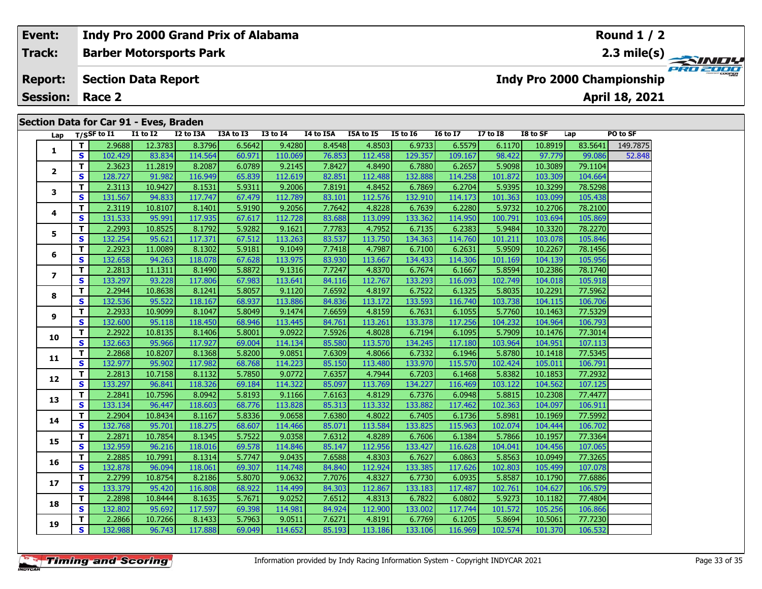| Event: | Indy Pro 2000 Grand Prix of Alabama | Round 1 / 2 |
|---|---|---|
| Track: | Barber Motorsports Park | 2.3 mile(s) |
| Report: | Section Data Report | Indy Pro 2000 Championship |
| Session: | Race 2 | April 18, 2021 |

## Section Data for Car 91 - Eves, Braden

| Lap | T/S | SF to I1 | I1 to I2 | I2 to I3A | I3A to I3 | I3 to I4 | I4 to I5A | I5A to I5 | I5 to I6 | I6 to I7 | I7 to I8 | I8 to SF | Lap | PO to SF |
|---|---|---|---|---|---|---|---|---|---|---|---|---|---|---|
| 1 | T | 2.9688 | 12.3783 | 8.3796 | 6.5642 | 9.4280 | 8.4548 | 4.8503 | 6.9733 | 6.5579 | 6.1170 | 10.8919 | 83.5641 | 149.7875 |
| | S | 102.429 | 83.834 | 114.564 | 60.971 | 110.069 | 76.853 | 112.458 | 129.357 | 109.167 | 98.422 | 97.779 | 99.086 | 52.848 |
| 2 | T | 2.3623 | 11.2819 | 8.2087 | 6.0789 | 9.2145 | 7.8427 | 4.8490 | 6.7880 | 6.2657 | 5.9098 | 10.3089 | 79.1104 | |
| | S | 128.727 | 91.982 | 116.949 | 65.839 | 112.619 | 82.851 | 112.488 | 132.888 | 114.258 | 101.872 | 103.309 | 104.664 | |
| 3 | T | 2.3113 | 10.9427 | 8.1531 | 5.9311 | 9.2006 | 7.8191 | 4.8452 | 6.7869 | 6.2704 | 5.9395 | 10.3299 | 78.5298 | |
| | S | 131.567 | 94.833 | 117.747 | 67.479 | 112.789 | 83.101 | 112.576 | 132.910 | 114.173 | 101.363 | 103.099 | 105.438 | |
| 4 | T | 2.3119 | 10.8107 | 8.1401 | 5.9190 | 9.2056 | 7.7642 | 4.8228 | 6.7639 | 6.2280 | 5.9732 | 10.2706 | 78.2100 | |
| | S | 131.533 | 95.991 | 117.935 | 67.617 | 112.728 | 83.688 | 113.099 | 133.362 | 114.950 | 100.791 | 103.694 | 105.869 | |
| 5 | T | 2.2993 | 10.8525 | 8.1792 | 5.9282 | 9.1621 | 7.7783 | 4.7952 | 6.7135 | 6.2383 | 5.9484 | 10.3320 | 78.2270 | |
| | S | 132.254 | 95.621 | 117.371 | 67.512 | 113.263 | 83.537 | 113.750 | 134.363 | 114.760 | 101.211 | 103.078 | 105.846 | |
| 6 | T | 2.2923 | 11.0089 | 8.1302 | 5.9181 | 9.1049 | 7.7418 | 4.7987 | 6.7100 | 6.2631 | 5.9509 | 10.2267 | 78.1456 | |
| | S | 132.658 | 94.263 | 118.078 | 67.628 | 113.975 | 83.930 | 113.667 | 134.433 | 114.306 | 101.169 | 104.139 | 105.956 | |
| 7 | T | 2.2813 | 11.1311 | 8.1490 | 5.8872 | 9.1316 | 7.7247 | 4.8370 | 6.7674 | 6.1667 | 5.8594 | 10.2386 | 78.1740 | |
| | S | 133.297 | 93.228 | 117.806 | 67.983 | 113.641 | 84.116 | 112.767 | 133.293 | 116.093 | 102.749 | 104.018 | 105.918 | |
| 8 | T | 2.2944 | 10.8638 | 8.1241 | 5.8057 | 9.1120 | 7.6592 | 4.8197 | 6.7522 | 6.1325 | 5.8035 | 10.2291 | 77.5962 | |
| | S | 132.536 | 95.522 | 118.167 | 68.937 | 113.886 | 84.836 | 113.172 | 133.593 | 116.740 | 103.738 | 104.115 | 106.706 | |
| 9 | T | 2.2933 | 10.9099 | 8.1047 | 5.8049 | 9.1474 | 7.6659 | 4.8159 | 6.7631 | 6.1055 | 5.7760 | 10.1463 | 77.5329 | |
| | S | 132.600 | 95.118 | 118.450 | 68.946 | 113.445 | 84.761 | 113.261 | 133.378 | 117.256 | 104.232 | 104.964 | 106.793 | |
| 10 | T | 2.2922 | 10.8135 | 8.1406 | 5.8001 | 9.0922 | 7.5926 | 4.8028 | 6.7194 | 6.1095 | 5.7909 | 10.1476 | 77.3014 | |
| | S | 132.663 | 95.966 | 117.927 | 69.004 | 114.134 | 85.580 | 113.570 | 134.245 | 117.180 | 103.964 | 104.951 | 107.113 | |
| 11 | T | 2.2868 | 10.8207 | 8.1368 | 5.8200 | 9.0851 | 7.6309 | 4.8066 | 6.7332 | 6.1946 | 5.8780 | 10.1418 | 77.5345 | |
| | S | 132.977 | 95.902 | 117.982 | 68.768 | 114.223 | 85.150 | 113.480 | 133.970 | 115.570 | 102.424 | 105.011 | 106.791 | |
| 12 | T | 2.2813 | 10.7158 | 8.1132 | 5.7850 | 9.0772 | 7.6357 | 4.7944 | 6.7203 | 6.1468 | 5.8382 | 10.1853 | 77.2932 | |
| | S | 133.297 | 96.841 | 118.326 | 69.184 | 114.322 | 85.097 | 113.769 | 134.227 | 116.469 | 103.122 | 104.562 | 107.125 | |
| 13 | T | 2.2841 | 10.7596 | 8.0942 | 5.8193 | 9.1166 | 7.6163 | 4.8129 | 6.7376 | 6.0948 | 5.8815 | 10.2308 | 77.4477 | |
| | S | 133.134 | 96.447 | 118.603 | 68.776 | 113.828 | 85.313 | 113.332 | 133.882 | 117.462 | 102.363 | 104.097 | 106.911 | |
| 14 | T | 2.2904 | 10.8434 | 8.1167 | 5.8336 | 9.0658 | 7.6380 | 4.8022 | 6.7405 | 6.1736 | 5.8981 | 10.1969 | 77.5992 | |
| | S | 132.768 | 95.701 | 118.275 | 68.607 | 114.466 | 85.071 | 113.584 | 133.825 | 115.963 | 102.074 | 104.444 | 106.702 | |
| 15 | T | 2.2871 | 10.7854 | 8.1345 | 5.7522 | 9.0358 | 7.6312 | 4.8289 | 6.7606 | 6.1384 | 5.7866 | 10.1957 | 77.3364 | |
| | S | 132.959 | 96.216 | 118.016 | 69.578 | 114.846 | 85.147 | 112.956 | 133.427 | 116.628 | 104.041 | 104.456 | 107.065 | |
| 16 | T | 2.2885 | 10.7991 | 8.1314 | 5.7747 | 9.0435 | 7.6588 | 4.8303 | 6.7627 | 6.0863 | 5.8563 | 10.0949 | 77.3265 | |
| | S | 132.878 | 96.094 | 118.061 | 69.307 | 114.748 | 84.840 | 112.924 | 133.385 | 117.626 | 102.803 | 105.499 | 107.078 | |
| 17 | T | 2.2799 | 10.8754 | 8.2186 | 5.8070 | 9.0632 | 7.7076 | 4.8327 | 6.7730 | 6.0935 | 5.8587 | 10.1790 | 77.6886 | |
| | S | 133.379 | 95.420 | 116.808 | 68.922 | 114.499 | 84.303 | 112.867 | 133.183 | 117.487 | 102.761 | 104.627 | 106.579 | |
| 18 | T | 2.2898 | 10.8444 | 8.1635 | 5.7671 | 9.0252 | 7.6512 | 4.8313 | 6.7822 | 6.0802 | 5.9273 | 10.1182 | 77.4804 | |
| | S | 132.802 | 95.692 | 117.597 | 69.398 | 114.981 | 84.924 | 112.900 | 133.002 | 117.744 | 101.572 | 105.256 | 106.866 | |
| 19 | T | 2.2866 | 10.7266 | 8.1433 | 5.7963 | 9.0511 | 7.6271 | 4.8191 | 6.7769 | 6.1205 | 5.8694 | 10.5061 | 77.7230 | |
| | S | 132.988 | 96.743 | 117.888 | 69.049 | 114.652 | 85.193 | 113.186 | 133.106 | 116.969 | 102.574 | 101.370 | 106.532 | |

Information provided by Indy Racing Information System - Copyright INDYCAR 2021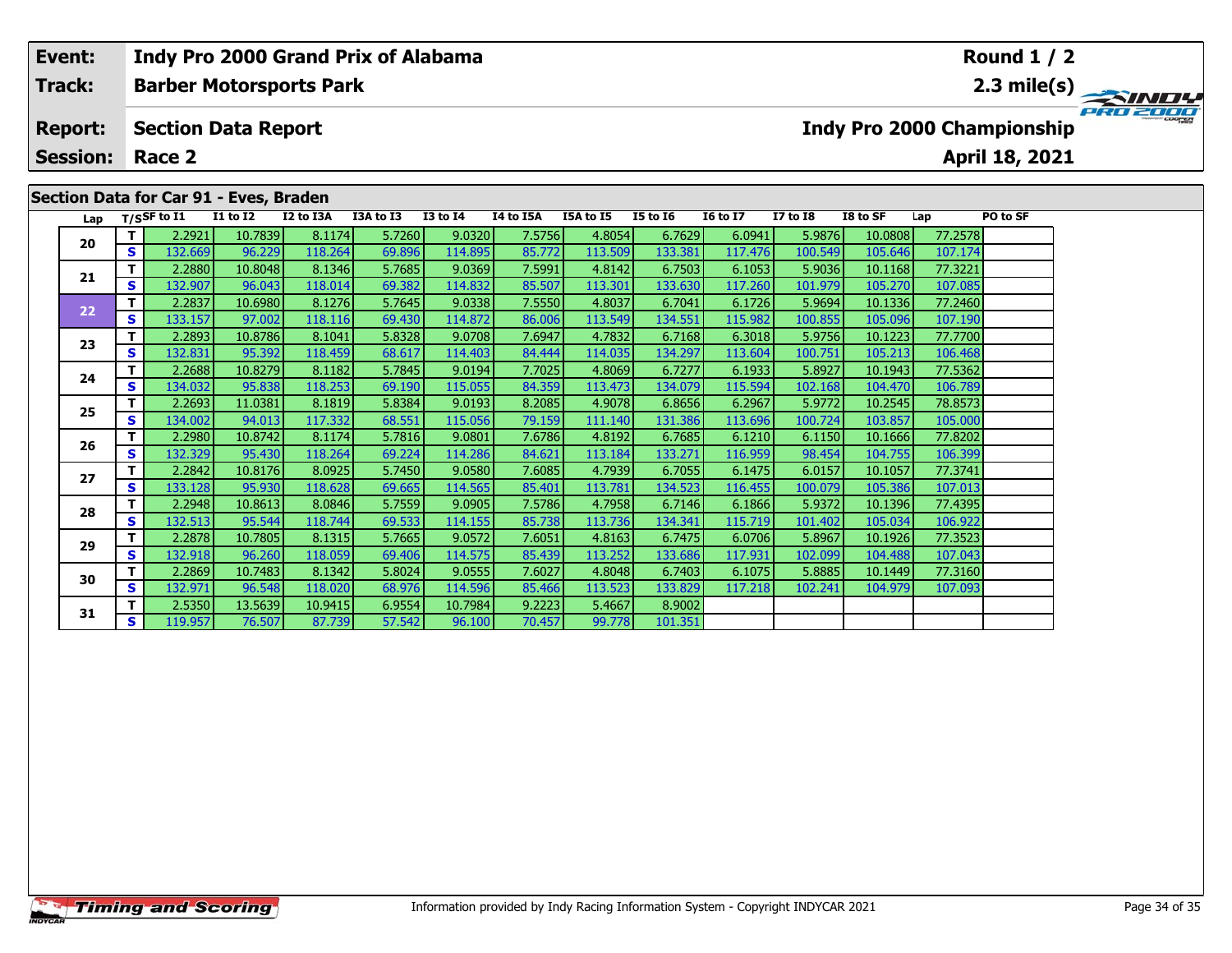| Event: | Indy Pro 2000 Grand Prix of Alabama | Round 1 / 2 |
|---|---|---|
| Track: | Barber Motorsports Park | 2.3 mile(s) |
| Report: | Section Data Report | Indy Pro 2000 Championship |
| Session: | Race 2 | April 18, 2021 |

## Section Data for Car 91 - Eves, Braden

| Lap | T/S | SF to I1 | I1 to I2 | I2 to I3A | I3A to I3 | I3 to I4 | I4 to I5A | I5A to I5 | I5 to I6 | I6 to I7 | I7 to I8 | I8 to SF | Lap | PO to SF |
|---|---|---|---|---|---|---|---|---|---|---|---|---|---|---|
| 20 | T | 2.2921 | 10.7839 | 8.1174 | 5.7260 | 9.0320 | 7.5756 | 4.8054 | 6.7629 | 6.0941 | 5.9876 | 10.0808 | 77.2578 | |
| | S | 132.669 | 96.229 | 118.264 | 69.896 | 114.895 | 85.772 | 113.509 | 133.381 | 117.476 | 100.549 | 105.646 | 107.174 | |
| 21 | T | 2.2880 | 10.8048 | 8.1346 | 5.7685 | 9.0369 | 7.5991 | 4.8142 | 6.7503 | 6.1053 | 5.9036 | 10.1168 | 77.3221 | |
| | S | 132.907 | 96.043 | 118.014 | 69.382 | 114.832 | 85.507 | 113.301 | 133.630 | 117.260 | 101.979 | 105.270 | 107.085 | |
| 22 | T | 2.2837 | 10.6980 | 8.1276 | 5.7645 | 9.0338 | 7.5550 | 4.8037 | 6.7041 | 6.1726 | 5.9694 | 10.1336 | 77.2460 | |
| | S | 133.157 | 97.002 | 118.116 | 69.430 | 114.872 | 86.006 | 113.549 | 134.551 | 115.982 | 100.855 | 105.096 | 107.190 | |
| 23 | T | 2.2893 | 10.8786 | 8.1041 | 5.8328 | 9.0708 | 7.6947 | 4.7832 | 6.7168 | 6.3018 | 5.9756 | 10.1223 | 77.7700 | |
| | S | 132.831 | 95.392 | 118.459 | 68.617 | 114.403 | 84.444 | 114.035 | 134.297 | 113.604 | 100.751 | 105.213 | 106.468 | |
| 24 | T | 2.2688 | 10.8279 | 8.1182 | 5.7845 | 9.0194 | 7.7025 | 4.8069 | 6.7277 | 6.1933 | 5.8927 | 10.1943 | 77.5362 | |
| | S | 134.032 | 95.838 | 118.253 | 69.190 | 115.055 | 84.359 | 113.473 | 134.079 | 115.594 | 102.168 | 104.470 | 106.789 | |
| 25 | T | 2.2693 | 11.0381 | 8.1819 | 5.8384 | 9.0193 | 8.2085 | 4.9078 | 6.8656 | 6.2967 | 5.9772 | 10.2545 | 78.8573 | |
| | S | 134.002 | 94.013 | 117.332 | 68.551 | 115.056 | 79.159 | 111.140 | 131.386 | 113.696 | 100.724 | 103.857 | 105.000 | |
| 26 | T | 2.2980 | 10.8742 | 8.1174 | 5.7816 | 9.0801 | 7.6786 | 4.8192 | 6.7685 | 6.1210 | 6.1150 | 10.1666 | 77.8202 | |
| | S | 132.329 | 95.430 | 118.264 | 69.224 | 114.286 | 84.621 | 113.184 | 133.271 | 116.959 | 98.454 | 104.755 | 106.399 | |
| 27 | T | 2.2842 | 10.8176 | 8.0925 | 5.7450 | 9.0580 | 7.6085 | 4.7939 | 6.7055 | 6.1475 | 6.0157 | 10.1057 | 77.3741 | |
| | S | 133.128 | 95.930 | 118.628 | 69.665 | 114.565 | 85.401 | 113.781 | 134.523 | 116.455 | 100.079 | 105.386 | 107.013 | |
| 28 | T | 2.2948 | 10.8613 | 8.0846 | 5.7559 | 9.0905 | 7.5786 | 4.7958 | 6.7146 | 6.1866 | 5.9372 | 10.1396 | 77.4395 | |
| | S | 132.513 | 95.544 | 118.744 | 69.533 | 114.155 | 85.738 | 113.736 | 134.341 | 115.719 | 101.402 | 105.034 | 106.922 | |
| 29 | T | 2.2878 | 10.7805 | 8.1315 | 5.7665 | 9.0572 | 7.6051 | 4.8163 | 6.7475 | 6.0706 | 5.8967 | 10.1926 | 77.3523 | |
| | S | 132.918 | 96.260 | 118.059 | 69.406 | 114.575 | 85.439 | 113.252 | 133.686 | 117.931 | 102.099 | 104.488 | 107.043 | |
| 30 | T | 2.2869 | 10.7483 | 8.1342 | 5.8024 | 9.0555 | 7.6027 | 4.8048 | 6.7403 | 6.1075 | 5.8885 | 10.1449 | 77.3160 | |
| | S | 132.971 | 96.548 | 118.020 | 68.976 | 114.596 | 85.466 | 113.523 | 133.829 | 117.218 | 102.241 | 104.979 | 107.093 | |
| 31 | T | 2.5350 | 13.5639 | 10.9415 | 6.9554 | 10.7984 | 9.2223 | 5.4667 | 8.9002 | | | | | |
| | S | 119.957 | 76.507 | 87.739 | 57.542 | 96.100 | 70.457 | 99.778 | 101.351 | | | | | |

Information provided by Indy Racing Information System - Copyright INDYCAR 2021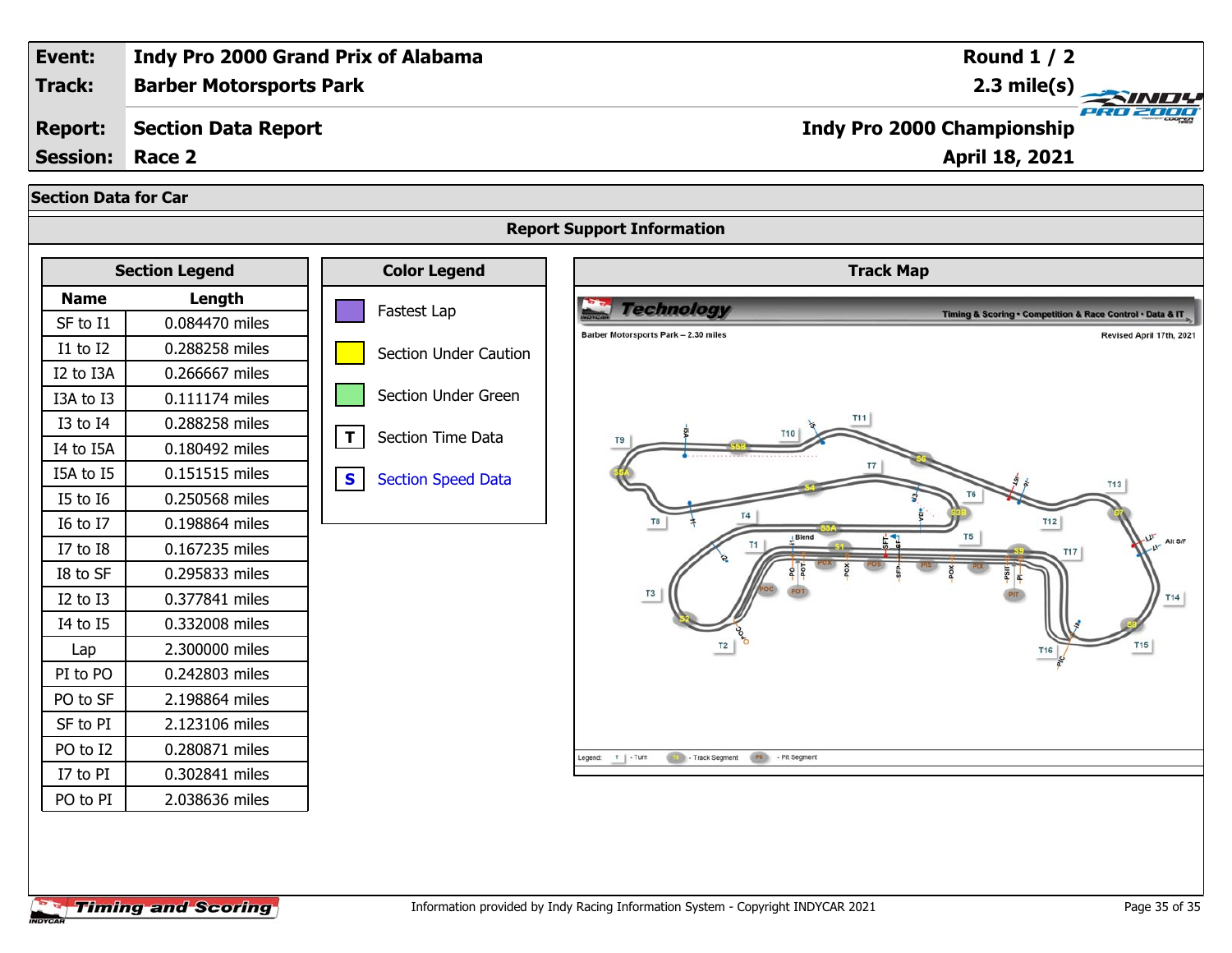| | | | |
|---|---|---|---|
| **Event:** | **Indy Pro 2000 Grand Prix of Alabama** | **Round 1 / 2** | |
| **Track:** | **Barber Motorsports Park** | **2.3 mile(s)** | |
| **Report:** | **Section Data Report** | **Indy Pro 2000 Championship** | |
| **Session:** | **Race 2** | **April 18, 2021** | |

## Section Data for Car

### Report Support Information

**Section Legend**

| Name | Length |
|---|---|
| SF to I1 | 0.084470 miles |
| I1 to I2 | 0.288258 miles |
| I2 to I3A | 0.266667 miles |
| I3A to I3 | 0.111174 miles |
| I3 to I4 | 0.288258 miles |
| I4 to I5A | 0.180492 miles |
| I5A to I5 | 0.151515 miles |
| I5 to I6 | 0.250568 miles |
| I6 to I7 | 0.198864 miles |
| I7 to I8 | 0.167235 miles |
| I8 to SF | 0.295833 miles |
| I2 to I3 | 0.377841 miles |
| I4 to I5 | 0.332008 miles |
| Lap | 2.300000 miles |
| PI to PO | 0.242803 miles |
| PO to SF | 2.198864 miles |
| SF to PI | 2.123106 miles |
| PO to I2 | 0.280871 miles |
| I7 to PI | 0.302841 miles |
| PO to PI | 2.038636 miles |

**Color Legend**

- Fastest Lap
- Section Under Caution
- Section Under Green
- T — Section Time Data
- S — Section Speed Data

**Track Map**

Technology

Timing & Scoring • Competition & Race Control • Data & IT

Barber Motorsports Park – 2.30 miles

Revised April 17th, 2021

Legend: T - Turn, TS - Track Segment, PS - Pit Segment

Information provided by Indy Racing Information System - Copyright INDYCAR 2021